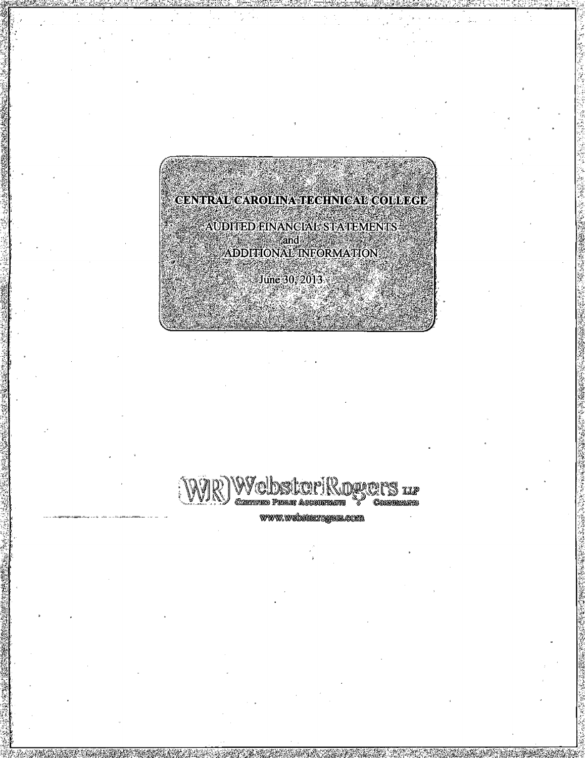# CENTRAL CAROLINA TECHNICAL COLLEGE

AUDITED FINANCIAL STATEMENTS

and

ADDITIONAL INFORMATION

June 30, 2013

WebsterRogers LLP

Certified Public Accountants & Consultants

www.websterrogers.com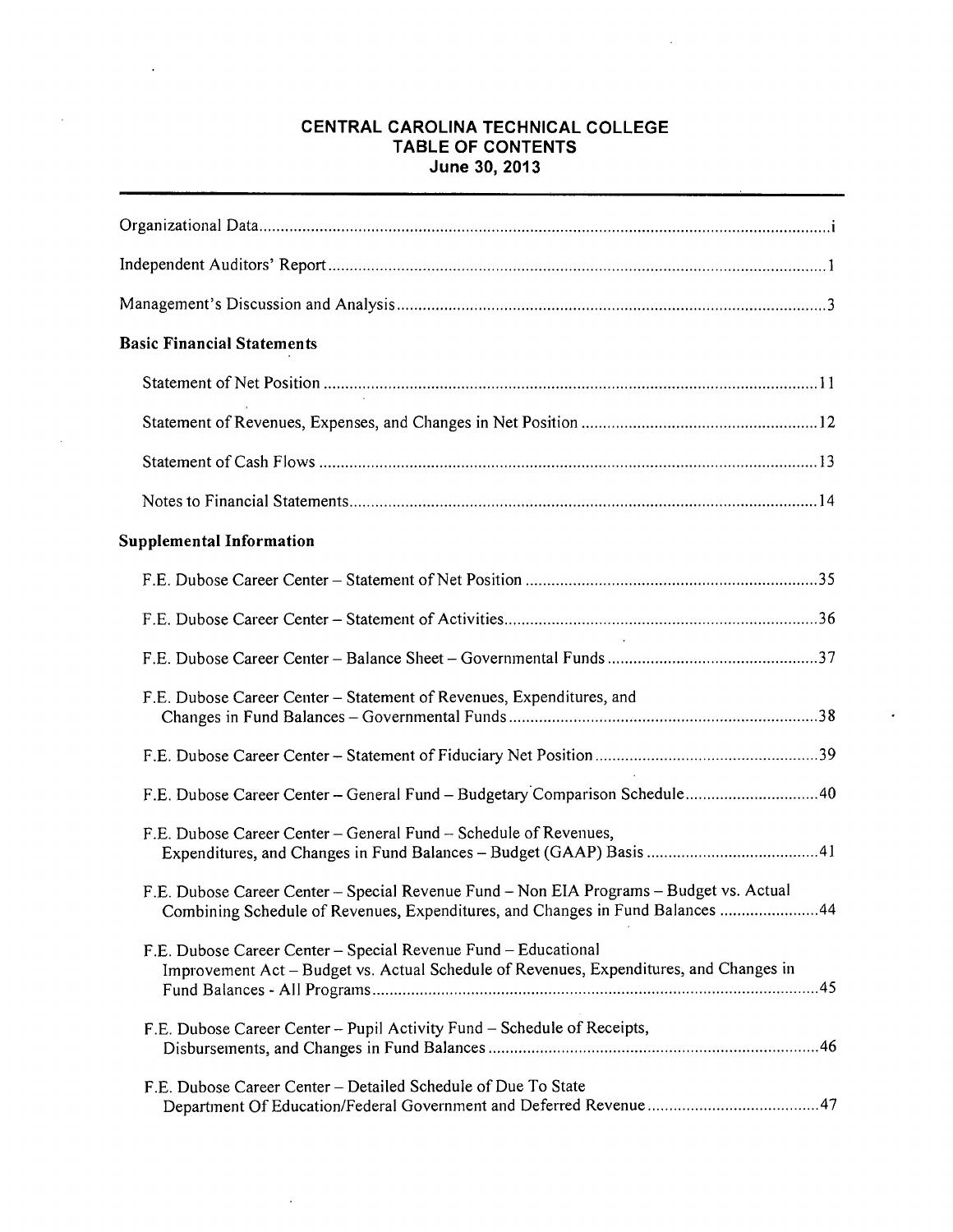# CENTRAL CAROLINA TECHNICAL COLLEGE
## TABLE OF CONTENTS
### June 30, 2013

| | |
|---|---|
| Organizational Data | i |
| Independent Auditors' Report | 1 |
| Management's Discussion and Analysis | 3 |
| **Basic Financial Statements** | |
| Statement of Net Position | 11 |
| Statement of Revenues, Expenses, and Changes in Net Position | 12 |
| Statement of Cash Flows | 13 |
| Notes to Financial Statements | 14 |
| **Supplemental Information** | |
| F.E. Dubose Career Center – Statement of Net Position | 35 |
| F.E. Dubose Career Center – Statement of Activities | 36 |
| F.E. Dubose Career Center – Balance Sheet – Governmental Funds | 37 |
| F.E. Dubose Career Center – Statement of Revenues, Expenditures, and Changes in Fund Balances – Governmental Funds | 38 |
| F.E. Dubose Career Center – Statement of Fiduciary Net Position | 39 |
| F.E. Dubose Career Center – General Fund – Budgetary Comparison Schedule | 40 |
| F.E. Dubose Career Center – General Fund – Schedule of Revenues, Expenditures, and Changes in Fund Balances – Budget (GAAP) Basis | 41 |
| F.E. Dubose Career Center – Special Revenue Fund – Non EIA Programs – Budget vs. Actual Combining Schedule of Revenues, Expenditures, and Changes in Fund Balances | 44 |
| F.E. Dubose Career Center – Special Revenue Fund – Educational Improvement Act – Budget vs. Actual Schedule of Revenues, Expenditures, and Changes in Fund Balances - All Programs | 45 |
| F.E. Dubose Career Center – Pupil Activity Fund – Schedule of Receipts, Disbursements, and Changes in Fund Balances | 46 |
| F.E. Dubose Career Center – Detailed Schedule of Due To State Department Of Education/Federal Government and Deferred Revenue | 47 |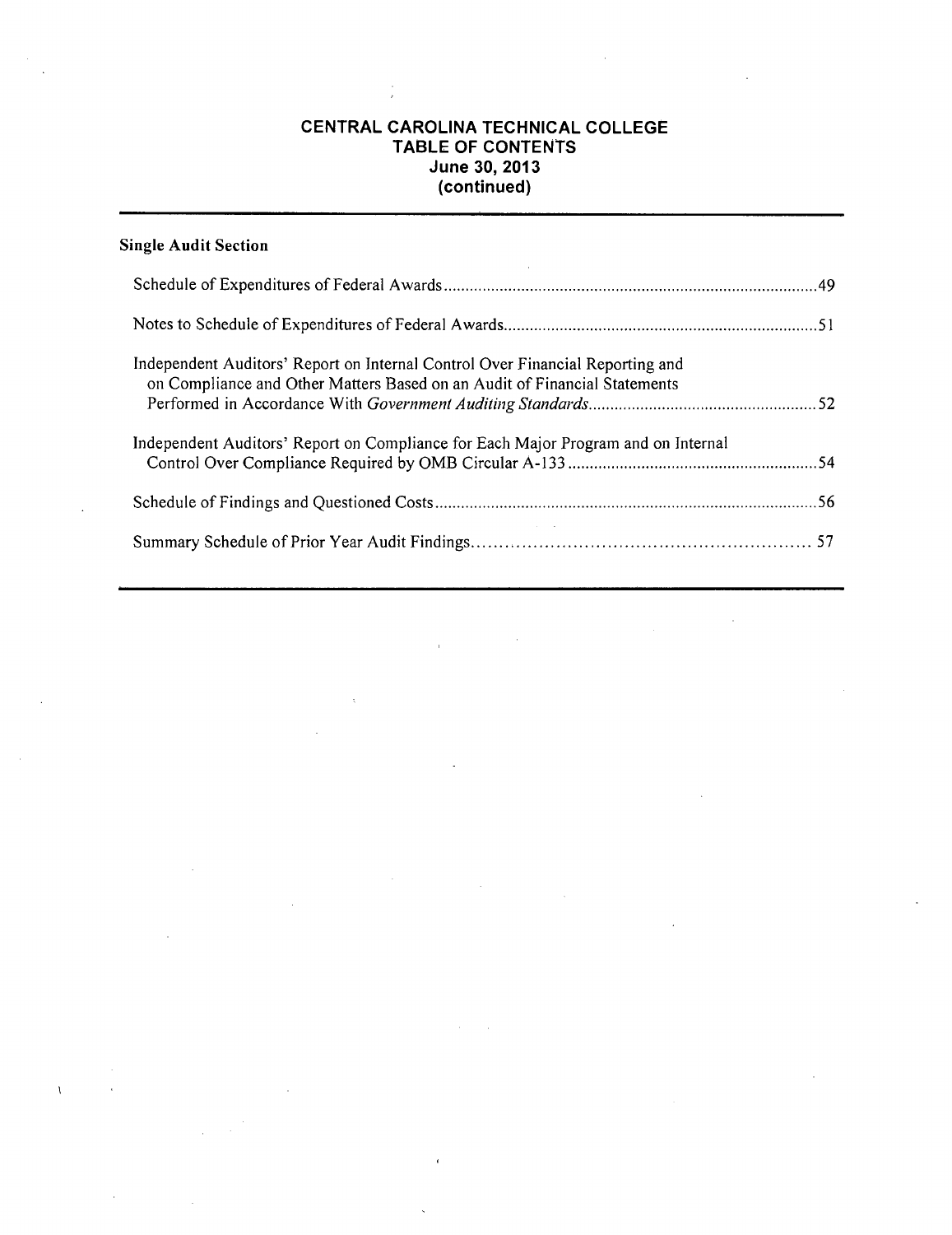# CENTRAL CAROLINA TECHNICAL COLLEGE
## TABLE OF CONTENTS
### June 30, 2013
### (continued)

**Single Audit Section**

Schedule of Expenditures of Federal Awards ...................................................................................... 49

Notes to Schedule of Expenditures of Federal Awards ......................................................................... 51

Independent Auditors' Report on Internal Control Over Financial Reporting and on Compliance and Other Matters Based on an Audit of Financial Statements Performed in Accordance With *Government Auditing Standards* ..................................................... 52

Independent Auditors' Report on Compliance for Each Major Program and on Internal Control Over Compliance Required by OMB Circular A-133 .......................................................... 54

Schedule of Findings and Questioned Costs ......................................................................................... 56

Summary Schedule of Prior Year Audit Findings ........................................................... 57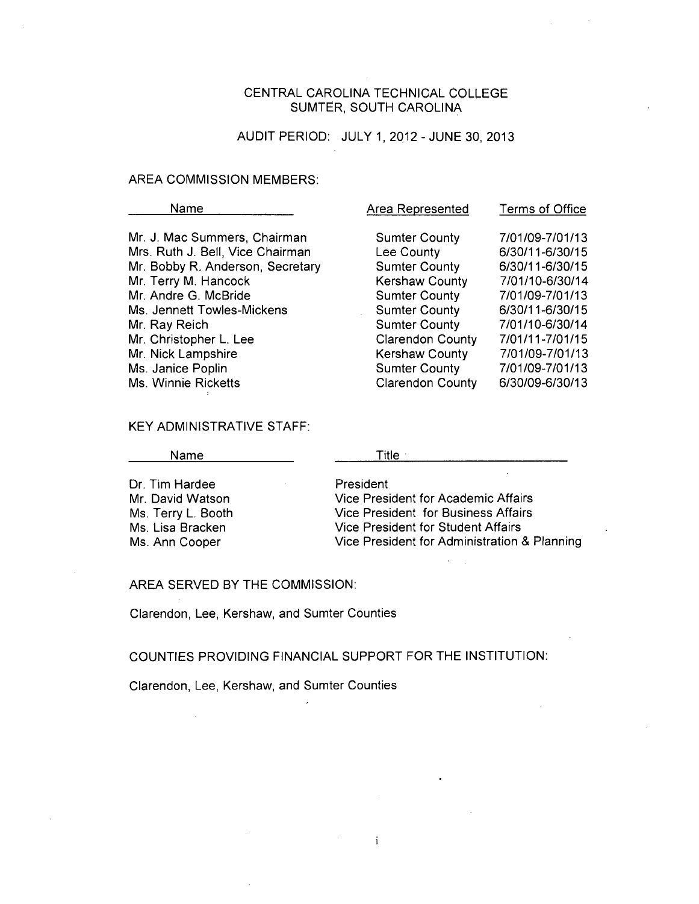# CENTRAL CAROLINA TECHNICAL COLLEGE
## SUMTER, SOUTH CAROLINA

### AUDIT PERIOD: JULY 1, 2012 - JUNE 30, 2013

AREA COMMISSION MEMBERS:

| Name | Area Represented | Terms of Office |
|---|---|---|
| Mr. J. Mac Summers, Chairman | Sumter County | 7/01/09-7/01/13 |
| Mrs. Ruth J. Bell, Vice Chairman | Lee County | 6/30/11-6/30/15 |
| Mr. Bobby R. Anderson, Secretary | Sumter County | 6/30/11-6/30/15 |
| Mr. Terry M. Hancock | Kershaw County | 7/01/10-6/30/14 |
| Mr. Andre G. McBride | Sumter County | 7/01/09-7/01/13 |
| Ms. Jennett Towles-Mickens | Sumter County | 6/30/11-6/30/15 |
| Mr. Ray Reich | Sumter County | 7/01/10-6/30/14 |
| Mr. Christopher L. Lee | Clarendon County | 7/01/11-7/01/15 |
| Mr. Nick Lampshire | Kershaw County | 7/01/09-7/01/13 |
| Ms. Janice Poplin | Sumter County | 7/01/09-7/01/13 |
| Ms. Winnie Ricketts | Clarendon County | 6/30/09-6/30/13 |

KEY ADMINISTRATIVE STAFF:

| Name | Title |
|---|---|
| Dr. Tim Hardee | President |
| Mr. David Watson | Vice President for Academic Affairs |
| Ms. Terry L. Booth | Vice President for Business Affairs |
| Ms. Lisa Bracken | Vice President for Student Affairs |
| Ms. Ann Cooper | Vice President for Administration & Planning |

AREA SERVED BY THE COMMISSION:

Clarendon, Lee, Kershaw, and Sumter Counties

COUNTIES PROVIDING FINANCIAL SUPPORT FOR THE INSTITUTION:

Clarendon, Lee, Kershaw, and Sumter Counties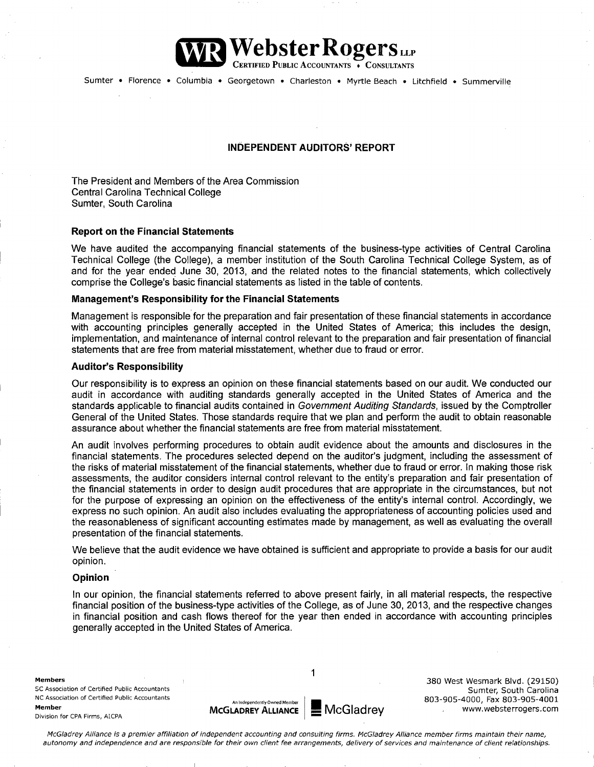# INDEPENDENT AUDITORS' REPORT

The President and Members of the Area Commission
Central Carolina Technical College
Sumter, South Carolina

### Report on the Financial Statements

We have audited the accompanying financial statements of the business-type activities of Central Carolina Technical College (the College), a member institution of the South Carolina Technical College System, as of and for the year ended June 30, 2013, and the related notes to the financial statements, which collectively comprise the College's basic financial statements as listed in the table of contents.

### Management's Responsibility for the Financial Statements

Management is responsible for the preparation and fair presentation of these financial statements in accordance with accounting principles generally accepted in the United States of America; this includes the design, implementation, and maintenance of internal control relevant to the preparation and fair presentation of financial statements that are free from material misstatement, whether due to fraud or error.

### Auditor's Responsibility

Our responsibility is to express an opinion on these financial statements based on our audit. We conducted our audit in accordance with auditing standards generally accepted in the United States of America and the standards applicable to financial audits contained in *Government Auditing Standards*, issued by the Comptroller General of the United States. Those standards require that we plan and perform the audit to obtain reasonable assurance about whether the financial statements are free from material misstatement.

An audit involves performing procedures to obtain audit evidence about the amounts and disclosures in the financial statements. The procedures selected depend on the auditor's judgment, including the assessment of the risks of material misstatement of the financial statements, whether due to fraud or error. In making those risk assessments, the auditor considers internal control relevant to the entity's preparation and fair presentation of the financial statements in order to design audit procedures that are appropriate in the circumstances, but not for the purpose of expressing an opinion on the effectiveness of the entity's internal control. Accordingly, we express no such opinion. An audit also includes evaluating the appropriateness of accounting policies used and the reasonableness of significant accounting estimates made by management, as well as evaluating the overall presentation of the financial statements.

We believe that the audit evidence we have obtained is sufficient and appropriate to provide a basis for our audit opinion.

### Opinion

In our opinion, the financial statements referred to above present fairly, in all material respects, the respective financial position of the business-type activities of the College, as of June 30, 2013, and the respective changes in financial position and cash flows thereof for the year then ended in accordance with accounting principles generally accepted in the United States of America.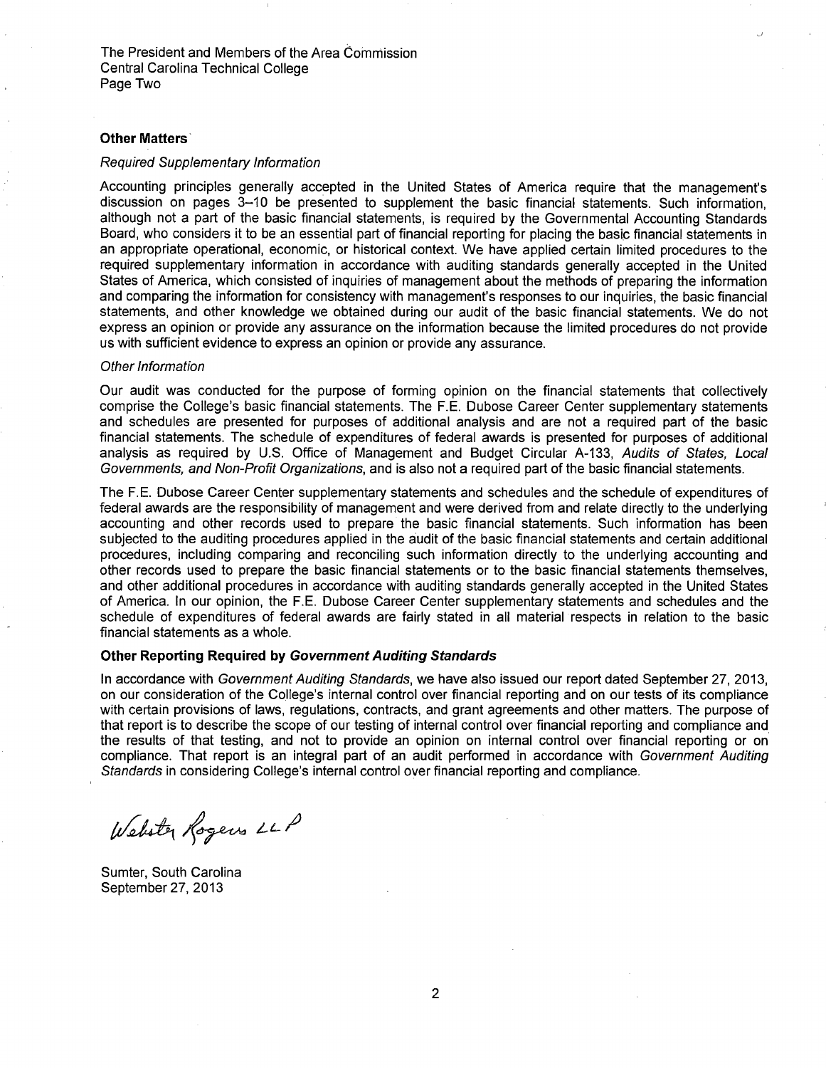The President and Members of the Area Commission
Central Carolina Technical College
Page Two

**Other Matters**

*Required Supplementary Information*

Accounting principles generally accepted in the United States of America require that the management's discussion on pages 3–10 be presented to supplement the basic financial statements. Such information, although not a part of the basic financial statements, is required by the Governmental Accounting Standards Board, who considers it to be an essential part of financial reporting for placing the basic financial statements in an appropriate operational, economic, or historical context. We have applied certain limited procedures to the required supplementary information in accordance with auditing standards generally accepted in the United States of America, which consisted of inquiries of management about the methods of preparing the information and comparing the information for consistency with management's responses to our inquiries, the basic financial statements, and other knowledge we obtained during our audit of the basic financial statements. We do not express an opinion or provide any assurance on the information because the limited procedures do not provide us with sufficient evidence to express an opinion or provide any assurance.

*Other Information*

Our audit was conducted for the purpose of forming opinion on the financial statements that collectively comprise the College's basic financial statements. The F.E. Dubose Career Center supplementary statements and schedules are presented for purposes of additional analysis and are not a required part of the basic financial statements. The schedule of expenditures of federal awards is presented for purposes of additional analysis as required by U.S. Office of Management and Budget Circular A-133, *Audits of States, Local Governments, and Non-Profit Organizations*, and is also not a required part of the basic financial statements.

The F.E. Dubose Career Center supplementary statements and schedules and the schedule of expenditures of federal awards are the responsibility of management and were derived from and relate directly to the underlying accounting and other records used to prepare the basic financial statements. Such information has been subjected to the auditing procedures applied in the audit of the basic financial statements and certain additional procedures, including comparing and reconciling such information directly to the underlying accounting and other records used to prepare the basic financial statements or to the basic financial statements themselves, and other additional procedures in accordance with auditing standards generally accepted in the United States of America. In our opinion, the F.E. Dubose Career Center supplementary statements and schedules and the schedule of expenditures of federal awards are fairly stated in all material respects in relation to the basic financial statements as a whole.

**Other Reporting Required by *Government Auditing Standards***

In accordance with *Government Auditing Standards*, we have also issued our report dated September 27, 2013, on our consideration of the College's internal control over financial reporting and on our tests of its compliance with certain provisions of laws, regulations, contracts, and grant agreements and other matters. The purpose of that report is to describe the scope of our testing of internal control over financial reporting and compliance and the results of that testing, and not to provide an opinion on internal control over financial reporting or on compliance. That report is an integral part of an audit performed in accordance with *Government Auditing Standards* in considering College's internal control over financial reporting and compliance.

Webster Rogers LLP

Sumter, South Carolina
September 27, 2013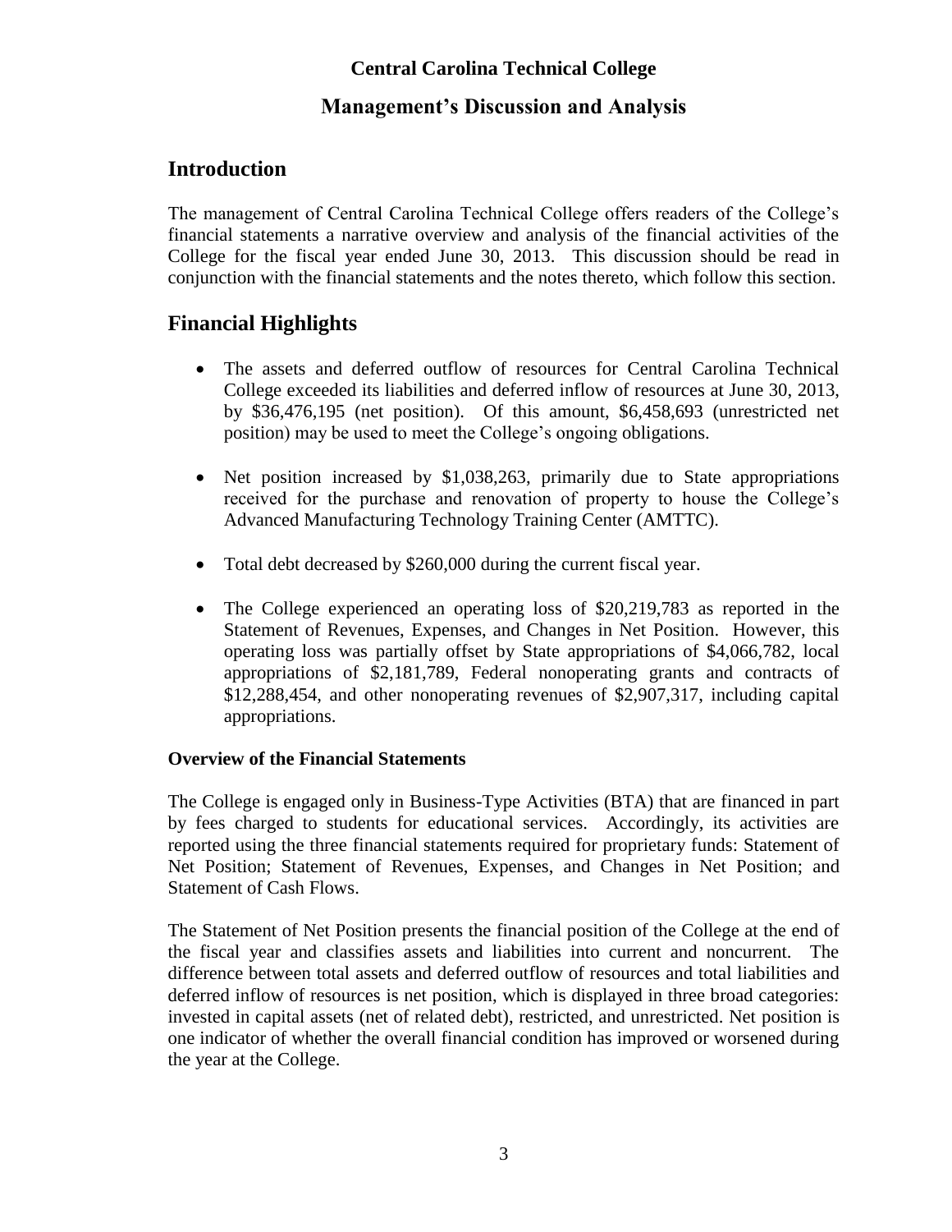# Central Carolina Technical College

## Management's Discussion and Analysis

## Introduction

The management of Central Carolina Technical College offers readers of the College's financial statements a narrative overview and analysis of the financial activities of the College for the fiscal year ended June 30, 2013. This discussion should be read in conjunction with the financial statements and the notes thereto, which follow this section.

## Financial Highlights

- The assets and deferred outflow of resources for Central Carolina Technical College exceeded its liabilities and deferred inflow of resources at June 30, 2013, by $36,476,195 (net position). Of this amount, $6,458,693 (unrestricted net position) may be used to meet the College's ongoing obligations.
- Net position increased by $1,038,263, primarily due to State appropriations received for the purchase and renovation of property to house the College's Advanced Manufacturing Technology Training Center (AMTTC).
- Total debt decreased by $260,000 during the current fiscal year.
- The College experienced an operating loss of $20,219,783 as reported in the Statement of Revenues, Expenses, and Changes in Net Position. However, this operating loss was partially offset by State appropriations of $4,066,782, local appropriations of $2,181,789, Federal nonoperating grants and contracts of $12,288,454, and other nonoperating revenues of $2,907,317, including capital appropriations.

### Overview of the Financial Statements

The College is engaged only in Business-Type Activities (BTA) that are financed in part by fees charged to students for educational services. Accordingly, its activities are reported using the three financial statements required for proprietary funds: Statement of Net Position; Statement of Revenues, Expenses, and Changes in Net Position; and Statement of Cash Flows.

The Statement of Net Position presents the financial position of the College at the end of the fiscal year and classifies assets and liabilities into current and noncurrent. The difference between total assets and deferred outflow of resources and total liabilities and deferred inflow of resources is net position, which is displayed in three broad categories: invested in capital assets (net of related debt), restricted, and unrestricted. Net position is one indicator of whether the overall financial condition has improved or worsened during the year at the College.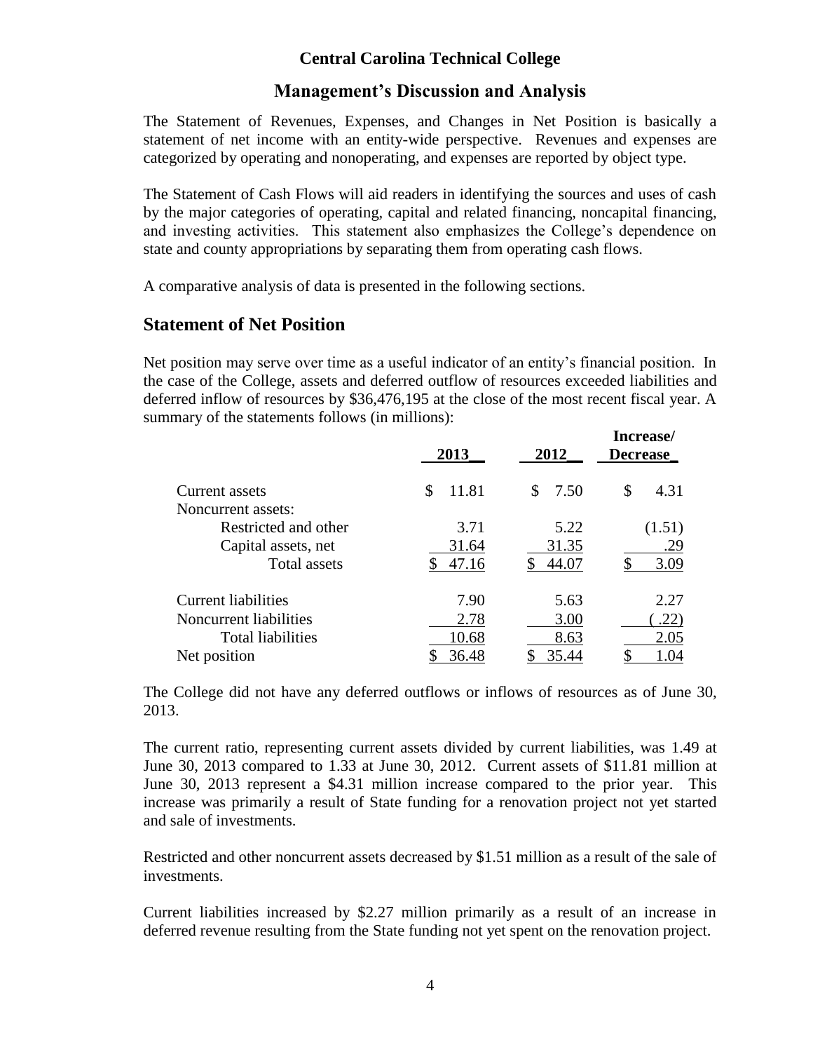# Central Carolina Technical College

## Management's Discussion and Analysis

The Statement of Revenues, Expenses, and Changes in Net Position is basically a statement of net income with an entity-wide perspective. Revenues and expenses are categorized by operating and nonoperating, and expenses are reported by object type.

The Statement of Cash Flows will aid readers in identifying the sources and uses of cash by the major categories of operating, capital and related financing, noncapital financing, and investing activities. This statement also emphasizes the College's dependence on state and county appropriations by separating them from operating cash flows.

A comparative analysis of data is presented in the following sections.

## Statement of Net Position

Net position may serve over time as a useful indicator of an entity's financial position. In the case of the College, assets and deferred outflow of resources exceeded liabilities and deferred inflow of resources by $36,476,195 at the close of the most recent fiscal year. A summary of the statements follows (in millions):

| | 2013 | 2012 | Increase/ Decrease |
|---|---|---|---|
| Current assets | $ 11.81 | $ 7.50 | $ 4.31 |
| Noncurrent assets: | | | |
| Restricted and other | 3.71 | 5.22 | (1.51) |
| Capital assets, net | 31.64 | 31.35 | .29 |
| Total assets | $ 47.16 | $ 44.07 | $ 3.09 |
| Current liabilities | 7.90 | 5.63 | 2.27 |
| Noncurrent liabilities | 2.78 | 3.00 | (.22) |
| Total liabilities | 10.68 | 8.63 | 2.05 |
| Net position | $ 36.48 | $ 35.44 | $ 1.04 |

The College did not have any deferred outflows or inflows of resources as of June 30, 2013.

The current ratio, representing current assets divided by current liabilities, was 1.49 at June 30, 2013 compared to 1.33 at June 30, 2012. Current assets of $11.81 million at June 30, 2013 represent a $4.31 million increase compared to the prior year. This increase was primarily a result of State funding for a renovation project not yet started and sale of investments.

Restricted and other noncurrent assets decreased by $1.51 million as a result of the sale of investments.

Current liabilities increased by $2.27 million primarily as a result of an increase in deferred revenue resulting from the State funding not yet spent on the renovation project.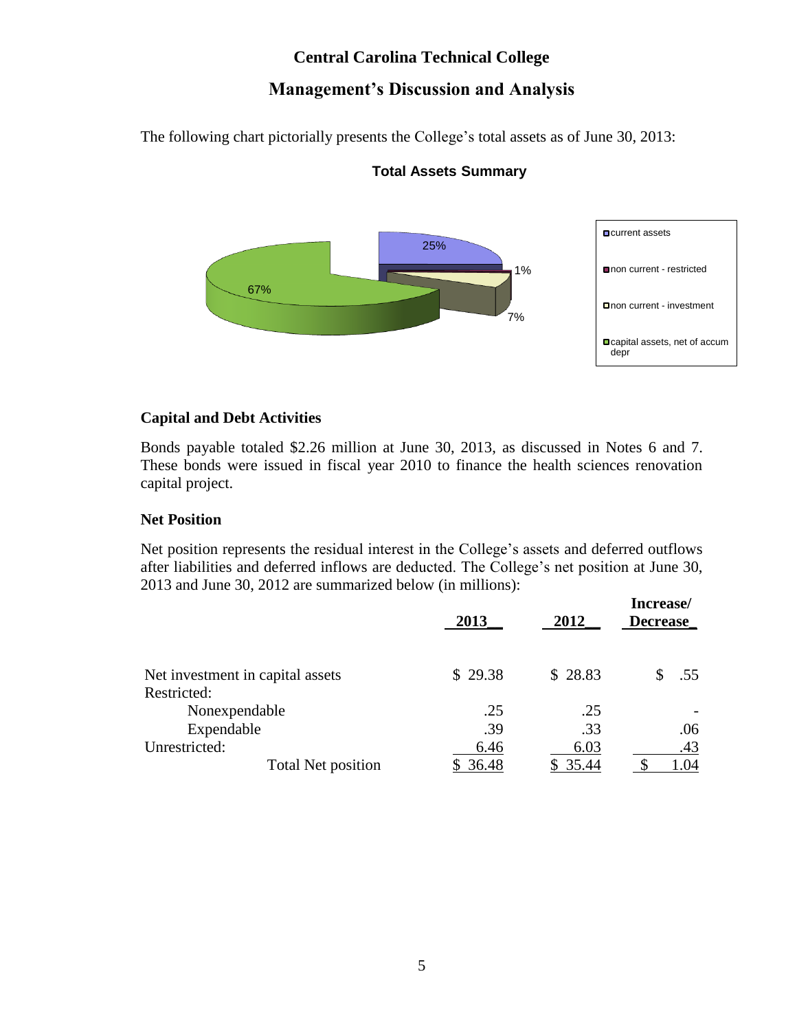# Central Carolina Technical College

## Management's Discussion and Analysis

The following chart pictorially presents the College's total assets as of June 30, 2013:

**Total Assets Summary**

| Category | Percentage |
|---|---|
| current assets | 25% |
| non current - restricted | 1% |
| non current - investment | 7% |
| capital assets, net of accum depr | 67% |

### Capital and Debt Activities

Bonds payable totaled \$2.26 million at June 30, 2013, as discussed in Notes 6 and 7. These bonds were issued in fiscal year 2010 to finance the health sciences renovation capital project.

### Net Position

Net position represents the residual interest in the College's assets and deferred outflows after liabilities and deferred inflows are deducted. The College's net position at June 30, 2013 and June 30, 2012 are summarized below (in millions):

| | 2013 | 2012 | Increase/ Decrease |
|---|---|---|---|
| Net investment in capital assets | \$ 29.38 | \$ 28.83 | \$ .55 |
| Restricted: | | | |
| Nonexpendable | .25 | .25 | - |
| Expendable | .39 | .33 | .06 |
| Unrestricted: | 6.46 | 6.03 | .43 |
| Total Net position | \$ 36.48 | \$ 35.44 | \$ 1.04 |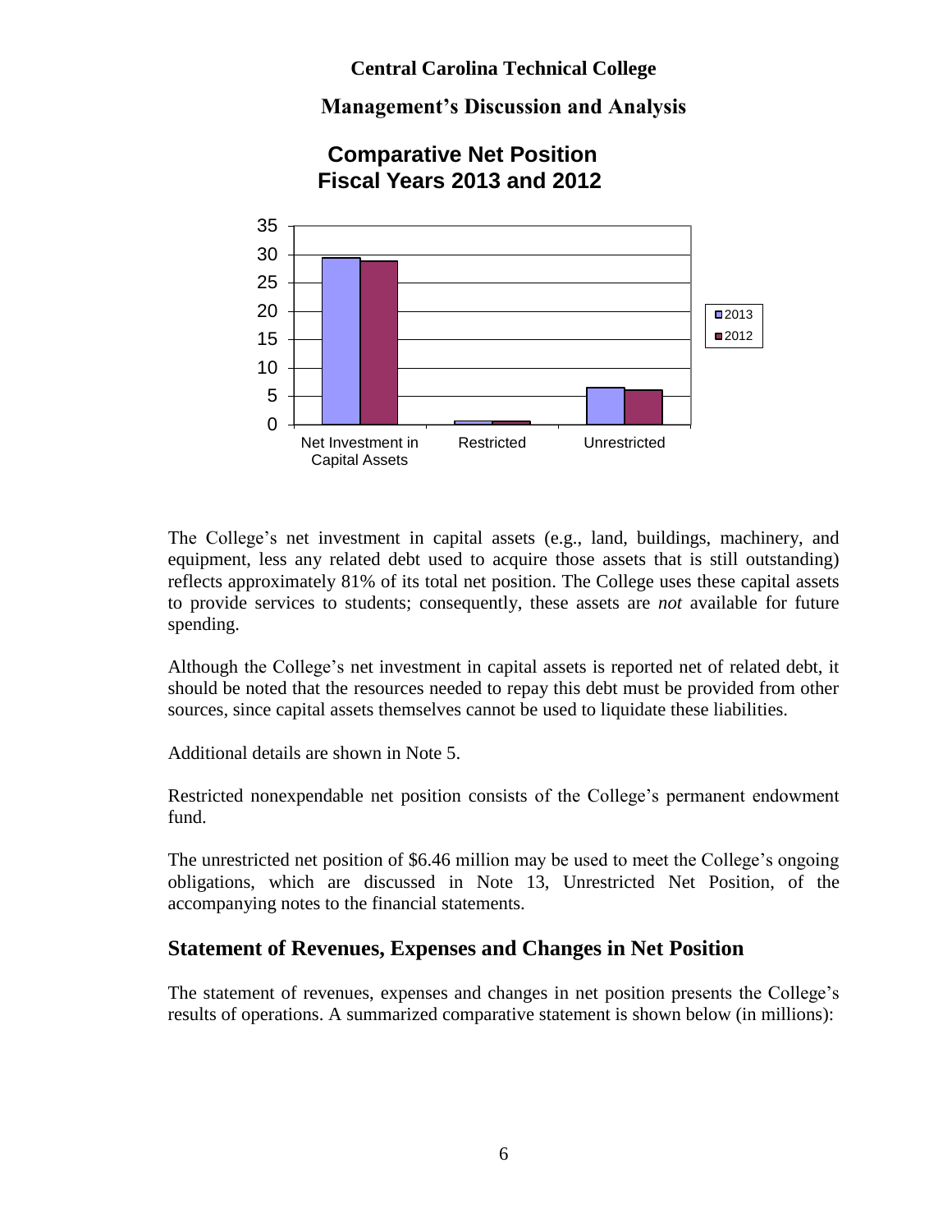**Central Carolina Technical College**

**Management's Discussion and Analysis**

**Comparative Net Position Fiscal Years 2013 and 2012**

The College's net investment in capital assets (e.g., land, buildings, machinery, and equipment, less any related debt used to acquire those assets that is still outstanding) reflects approximately 81% of its total net position. The College uses these capital assets to provide services to students; consequently, these assets are *not* available for future spending.

Although the College's net investment in capital assets is reported net of related debt, it should be noted that the resources needed to repay this debt must be provided from other sources, since capital assets themselves cannot be used to liquidate these liabilities.

Additional details are shown in Note 5.

Restricted nonexpendable net position consists of the College's permanent endowment fund.

The unrestricted net position of $6.46 million may be used to meet the College's ongoing obligations, which are discussed in Note 13, Unrestricted Net Position, of the accompanying notes to the financial statements.

## Statement of Revenues, Expenses and Changes in Net Position

The statement of revenues, expenses and changes in net position presents the College's results of operations. A summarized comparative statement is shown below (in millions):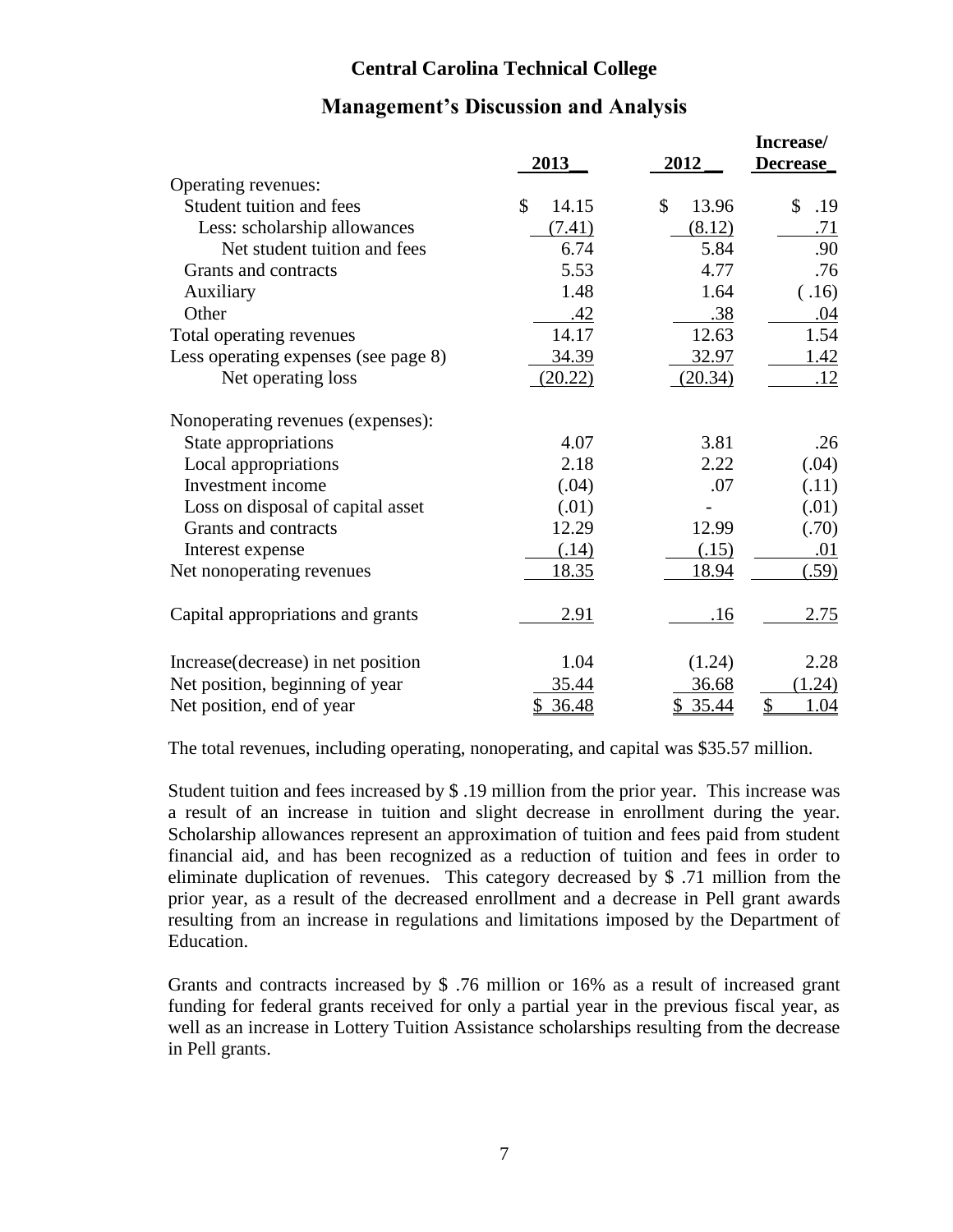# Central Carolina Technical College

## Management's Discussion and Analysis

| | 2013 | 2012 | Increase/ Decrease |
|---|---|---|---|
| Operating revenues: | | | |
| Student tuition and fees | $ 14.15 | $ 13.96 | $ .19 |
| Less: scholarship allowances | (7.41) | (8.12) | .71 |
| Net student tuition and fees | 6.74 | 5.84 | .90 |
| Grants and contracts | 5.53 | 4.77 | .76 |
| Auxiliary | 1.48 | 1.64 | ( .16) |
| Other | .42 | .38 | .04 |
| Total operating revenues | 14.17 | 12.63 | 1.54 |
| Less operating expenses (see page 8) | 34.39 | 32.97 | 1.42 |
| Net operating loss | (20.22) | (20.34) | .12 |
| Nonoperating revenues (expenses): | | | |
| State appropriations | 4.07 | 3.81 | .26 |
| Local appropriations | 2.18 | 2.22 | (.04) |
| Investment income | (.04) | .07 | (.11) |
| Loss on disposal of capital asset | (.01) | - | (.01) |
| Grants and contracts | 12.29 | 12.99 | (.70) |
| Interest expense | (.14) | (.15) | .01 |
| Net nonoperating revenues | 18.35 | 18.94 | (.59) |
| Capital appropriations and grants | 2.91 | .16 | 2.75 |
| Increase(decrease) in net position | 1.04 | (1.24) | 2.28 |
| Net position, beginning of year | 35.44 | 36.68 | (1.24) |
| Net position, end of year | $ 36.48 | $ 35.44 | $ 1.04 |

The total revenues, including operating, nonoperating, and capital was $35.57 million.

Student tuition and fees increased by $ .19 million from the prior year. This increase was a result of an increase in tuition and slight decrease in enrollment during the year. Scholarship allowances represent an approximation of tuition and fees paid from student financial aid, and has been recognized as a reduction of tuition and fees in order to eliminate duplication of revenues. This category decreased by $ .71 million from the prior year, as a result of the decreased enrollment and a decrease in Pell grant awards resulting from an increase in regulations and limitations imposed by the Department of Education.

Grants and contracts increased by $ .76 million or 16% as a result of increased grant funding for federal grants received for only a partial year in the previous fiscal year, as well as an increase in Lottery Tuition Assistance scholarships resulting from the decrease in Pell grants.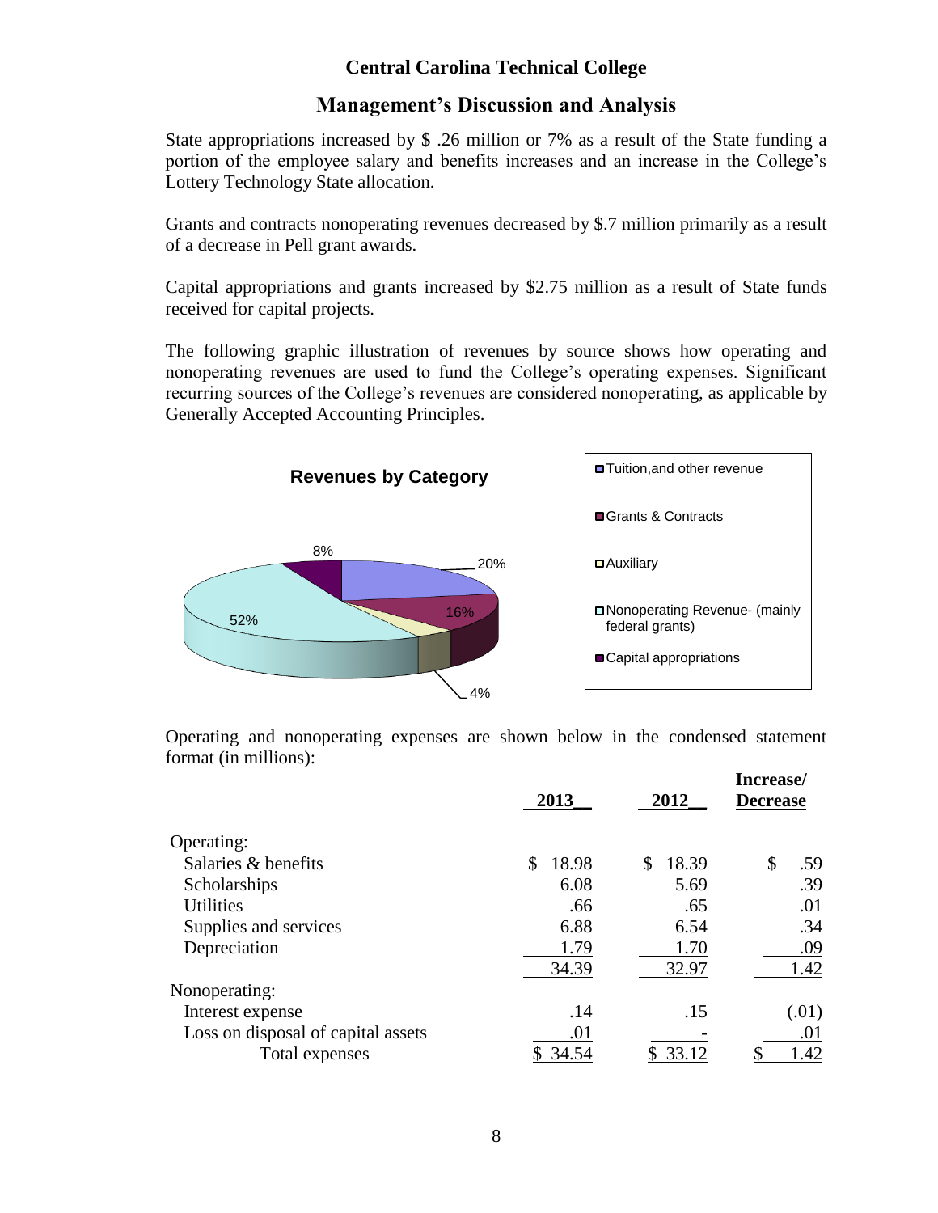## Central Carolina Technical College

## Management's Discussion and Analysis

State appropriations increased by $ .26 million or 7% as a result of the State funding a portion of the employee salary and benefits increases and an increase in the College's Lottery Technology State allocation.

Grants and contracts nonoperating revenues decreased by $.7 million primarily as a result of a decrease in Pell grant awards.

Capital appropriations and grants increased by $2.75 million as a result of State funds received for capital projects.

The following graphic illustration of revenues by source shows how operating and nonoperating revenues are used to fund the College's operating expenses. Significant recurring sources of the College's revenues are considered nonoperating, as applicable by Generally Accepted Accounting Principles.

**Revenues by Category**

- Tuition,and other revenue — 20%
- Grants & Contracts — 16%
- Auxiliary — 4%
- Nonoperating Revenue- (mainly federal grants) — 52%
- Capital appropriations — 8%

Operating and nonoperating expenses are shown below in the condensed statement format (in millions):

| | 2013 | 2012 | Increase/ Decrease |
|---|---|---|---|
| Operating: | | | |
| Salaries & benefits | $ 18.98 | $ 18.39 | $ .59 |
| Scholarships | 6.08 | 5.69 | .39 |
| Utilities | .66 | .65 | .01 |
| Supplies and services | 6.88 | 6.54 | .34 |
| Depreciation | 1.79 | 1.70 | .09 |
| | 34.39 | 32.97 | 1.42 |
| Nonoperating: | | | |
| Interest expense | .14 | .15 | (.01) |
| Loss on disposal of capital assets | .01 | - | .01 |
| Total expenses | $ 34.54 | $ 33.12 | $ 1.42 |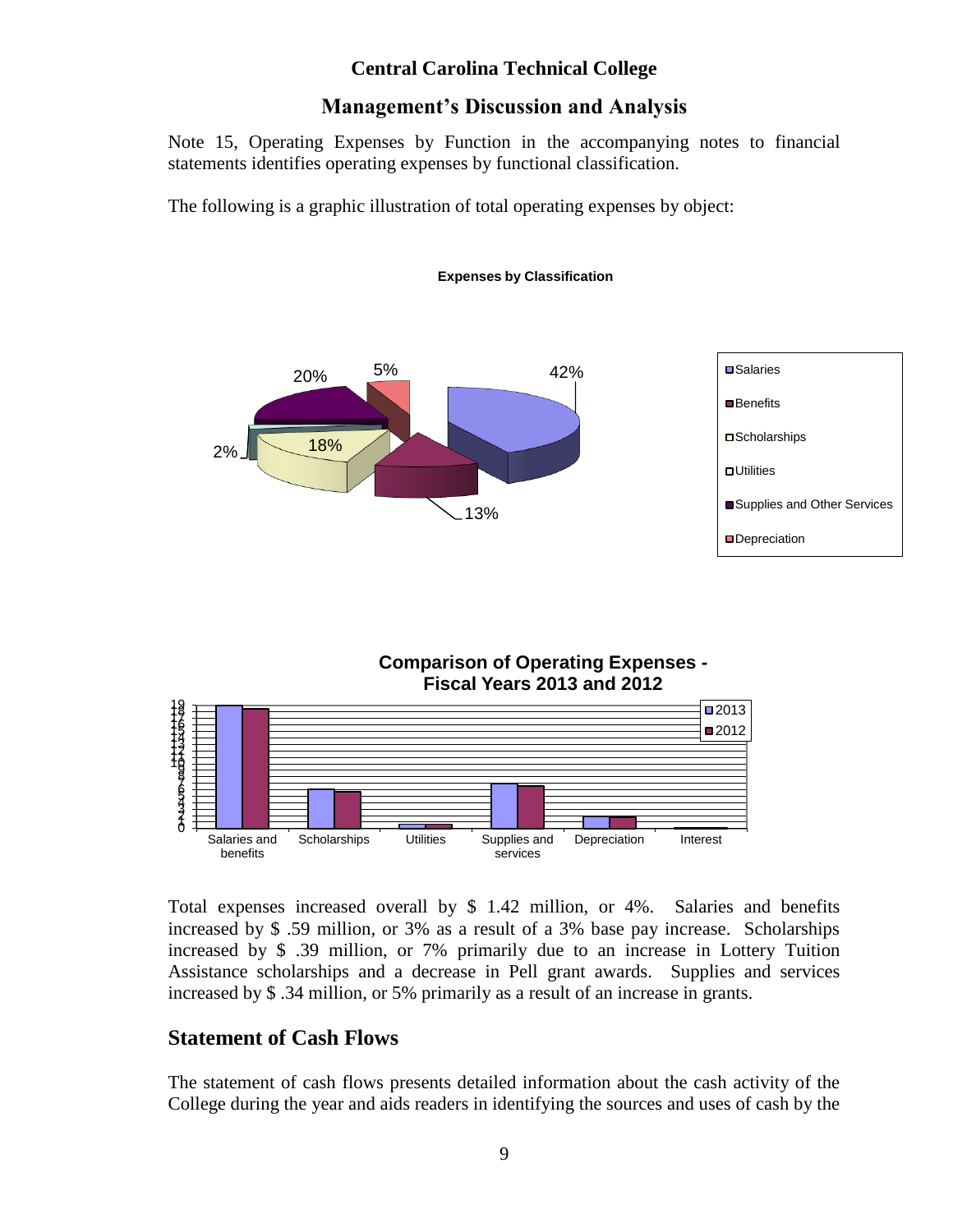## Central Carolina Technical College

## Management's Discussion and Analysis

Note 15, Operating Expenses by Function in the accompanying notes to financial statements identifies operating expenses by functional classification.

The following is a graphic illustration of total operating expenses by object:

**Expenses by Classification**

- Salaries 42%
- Benefits 13%
- Scholarships 18%
- Utilities 2%
- Supplies and Other Services 20%
- Depreciation 5%

**Comparison of Operating Expenses - Fiscal Years 2013 and 2012**

Total expenses increased overall by $ 1.42 million, or 4%. Salaries and benefits increased by $ .59 million, or 3% as a result of a 3% base pay increase. Scholarships increased by $ .39 million, or 7% primarily due to an increase in Lottery Tuition Assistance scholarships and a decrease in Pell grant awards. Supplies and services increased by $ .34 million, or 5% primarily as a result of an increase in grants.

## Statement of Cash Flows

The statement of cash flows presents detailed information about the cash activity of the College during the year and aids readers in identifying the sources and uses of cash by the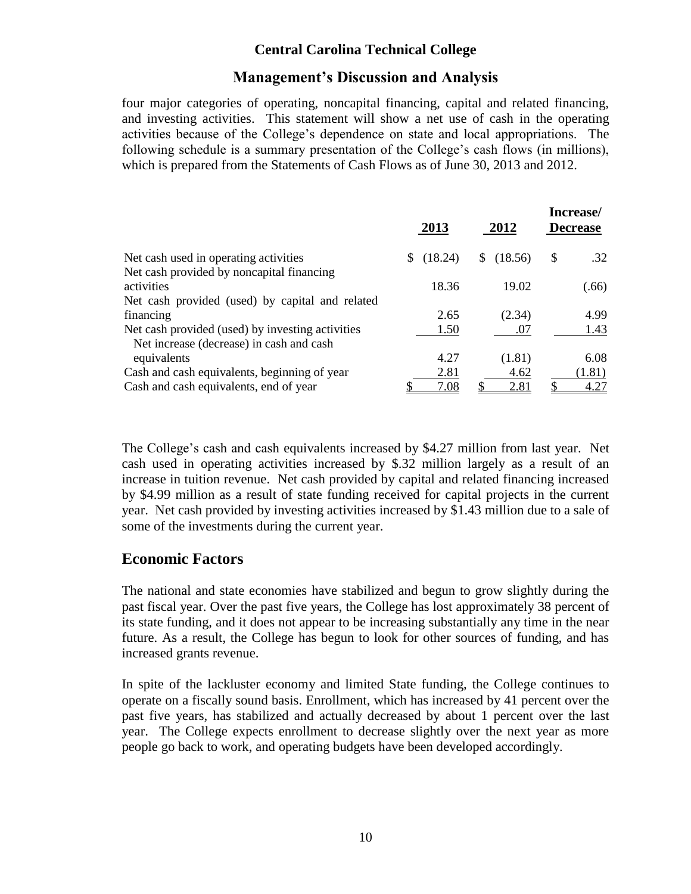four major categories of operating, noncapital financing, capital and related financing, and investing activities. This statement will show a net use of cash in the operating activities because of the College's dependence on state and local appropriations. The following schedule is a summary presentation of the College's cash flows (in millions), which is prepared from the Statements of Cash Flows as of June 30, 2013 and 2012.

| | 2013 | 2012 | Increase/ Decrease |
|---|---|---|---|
| Net cash used in operating activities | $ (18.24) | $ (18.56) | $ .32 |
| Net cash provided by noncapital financing activities | 18.36 | 19.02 | (.66) |
| Net cash provided (used) by capital and related financing | 2.65 | (2.34) | 4.99 |
| Net cash provided (used) by investing activities | 1.50 | .07 | 1.43 |
| Net increase (decrease) in cash and cash equivalents | 4.27 | (1.81) | 6.08 |
| Cash and cash equivalents, beginning of year | 2.81 | 4.62 | (1.81) |
| Cash and cash equivalents, end of year | $ 7.08 | $ 2.81 | $ 4.27 |

The College's cash and cash equivalents increased by $4.27 million from last year. Net cash used in operating activities increased by $.32 million largely as a result of an increase in tuition revenue. Net cash provided by capital and related financing increased by $4.99 million as a result of state funding received for capital projects in the current year. Net cash provided by investing activities increased by $1.43 million due to a sale of some of the investments during the current year.

## Economic Factors

The national and state economies have stabilized and begun to grow slightly during the past fiscal year. Over the past five years, the College has lost approximately 38 percent of its state funding, and it does not appear to be increasing substantially any time in the near future. As a result, the College has begun to look for other sources of funding, and has increased grants revenue.

In spite of the lackluster economy and limited State funding, the College continues to operate on a fiscally sound basis. Enrollment, which has increased by 41 percent over the past five years, has stabilized and actually decreased by about 1 percent over the last year. The College expects enrollment to decrease slightly over the next year as more people go back to work, and operating budgets have been developed accordingly.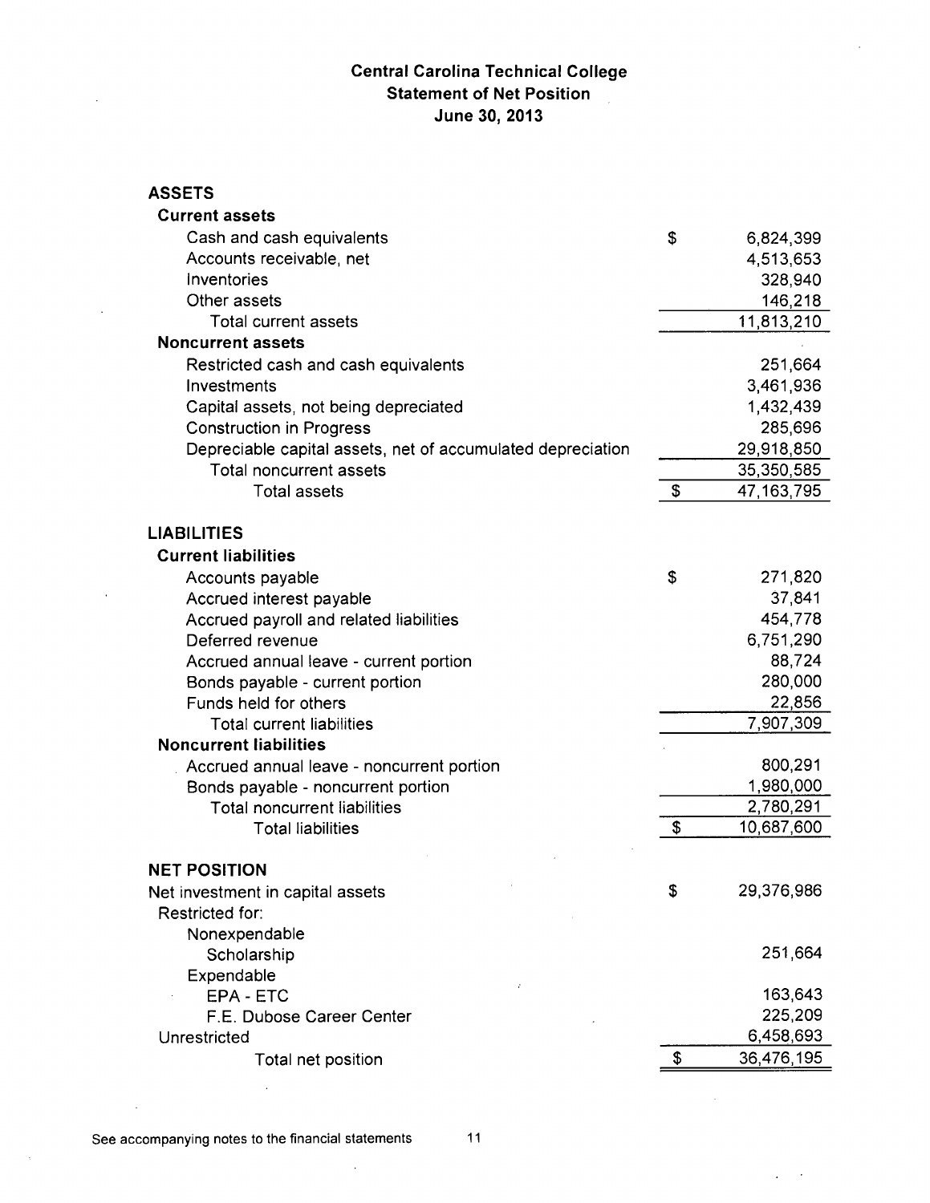# Central Carolina Technical College
## Statement of Net Position
### June 30, 2013

| | | |
|---|---|---|
| **ASSETS** | | |
| **Current assets** | | |
| Cash and cash equivalents | $ | 6,824,399 |
| Accounts receivable, net | | 4,513,653 |
| Inventories | | 328,940 |
| Other assets | | 146,218 |
| Total current assets | | 11,813,210 |
| **Noncurrent assets** | | |
| Restricted cash and cash equivalents | | 251,664 |
| Investments | | 3,461,936 |
| Capital assets, not being depreciated | | 1,432,439 |
| Construction in Progress | | 285,696 |
| Depreciable capital assets, net of accumulated depreciation | | 29,918,850 |
| Total noncurrent assets | | 35,350,585 |
| Total assets | $ | 47,163,795 |
| | | |
| **LIABILITIES** | | |
| **Current liabilities** | | |
| Accounts payable | $ | 271,820 |
| Accrued interest payable | | 37,841 |
| Accrued payroll and related liabilities | | 454,778 |
| Deferred revenue | | 6,751,290 |
| Accrued annual leave - current portion | | 88,724 |
| Bonds payable - current portion | | 280,000 |
| Funds held for others | | 22,856 |
| Total current liabilities | | 7,907,309 |
| **Noncurrent liabilities** | | |
| Accrued annual leave - noncurrent portion | | 800,291 |
| Bonds payable - noncurrent portion | | 1,980,000 |
| Total noncurrent liabilities | | 2,780,291 |
| Total liabilities | $ | 10,687,600 |
| | | |
| **NET POSITION** | | |
| Net investment in capital assets | $ | 29,376,986 |
| Restricted for: | | |
| Nonexpendable | | |
| Scholarship | | 251,664 |
| Expendable | | |
| EPA - ETC | | 163,643 |
| F.E. Dubose Career Center | | 225,209 |
| Unrestricted | | 6,458,693 |
| Total net position | $ | 36,476,195 |

See accompanying notes to the financial statements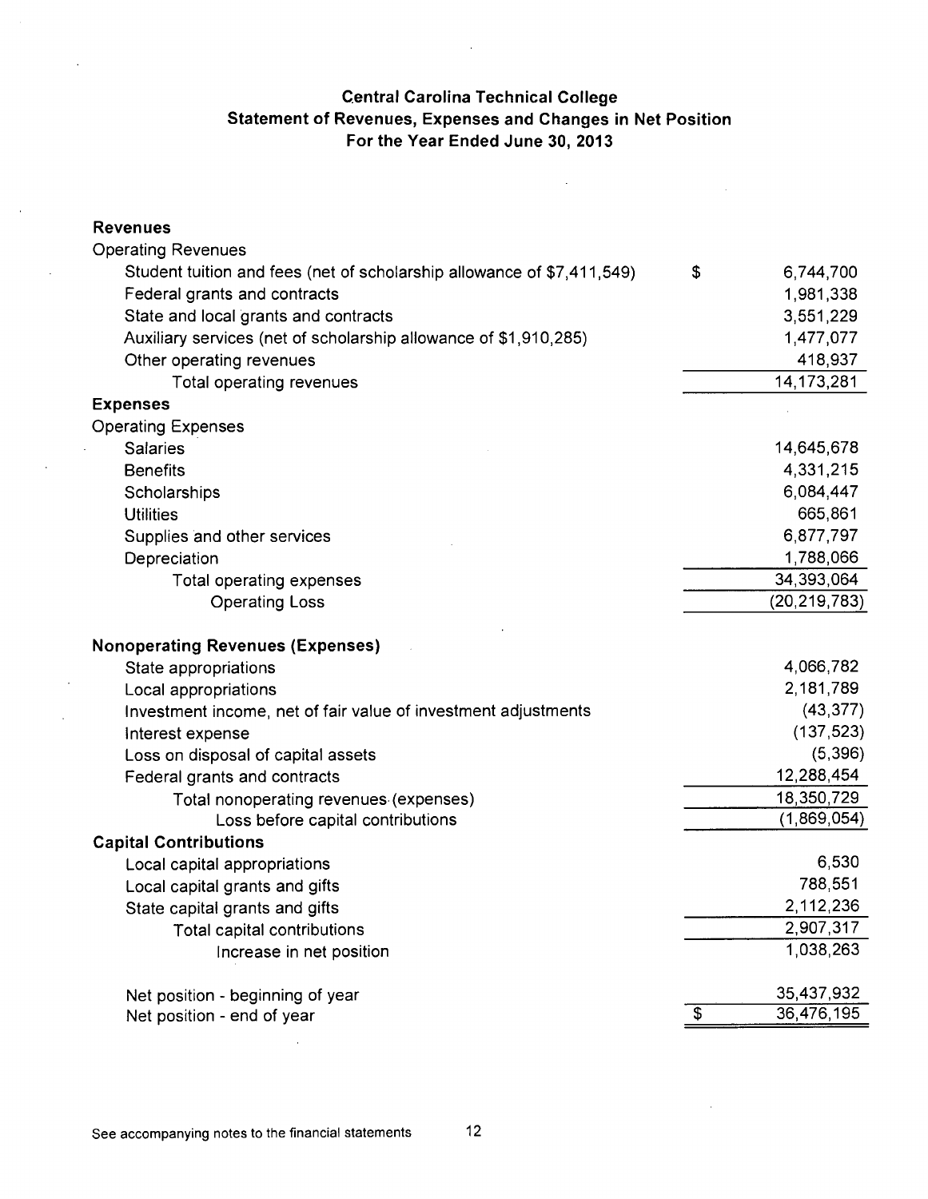## Central Carolina Technical College
## Statement of Revenues, Expenses and Changes in Net Position
## For the Year Ended June 30, 2013

| | |
|---|---|
| **Revenues** | |
| Operating Revenues | |
| Student tuition and fees (net of scholarship allowance of $7,411,549) | $ 6,744,700 |
| Federal grants and contracts | 1,981,338 |
| State and local grants and contracts | 3,551,229 |
| Auxiliary services (net of scholarship allowance of $1,910,285) | 1,477,077 |
| Other operating revenues | 418,937 |
| Total operating revenues | 14,173,281 |
| **Expenses** | |
| Operating Expenses | |
| Salaries | 14,645,678 |
| Benefits | 4,331,215 |
| Scholarships | 6,084,447 |
| Utilities | 665,861 |
| Supplies and other services | 6,877,797 |
| Depreciation | 1,788,066 |
| Total operating expenses | 34,393,064 |
| Operating Loss | (20,219,783) |
| | |
| **Nonoperating Revenues (Expenses)** | |
| State appropriations | 4,066,782 |
| Local appropriations | 2,181,789 |
| Investment income, net of fair value of investment adjustments | (43,377) |
| Interest expense | (137,523) |
| Loss on disposal of capital assets | (5,396) |
| Federal grants and contracts | 12,288,454 |
| Total nonoperating revenues (expenses) | 18,350,729 |
| Loss before capital contributions | (1,869,054) |
| **Capital Contributions** | |
| Local capital appropriations | 6,530 |
| Local capital grants and gifts | 788,551 |
| State capital grants and gifts | 2,112,236 |
| Total capital contributions | 2,907,317 |
| Increase in net position | 1,038,263 |
| | |
| Net position - beginning of year | 35,437,932 |
| Net position - end of year | $ 36,476,195 |

See accompanying notes to the financial statements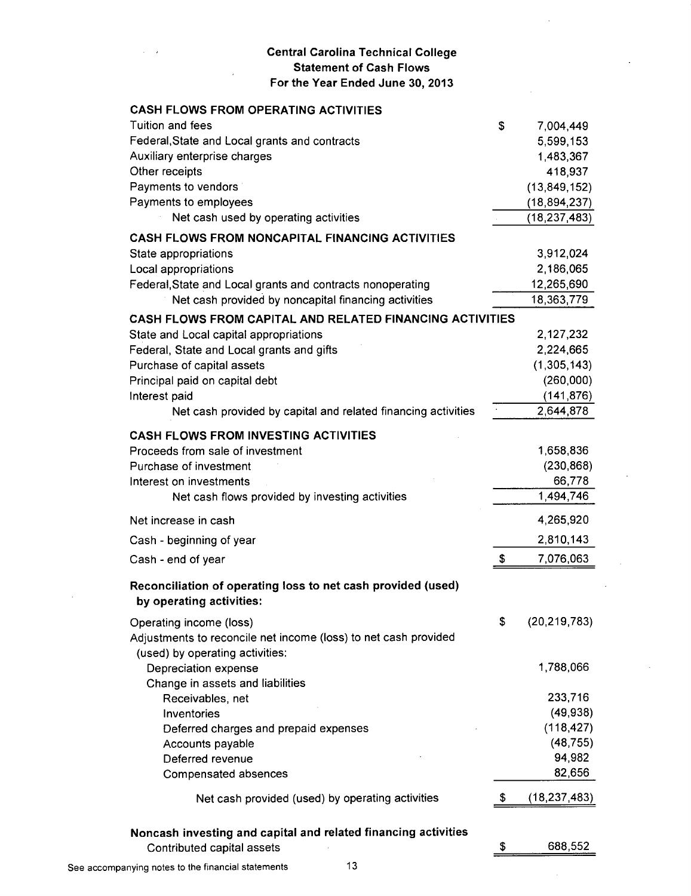# Central Carolina Technical College
## Statement of Cash Flows
### For the Year Ended June 30, 2013

| | |
|---|---|
| **CASH FLOWS FROM OPERATING ACTIVITIES** | |
| Tuition and fees | $ 7,004,449 |
| Federal,State and Local grants and contracts | 5,599,153 |
| Auxiliary enterprise charges | 1,483,367 |
| Other receipts | 418,937 |
| Payments to vendors | (13,849,152) |
| Payments to employees | (18,894,237) |
| Net cash used by operating activities | (18,237,483) |
| **CASH FLOWS FROM NONCAPITAL FINANCING ACTIVITIES** | |
| State appropriations | 3,912,024 |
| Local appropriations | 2,186,065 |
| Federal,State and Local grants and contracts nonoperating | 12,265,690 |
| Net cash provided by noncapital financing activities | 18,363,779 |
| **CASH FLOWS FROM CAPITAL AND RELATED FINANCING ACTIVITIES** | |
| State and Local capital appropriations | 2,127,232 |
| Federal, State and Local grants and gifts | 2,224,665 |
| Purchase of capital assets | (1,305,143) |
| Principal paid on capital debt | (260,000) |
| Interest paid | (141,876) |
| Net cash provided by capital and related financing activities | 2,644,878 |
| **CASH FLOWS FROM INVESTING ACTIVITIES** | |
| Proceeds from sale of investment | 1,658,836 |
| Purchase of investment | (230,868) |
| Interest on investments | 66,778 |
| Net cash flows provided by investing activities | 1,494,746 |
| Net increase in cash | 4,265,920 |
| Cash - beginning of year | 2,810,143 |
| Cash - end of year | $ 7,076,063 |

**Reconciliation of operating loss to net cash provided (used) by operating activities:**

| | |
|---|---|
| Operating income (loss) | $ (20,219,783) |
| Adjustments to reconcile net income (loss) to net cash provided (used) by operating activities: | |
| Depreciation expense | 1,788,066 |
| Change in assets and liabilities | |
| Receivables, net | 233,716 |
| Inventories | (49,938) |
| Deferred charges and prepaid expenses | (118,427) |
| Accounts payable | (48,755) |
| Deferred revenue | 94,982 |
| Compensated absences | 82,656 |
| Net cash provided (used) by operating activities | $ (18,237,483) |

**Noncash investing and capital and related financing activities**

| | |
|---|---|
| Contributed capital assets | $ 688,552 |

See accompanying notes to the financial statements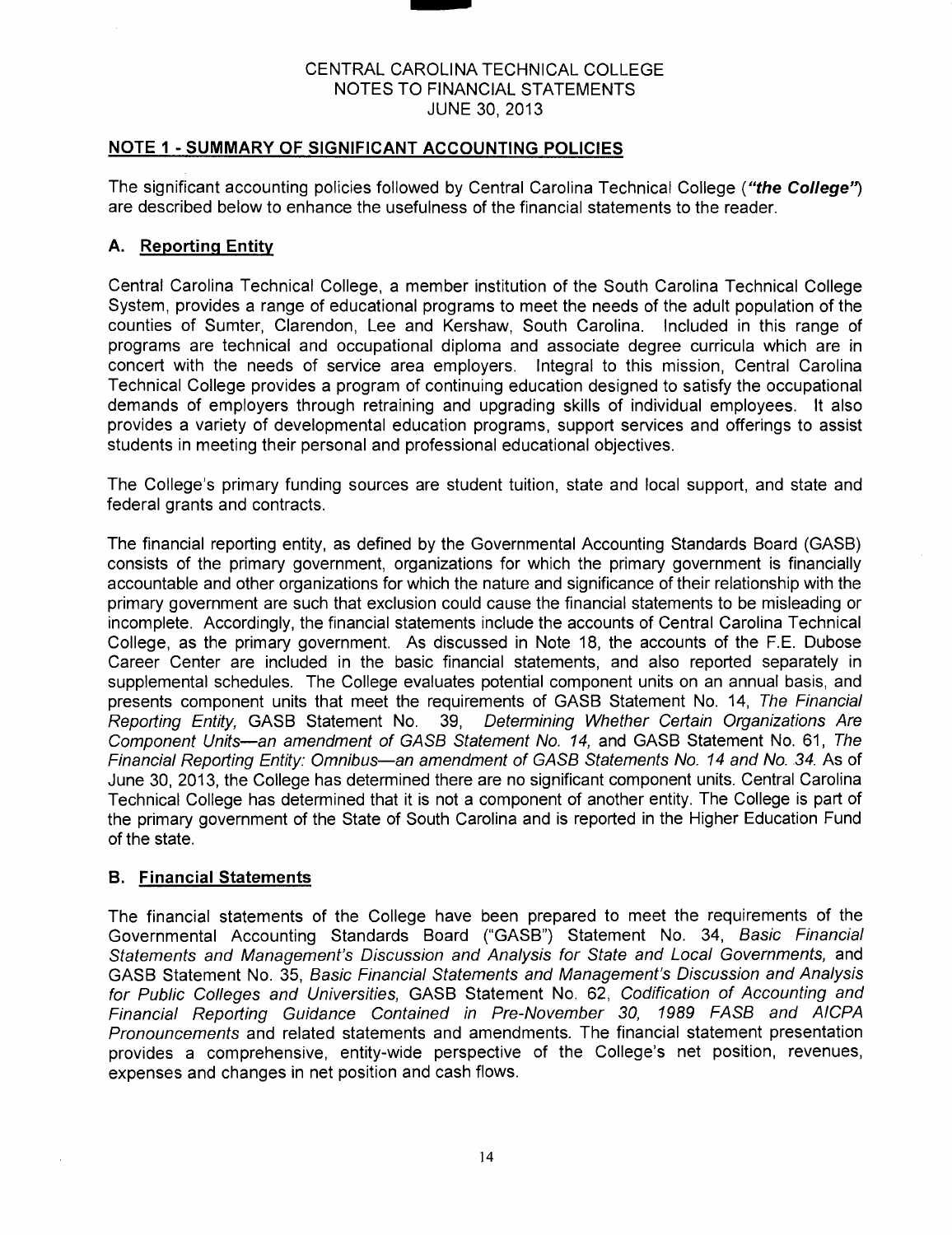CENTRAL CAROLINA TECHNICAL COLLEGE
NOTES TO FINANCIAL STATEMENTS
JUNE 30, 2013

## NOTE 1 - SUMMARY OF SIGNIFICANT ACCOUNTING POLICIES

The significant accounting policies followed by Central Carolina Technical College (***"the College"***) are described below to enhance the usefulness of the financial statements to the reader.

### A. Reporting Entity

Central Carolina Technical College, a member institution of the South Carolina Technical College System, provides a range of educational programs to meet the needs of the adult population of the counties of Sumter, Clarendon, Lee and Kershaw, South Carolina. Included in this range of programs are technical and occupational diploma and associate degree curricula which are in concert with the needs of service area employers. Integral to this mission, Central Carolina Technical College provides a program of continuing education designed to satisfy the occupational demands of employers through retraining and upgrading skills of individual employees. It also provides a variety of developmental education programs, support services and offerings to assist students in meeting their personal and professional educational objectives.

The College's primary funding sources are student tuition, state and local support, and state and federal grants and contracts.

The financial reporting entity, as defined by the Governmental Accounting Standards Board (GASB) consists of the primary government, organizations for which the primary government is financially accountable and other organizations for which the nature and significance of their relationship with the primary government are such that exclusion could cause the financial statements to be misleading or incomplete. Accordingly, the financial statements include the accounts of Central Carolina Technical College, as the primary government. As discussed in Note 18, the accounts of the F.E. Dubose Career Center are included in the basic financial statements, and also reported separately in supplemental schedules. The College evaluates potential component units on an annual basis, and presents component units that meet the requirements of GASB Statement No. 14, *The Financial Reporting Entity,* GASB Statement No. 39, *Determining Whether Certain Organizations Are Component Units—an amendment of GASB Statement No. 14,* and GASB Statement No. 61, *The Financial Reporting Entity: Omnibus—an amendment of GASB Statements No. 14 and No. 34.* As of June 30, 2013, the College has determined there are no significant component units. Central Carolina Technical College has determined that it is not a component of another entity. The College is part of the primary government of the State of South Carolina and is reported in the Higher Education Fund of the state.

### B. Financial Statements

The financial statements of the College have been prepared to meet the requirements of the Governmental Accounting Standards Board ("GASB") Statement No. 34, *Basic Financial Statements and Management's Discussion and Analysis for State and Local Governments,* and GASB Statement No. 35, *Basic Financial Statements and Management's Discussion and Analysis for Public Colleges and Universities,* GASB Statement No. 62, *Codification of Accounting and Financial Reporting Guidance Contained in Pre-November 30, 1989 FASB and AICPA Pronouncements* and related statements and amendments. The financial statement presentation provides a comprehensive, entity-wide perspective of the College's net position, revenues, expenses and changes in net position and cash flows.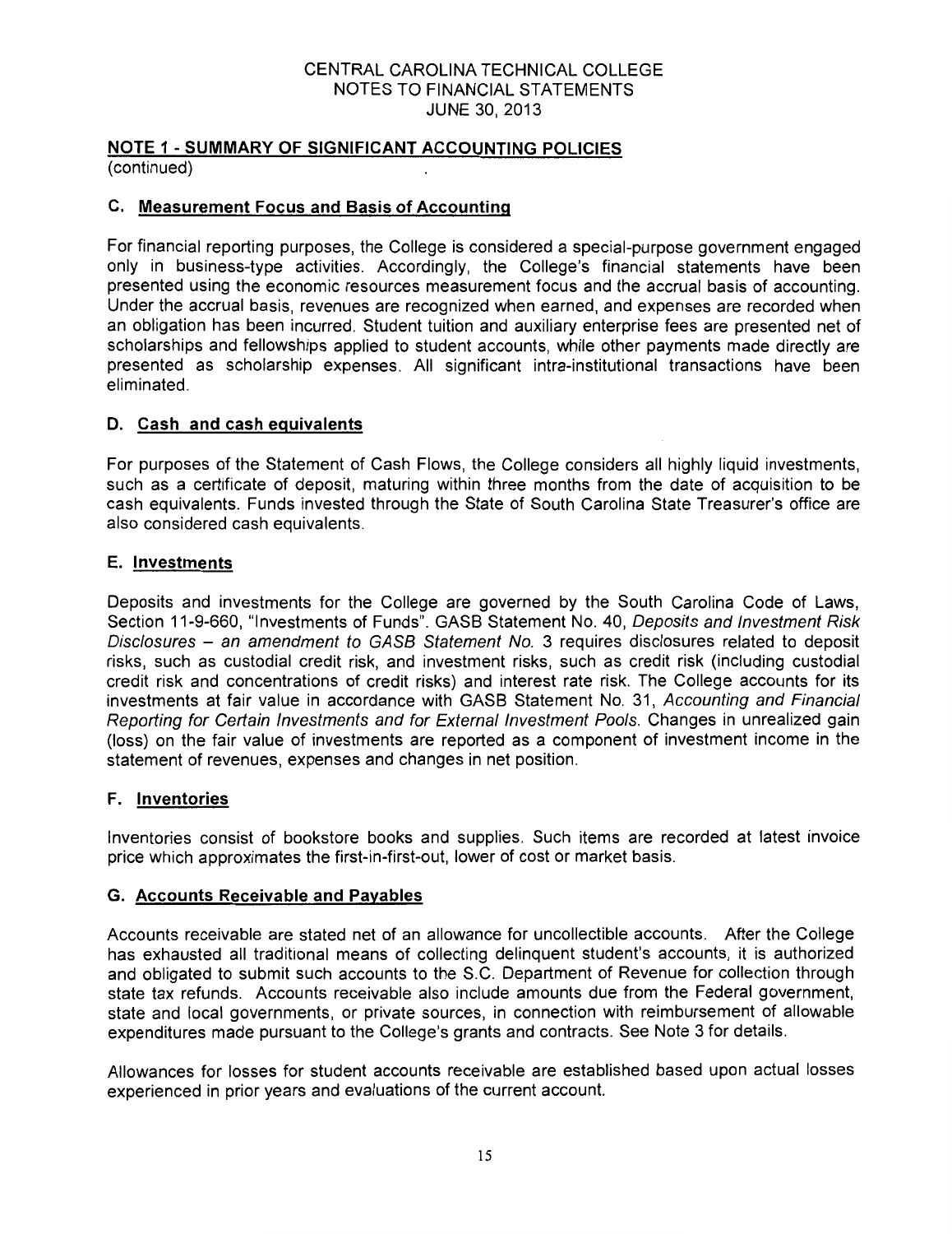# CENTRAL CAROLINA TECHNICAL COLLEGE
## NOTES TO FINANCIAL STATEMENTS
## JUNE 30, 2013

## NOTE 1 - SUMMARY OF SIGNIFICANT ACCOUNTING POLICIES
(continued)

### C. Measurement Focus and Basis of Accounting

For financial reporting purposes, the College is considered a special-purpose government engaged only in business-type activities. Accordingly, the College's financial statements have been presented using the economic resources measurement focus and the accrual basis of accounting. Under the accrual basis, revenues are recognized when earned, and expenses are recorded when an obligation has been incurred. Student tuition and auxiliary enterprise fees are presented net of scholarships and fellowships applied to student accounts, while other payments made directly are presented as scholarship expenses. All significant intra-institutional transactions have been eliminated.

### D. Cash and cash equivalents

For purposes of the Statement of Cash Flows, the College considers all highly liquid investments, such as a certificate of deposit, maturing within three months from the date of acquisition to be cash equivalents. Funds invested through the State of South Carolina State Treasurer's office are also considered cash equivalents.

### E. Investments

Deposits and investments for the College are governed by the South Carolina Code of Laws, Section 11-9-660, "Investments of Funds". GASB Statement No. 40, *Deposits and Investment Risk Disclosures – an amendment to GASB Statement No. 3* requires disclosures related to deposit risks, such as custodial credit risk, and investment risks, such as credit risk (including custodial credit risk and concentrations of credit risks) and interest rate risk. The College accounts for its investments at fair value in accordance with GASB Statement No. 31, *Accounting and Financial Reporting for Certain Investments and for External Investment Pools*. Changes in unrealized gain (loss) on the fair value of investments are reported as a component of investment income in the statement of revenues, expenses and changes in net position.

### F. Inventories

Inventories consist of bookstore books and supplies. Such items are recorded at latest invoice price which approximates the first-in-first-out, lower of cost or market basis.

### G. Accounts Receivable and Payables

Accounts receivable are stated net of an allowance for uncollectible accounts. After the College has exhausted all traditional means of collecting delinquent student's accounts, it is authorized and obligated to submit such accounts to the S.C. Department of Revenue for collection through state tax refunds. Accounts receivable also include amounts due from the Federal government, state and local governments, or private sources, in connection with reimbursement of allowable expenditures made pursuant to the College's grants and contracts. See Note 3 for details.

Allowances for losses for student accounts receivable are established based upon actual losses experienced in prior years and evaluations of the current account.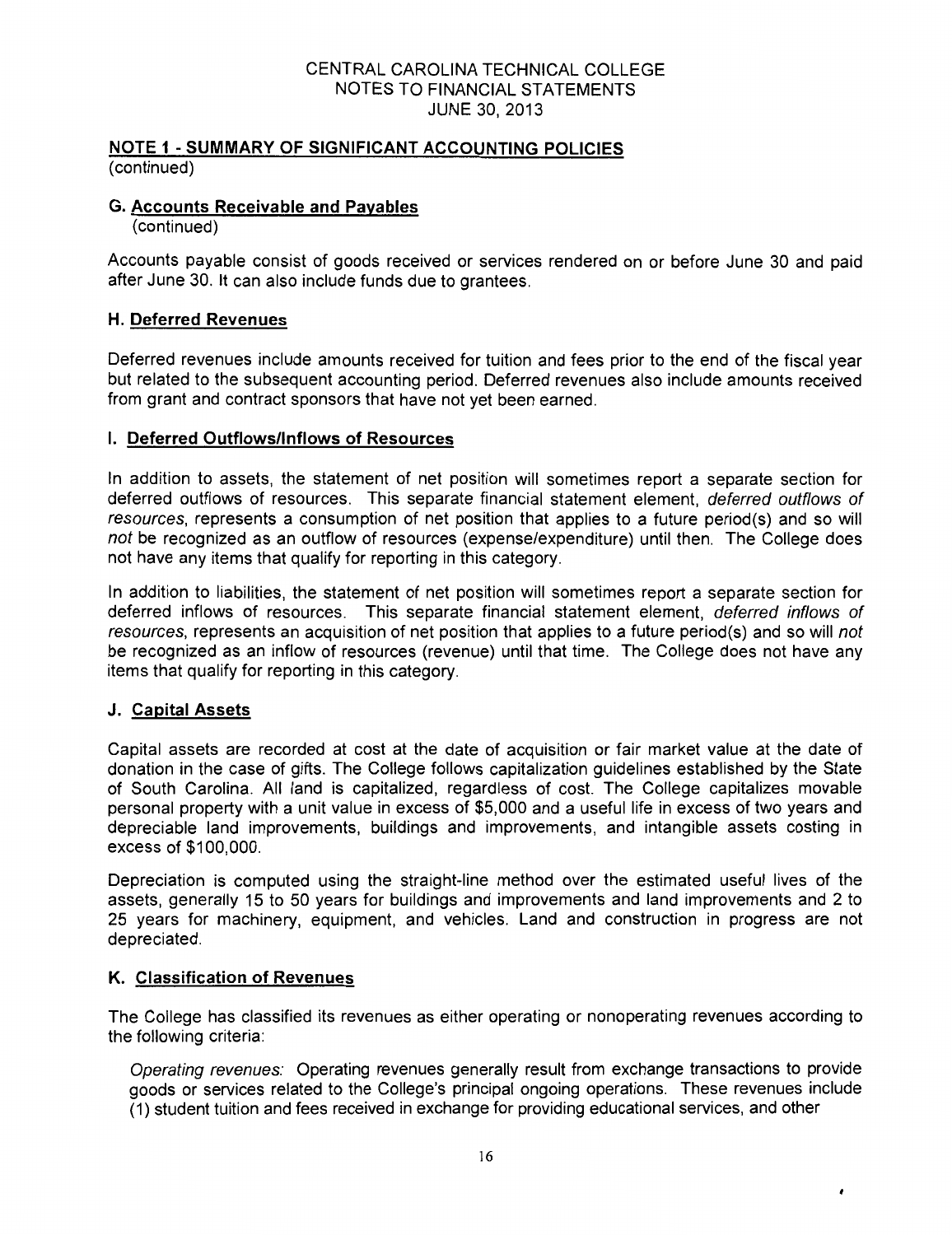## NOTE 1 - SUMMARY OF SIGNIFICANT ACCOUNTING POLICIES
(continued)

### G. Accounts Receivable and Payables
(continued)

Accounts payable consist of goods received or services rendered on or before June 30 and paid after June 30. It can also include funds due to grantees.

### H. Deferred Revenues

Deferred revenues include amounts received for tuition and fees prior to the end of the fiscal year but related to the subsequent accounting period. Deferred revenues also include amounts received from grant and contract sponsors that have not yet been earned.

### I. Deferred Outflows/Inflows of Resources

In addition to assets, the statement of net position will sometimes report a separate section for deferred outflows of resources. This separate financial statement element, *deferred outflows of resources*, represents a consumption of net position that applies to a future period(s) and so will *not* be recognized as an outflow of resources (expense/expenditure) until then. The College does not have any items that qualify for reporting in this category.

In addition to liabilities, the statement of net position will sometimes report a separate section for deferred inflows of resources. This separate financial statement element, *deferred inflows of resources*, represents an acquisition of net position that applies to a future period(s) and so will *not* be recognized as an inflow of resources (revenue) until that time. The College does not have any items that qualify for reporting in this category.

### J. Capital Assets

Capital assets are recorded at cost at the date of acquisition or fair market value at the date of donation in the case of gifts. The College follows capitalization guidelines established by the State of South Carolina. All land is capitalized, regardless of cost. The College capitalizes movable personal property with a unit value in excess of $5,000 and a useful life in excess of two years and depreciable land improvements, buildings and improvements, and intangible assets costing in excess of $100,000.

Depreciation is computed using the straight-line method over the estimated useful lives of the assets, generally 15 to 50 years for buildings and improvements and land improvements and 2 to 25 years for machinery, equipment, and vehicles. Land and construction in progress are not depreciated.

### K. Classification of Revenues

The College has classified its revenues as either operating or nonoperating revenues according to the following criteria:

*Operating revenues:* Operating revenues generally result from exchange transactions to provide goods or services related to the College's principal ongoing operations. These revenues include (1) student tuition and fees received in exchange for providing educational services, and other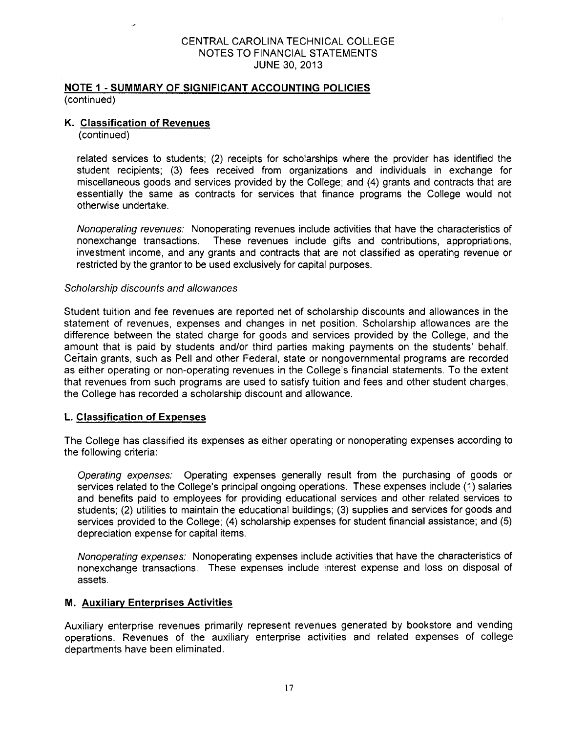## NOTE 1 - SUMMARY OF SIGNIFICANT ACCOUNTING POLICIES

(continued)

### K. Classification of Revenues

(continued)

related services to students; (2) receipts for scholarships where the provider has identified the student recipients; (3) fees received from organizations and individuals in exchange for miscellaneous goods and services provided by the College; and (4) grants and contracts that are essentially the same as contracts for services that finance programs the College would not otherwise undertake.

*Nonoperating revenues:* Nonoperating revenues include activities that have the characteristics of nonexchange transactions. These revenues include gifts and contributions, appropriations, investment income, and any grants and contracts that are not classified as operating revenue or restricted by the grantor to be used exclusively for capital purposes.

*Scholarship discounts and allowances*

Student tuition and fee revenues are reported net of scholarship discounts and allowances in the statement of revenues, expenses and changes in net position. Scholarship allowances are the difference between the stated charge for goods and services provided by the College, and the amount that is paid by students and/or third parties making payments on the students' behalf. Certain grants, such as Pell and other Federal, state or nongovernmental programs are recorded as either operating or non-operating revenues in the College's financial statements. To the extent that revenues from such programs are used to satisfy tuition and fees and other student charges, the College has recorded a scholarship discount and allowance.

### L. Classification of Expenses

The College has classified its expenses as either operating or nonoperating expenses according to the following criteria:

*Operating expenses:* Operating expenses generally result from the purchasing of goods or services related to the College's principal ongoing operations. These expenses include (1) salaries and benefits paid to employees for providing educational services and other related services to students; (2) utilities to maintain the educational buildings; (3) supplies and services for goods and services provided to the College; (4) scholarship expenses for student financial assistance; and (5) depreciation expense for capital items.

*Nonoperating expenses:* Nonoperating expenses include activities that have the characteristics of nonexchange transactions. These expenses include interest expense and loss on disposal of assets.

### M. Auxiliary Enterprises Activities

Auxiliary enterprise revenues primarily represent revenues generated by bookstore and vending operations. Revenues of the auxiliary enterprise activities and related expenses of college departments have been eliminated.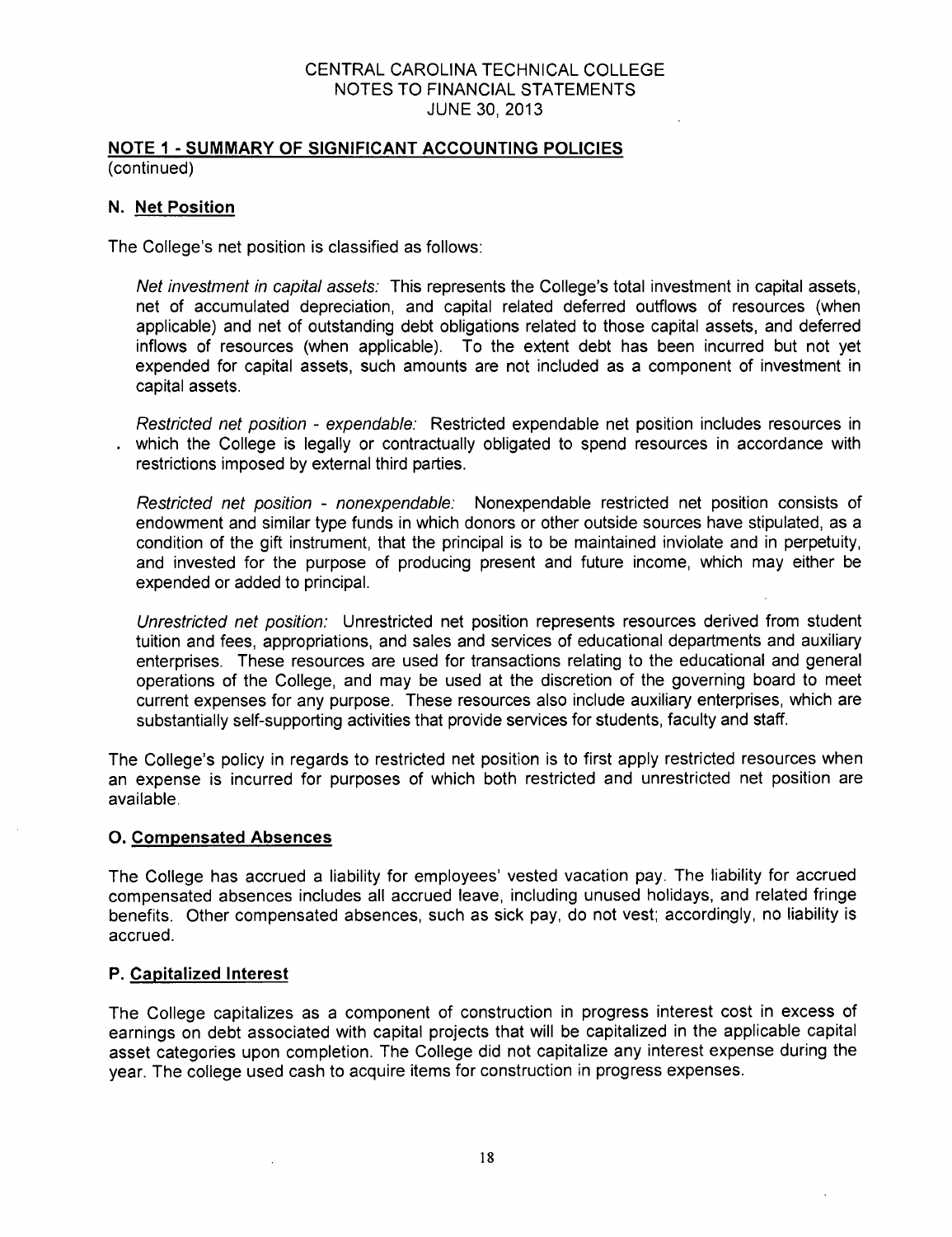## NOTE 1 - SUMMARY OF SIGNIFICANT ACCOUNTING POLICIES

(continued)

### N. Net Position

The College's net position is classified as follows:

*Net investment in capital assets:* This represents the College's total investment in capital assets, net of accumulated depreciation, and capital related deferred outflows of resources (when applicable) and net of outstanding debt obligations related to those capital assets, and deferred inflows of resources (when applicable). To the extent debt has been incurred but not yet expended for capital assets, such amounts are not included as a component of investment in capital assets.

*Restricted net position - expendable:* Restricted expendable net position includes resources in which the College is legally or contractually obligated to spend resources in accordance with restrictions imposed by external third parties.

*Restricted net position - nonexpendable:* Nonexpendable restricted net position consists of endowment and similar type funds in which donors or other outside sources have stipulated, as a condition of the gift instrument, that the principal is to be maintained inviolate and in perpetuity, and invested for the purpose of producing present and future income, which may either be expended or added to principal.

*Unrestricted net position:* Unrestricted net position represents resources derived from student tuition and fees, appropriations, and sales and services of educational departments and auxiliary enterprises. These resources are used for transactions relating to the educational and general operations of the College, and may be used at the discretion of the governing board to meet current expenses for any purpose. These resources also include auxiliary enterprises, which are substantially self-supporting activities that provide services for students, faculty and staff.

The College's policy in regards to restricted net position is to first apply restricted resources when an expense is incurred for purposes of which both restricted and unrestricted net position are available.

### O. Compensated Absences

The College has accrued a liability for employees' vested vacation pay. The liability for accrued compensated absences includes all accrued leave, including unused holidays, and related fringe benefits. Other compensated absences, such as sick pay, do not vest; accordingly, no liability is accrued.

### P. Capitalized Interest

The College capitalizes as a component of construction in progress interest cost in excess of earnings on debt associated with capital projects that will be capitalized in the applicable capital asset categories upon completion. The College did not capitalize any interest expense during the year. The college used cash to acquire items for construction in progress expenses.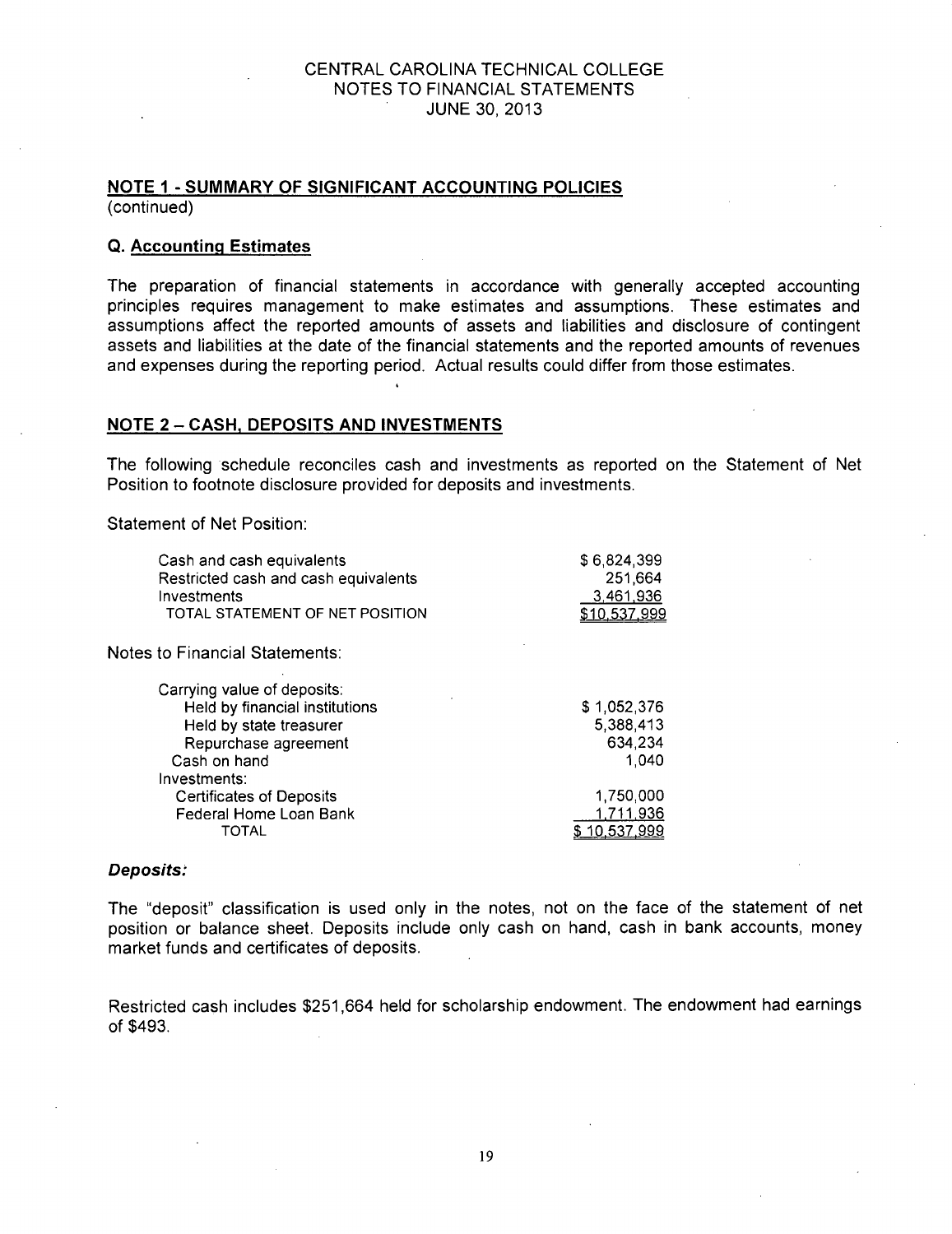## NOTE 1 - SUMMARY OF SIGNIFICANT ACCOUNTING POLICIES

(continued)

### Q. Accounting Estimates

The preparation of financial statements in accordance with generally accepted accounting principles requires management to make estimates and assumptions. These estimates and assumptions affect the reported amounts of assets and liabilities and disclosure of contingent assets and liabilities at the date of the financial statements and the reported amounts of revenues and expenses during the reporting period. Actual results could differ from those estimates.

## NOTE 2 – CASH, DEPOSITS AND INVESTMENTS

The following schedule reconciles cash and investments as reported on the Statement of Net Position to footnote disclosure provided for deposits and investments.

Statement of Net Position:

| | |
|---|---|
| Cash and cash equivalents | $ 6,824,399 |
| Restricted cash and cash equivalents | 251,664 |
| Investments | 3,461,936 |
| TOTAL STATEMENT OF NET POSITION | $10,537,999 |

Notes to Financial Statements:

| | |
|---|---|
| Carrying value of deposits: | |
| Held by financial institutions | $ 1,052,376 |
| Held by state treasurer | 5,388,413 |
| Repurchase agreement | 634,234 |
| Cash on hand | 1,040 |
| Investments: | |
| Certificates of Deposits | 1,750,000 |
| Federal Home Loan Bank | 1,711,936 |
| TOTAL | $ 10,537,999 |

***Deposits:***

The "deposit" classification is used only in the notes, not on the face of the statement of net position or balance sheet. Deposits include only cash on hand, cash in bank accounts, money market funds and certificates of deposits.

Restricted cash includes $251,664 held for scholarship endowment. The endowment had earnings of $493.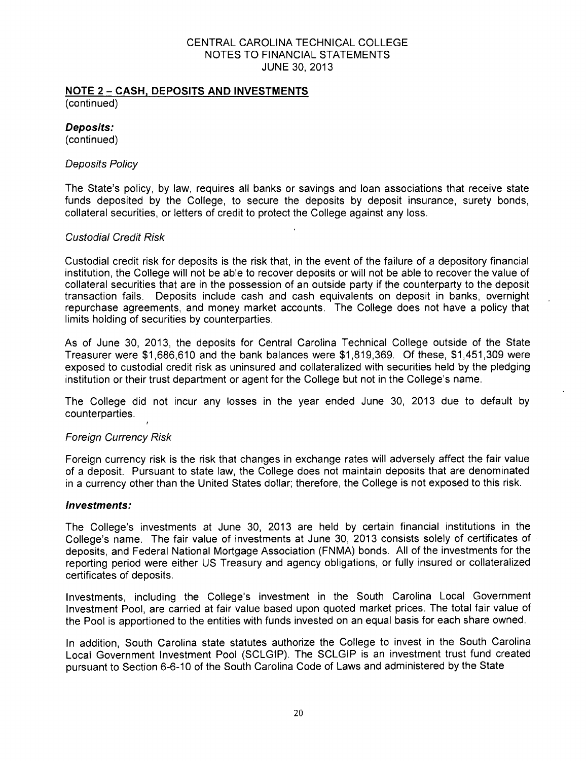## NOTE 2 – CASH, DEPOSITS AND INVESTMENTS

(continued)

### *Deposits:*

(continued)

*Deposits Policy*

The State's policy, by law, requires all banks or savings and loan associations that receive state funds deposited by the College, to secure the deposits by deposit insurance, surety bonds, collateral securities, or letters of credit to protect the College against any loss.

*Custodial Credit Risk*

Custodial credit risk for deposits is the risk that, in the event of the failure of a depository financial institution, the College will not be able to recover deposits or will not be able to recover the value of collateral securities that are in the possession of an outside party if the counterparty to the deposit transaction fails. Deposits include cash and cash equivalents on deposit in banks, overnight repurchase agreements, and money market accounts. The College does not have a policy that limits holding of securities by counterparties.

As of June 30, 2013, the deposits for Central Carolina Technical College outside of the State Treasurer were $1,686,610 and the bank balances were $1,819,369. Of these, $1,451,309 were exposed to custodial credit risk as uninsured and collateralized with securities held by the pledging institution or their trust department or agent for the College but not in the College's name.

The College did not incur any losses in the year ended June 30, 2013 due to default by counterparties.

*Foreign Currency Risk*

Foreign currency risk is the risk that changes in exchange rates will adversely affect the fair value of a deposit. Pursuant to state law, the College does not maintain deposits that are denominated in a currency other than the United States dollar; therefore, the College is not exposed to this risk.

### *Investments:*

The College's investments at June 30, 2013 are held by certain financial institutions in the College's name. The fair value of investments at June 30, 2013 consists solely of certificates of deposits, and Federal National Mortgage Association (FNMA) bonds. All of the investments for the reporting period were either US Treasury and agency obligations, or fully insured or collateralized certificates of deposits.

Investments, including the College's investment in the South Carolina Local Government Investment Pool, are carried at fair value based upon quoted market prices. The total fair value of the Pool is apportioned to the entities with funds invested on an equal basis for each share owned.

In addition, South Carolina state statutes authorize the College to invest in the South Carolina Local Government Investment Pool (SCLGIP). The SCLGIP is an investment trust fund created pursuant to Section 6-6-10 of the South Carolina Code of Laws and administered by the State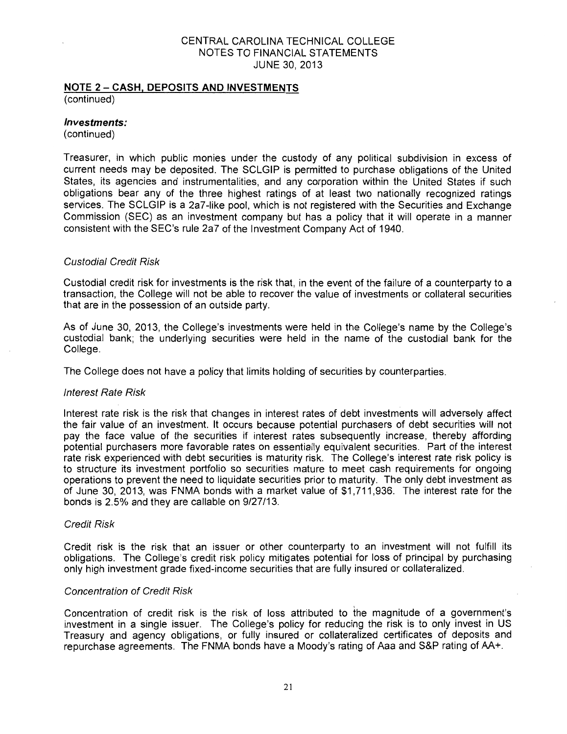## NOTE 2 – CASH, DEPOSITS AND INVESTMENTS

(continued)

### *Investments:*

(continued)

Treasurer, in which public monies under the custody of any political subdivision in excess of current needs may be deposited. The SCLGIP is permitted to purchase obligations of the United States, its agencies and instrumentalities, and any corporation within the United States if such obligations bear any of the three highest ratings of at least two nationally recognized ratings services. The SCLGIP is a 2a7-like pool, which is not registered with the Securities and Exchange Commission (SEC) as an investment company but has a policy that it will operate in a manner consistent with the SEC's rule 2a7 of the Investment Company Act of 1940.

*Custodial Credit Risk*

Custodial credit risk for investments is the risk that, in the event of the failure of a counterparty to a transaction, the College will not be able to recover the value of investments or collateral securities that are in the possession of an outside party.

As of June 30, 2013, the College's investments were held in the College's name by the College's custodial bank; the underlying securities were held in the name of the custodial bank for the College.

The College does not have a policy that limits holding of securities by counterparties.

*Interest Rate Risk*

Interest rate risk is the risk that changes in interest rates of debt investments will adversely affect the fair value of an investment. It occurs because potential purchasers of debt securities will not pay the face value of the securities if interest rates subsequently increase, thereby affording potential purchasers more favorable rates on essentially equivalent securities. Part of the interest rate risk experienced with debt securities is maturity risk. The College's interest rate risk policy is to structure its investment portfolio so securities mature to meet cash requirements for ongoing operations to prevent the need to liquidate securities prior to maturity. The only debt investment as of June 30, 2013, was FNMA bonds with a market value of $1,711,936. The interest rate for the bonds is 2.5% and they are callable on 9/27/13.

*Credit Risk*

Credit risk is the risk that an issuer or other counterparty to an investment will not fulfill its obligations. The College's credit risk policy mitigates potential for loss of principal by purchasing only high investment grade fixed-income securities that are fully insured or collateralized.

*Concentration of Credit Risk*

Concentration of credit risk is the risk of loss attributed to the magnitude of a government's investment in a single issuer. The College's policy for reducing the risk is to only invest in US Treasury and agency obligations, or fully insured or collateralized certificates of deposits and repurchase agreements. The FNMA bonds have a Moody's rating of Aaa and S&P rating of AA+.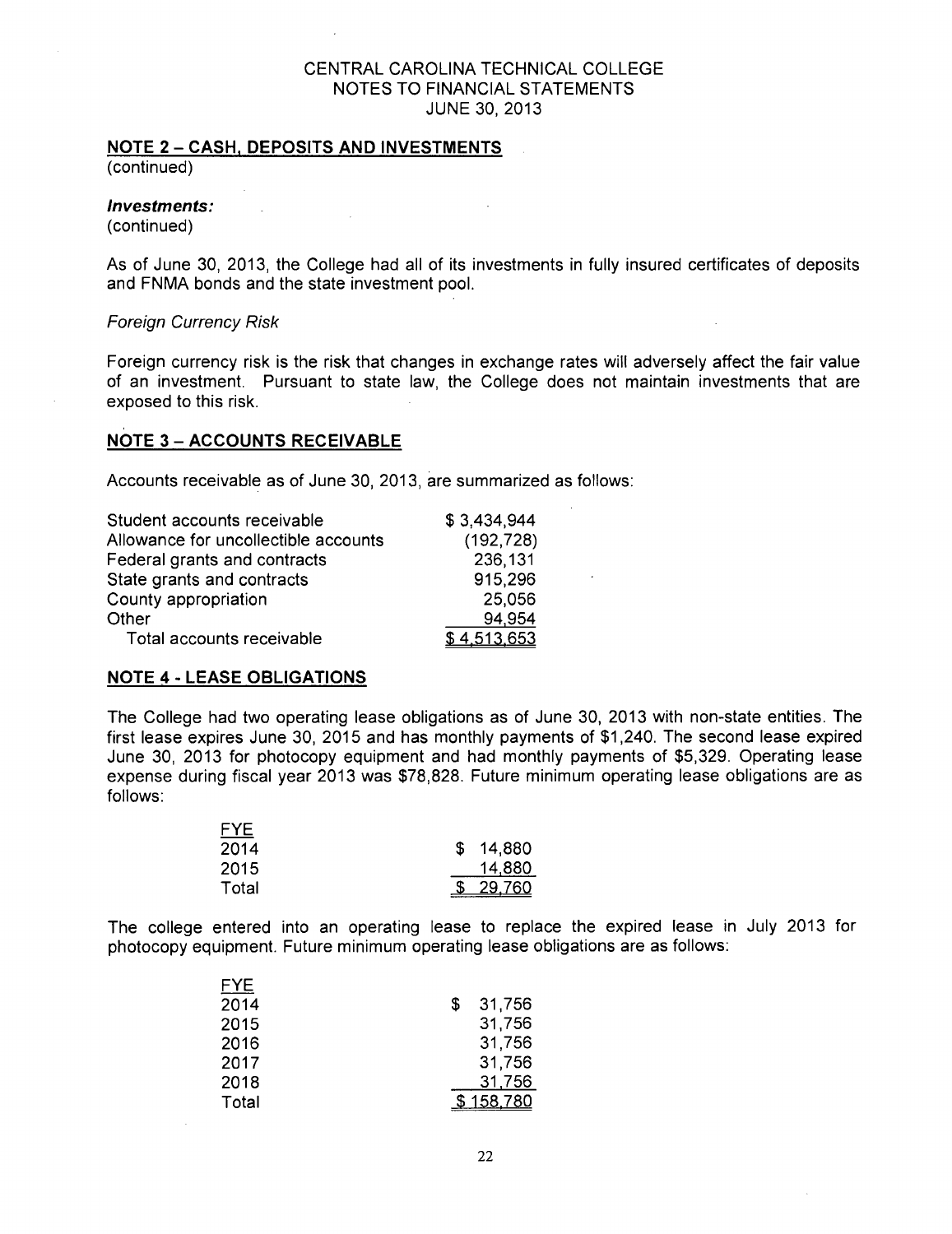## NOTE 2 – CASH, DEPOSITS AND INVESTMENTS

(continued)

### *Investments:*

(continued)

As of June 30, 2013, the College had all of its investments in fully insured certificates of deposits and FNMA bonds and the state investment pool.

*Foreign Currency Risk*

Foreign currency risk is the risk that changes in exchange rates will adversely affect the fair value of an investment. Pursuant to state law, the College does not maintain investments that are exposed to this risk.

## NOTE 3 – ACCOUNTS RECEIVABLE

Accounts receivable as of June 30, 2013, are summarized as follows:

| | |
|---|---|
| Student accounts receivable | $ 3,434,944 |
| Allowance for uncollectible accounts | (192,728) |
| Federal grants and contracts | 236,131 |
| State grants and contracts | 915,296 |
| County appropriation | 25,056 |
| Other | 94,954 |
| Total accounts receivable | $ 4,513,653 |

## NOTE 4 - LEASE OBLIGATIONS

The College had two operating lease obligations as of June 30, 2013 with non-state entities. The first lease expires June 30, 2015 and has monthly payments of $1,240. The second lease expired June 30, 2013 for photocopy equipment and had monthly payments of $5,329. Operating lease expense during fiscal year 2013 was $78,828. Future minimum operating lease obligations are as follows:

| FYE | |
|---|---|
| 2014 | $ 14,880 |
| 2015 | 14,880 |
| Total | $ 29,760 |

The college entered into an operating lease to replace the expired lease in July 2013 for photocopy equipment. Future minimum operating lease obligations are as follows:

| FYE | |
|---|---|
| 2014 | $ 31,756 |
| 2015 | 31,756 |
| 2016 | 31,756 |
| 2017 | 31,756 |
| 2018 | 31,756 |
| Total | $ 158,780 |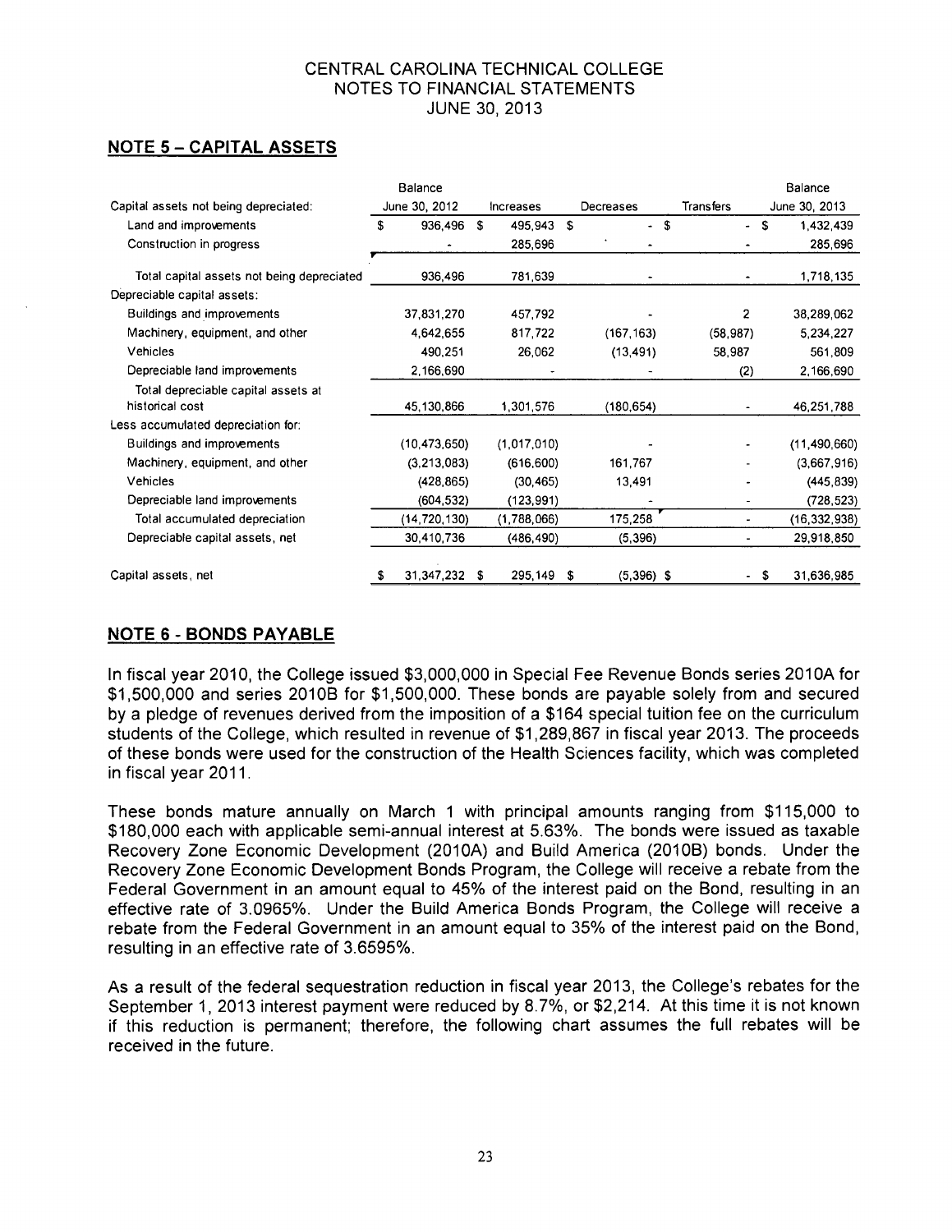CENTRAL CAROLINA TECHNICAL COLLEGE
NOTES TO FINANCIAL STATEMENTS
JUNE 30, 2013

## NOTE 5 – CAPITAL ASSETS

| Capital assets not being depreciated: | Balance June 30, 2012 | Increases | Decreases | Transfers | Balance June 30, 2013 |
|---|---|---|---|---|---|
| Land and improvements | $ 936,496 | $ 495,943 | $ - | $ - | $ 1,432,439 |
| Construction in progress | - | 285,696 | - | - | 285,696 |
| Total capital assets not being depreciated | 936,496 | 781,639 | - | - | 1,718,135 |
| Depreciable capital assets: | | | | | |
| Buildings and improvements | 37,831,270 | 457,792 | - | 2 | 38,289,062 |
| Machinery, equipment, and other | 4,642,655 | 817,722 | (167,163) | (58,987) | 5,234,227 |
| Vehicles | 490,251 | 26,062 | (13,491) | 58,987 | 561,809 |
| Depreciable land improvements | 2,166,690 | - | - | (2) | 2,166,690 |
| Total depreciable capital assets at historical cost | 45,130,866 | 1,301,576 | (180,654) | - | 46,251,788 |
| Less accumulated depreciation for: | | | | | |
| Buildings and improvements | (10,473,650) | (1,017,010) | - | - | (11,490,660) |
| Machinery, equipment, and other | (3,213,083) | (616,600) | 161,767 | - | (3,667,916) |
| Vehicles | (428,865) | (30,465) | 13,491 | - | (445,839) |
| Depreciable land improvements | (604,532) | (123,991) | - | - | (728,523) |
| Total accumulated depreciation | (14,720,130) | (1,788,066) | 175,258 | - | (16,332,938) |
| Depreciable capital assets, net | 30,410,736 | (486,490) | (5,396) | - | 29,918,850 |
| Capital assets, net | $ 31,347,232 | $ 295,149 | $ (5,396) | $ - | $ 31,636,985 |

## NOTE 6 - BONDS PAYABLE

In fiscal year 2010, the College issued $3,000,000 in Special Fee Revenue Bonds series 2010A for $1,500,000 and series 2010B for $1,500,000. These bonds are payable solely from and secured by a pledge of revenues derived from the imposition of a $164 special tuition fee on the curriculum students of the College, which resulted in revenue of $1,289,867 in fiscal year 2013. The proceeds of these bonds were used for the construction of the Health Sciences facility, which was completed in fiscal year 2011.

These bonds mature annually on March 1 with principal amounts ranging from $115,000 to $180,000 each with applicable semi-annual interest at 5.63%. The bonds were issued as taxable Recovery Zone Economic Development (2010A) and Build America (2010B) bonds. Under the Recovery Zone Economic Development Bonds Program, the College will receive a rebate from the Federal Government in an amount equal to 45% of the interest paid on the Bond, resulting in an effective rate of 3.0965%. Under the Build America Bonds Program, the College will receive a rebate from the Federal Government in an amount equal to 35% of the interest paid on the Bond, resulting in an effective rate of 3.6595%.

As a result of the federal sequestration reduction in fiscal year 2013, the College's rebates for the September 1, 2013 interest payment were reduced by 8.7%, or $2,214. At this time it is not known if this reduction is permanent; therefore, the following chart assumes the full rebates will be received in the future.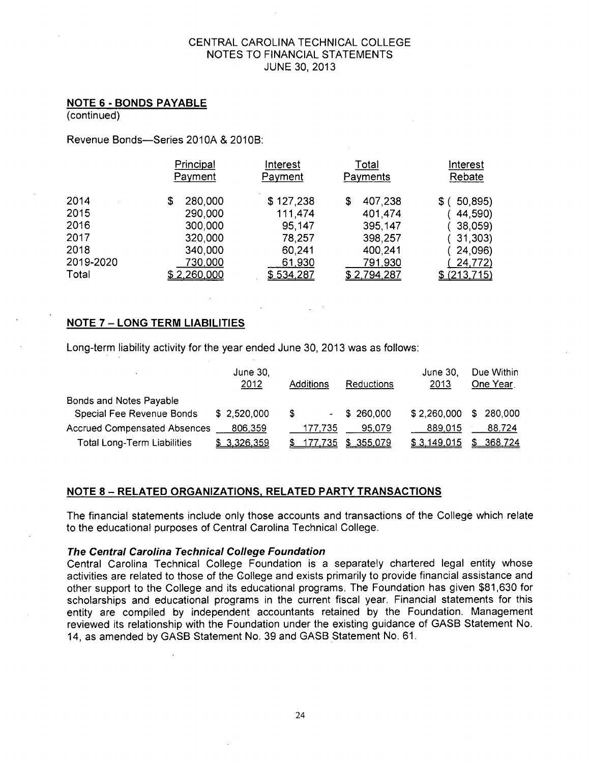## NOTE 6 - BONDS PAYABLE

(continued)

Revenue Bonds—Series 2010A & 2010B:

| | Principal Payment | Interest Payment | Total Payments | Interest Rebate |
|---|---|---|---|---|
| 2014 | $ 280,000 | $ 127,238 | $ 407,238 | $ ( 50,895) |
| 2015 | 290,000 | 111,474 | 401,474 | ( 44,590) |
| 2016 | 300,000 | 95,147 | 395,147 | ( 38,059) |
| 2017 | 320,000 | 78,257 | 398,257 | ( 31,303) |
| 2018 | 340,000 | 60,241 | 400,241 | ( 24,096) |
| 2019-2020 | 730,000 | 61,930 | 791,930 | ( 24,772) |
| Total | $ 2,260,000 | $ 534,287 | $ 2,794,287 | $ (213,715) |

## NOTE 7 – LONG TERM LIABILITIES

Long-term liability activity for the year ended June 30, 2013 was as follows:

| | June 30, 2012 | Additions | Reductions | June 30, 2013 | Due Within One Year |
|---|---|---|---|---|---|
| Bonds and Notes Payable | | | | | |
| Special Fee Revenue Bonds | $ 2,520,000 | $ - | $ 260,000 | $ 2,260,000 | $ 280,000 |
| Accrued Compensated Absences | 806,359 | 177,735 | 95,079 | 889,015 | 88,724 |
| Total Long-Term Liabilities | $ 3,326,359 | $ 177,735 | $ 355,079 | $ 3,149,015 | $ 368,724 |

## NOTE 8 – RELATED ORGANIZATIONS, RELATED PARTY TRANSACTIONS

The financial statements include only those accounts and transactions of the College which relate to the educational purposes of Central Carolina Technical College.

***The Central Carolina Technical College Foundation***

Central Carolina Technical College Foundation is a separately chartered legal entity whose activities are related to those of the College and exists primarily to provide financial assistance and other support to the College and its educational programs. The Foundation has given $81,630 for scholarships and educational programs in the current fiscal year. Financial statements for this entity are compiled by independent accountants retained by the Foundation. Management reviewed its relationship with the Foundation under the existing guidance of GASB Statement No. 14, as amended by GASB Statement No. 39 and GASB Statement No. 61.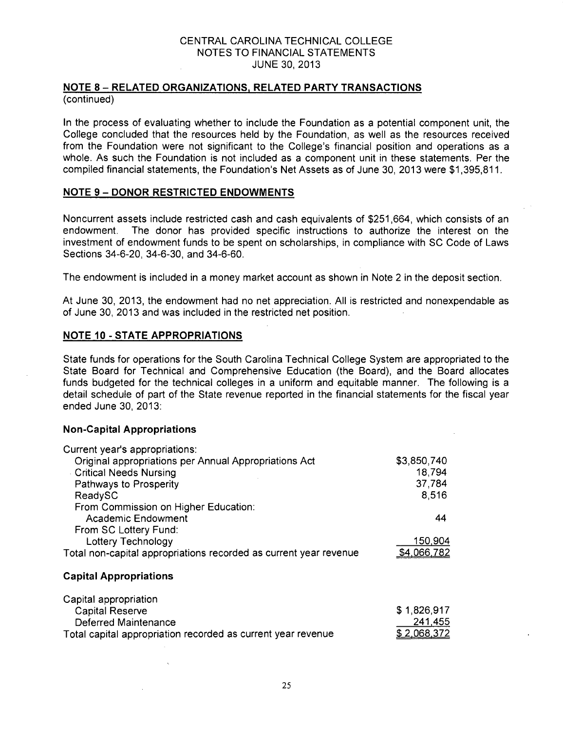CENTRAL CAROLINA TECHNICAL COLLEGE
NOTES TO FINANCIAL STATEMENTS
JUNE 30, 2013

## NOTE 8 – RELATED ORGANIZATIONS, RELATED PARTY TRANSACTIONS

(continued)

In the process of evaluating whether to include the Foundation as a potential component unit, the College concluded that the resources held by the Foundation, as well as the resources received from the Foundation were not significant to the College's financial position and operations as a whole. As such the Foundation is not included as a component unit in these statements. Per the compiled financial statements, the Foundation's Net Assets as of June 30, 2013 were $1,395,811.

## NOTE 9 – DONOR RESTRICTED ENDOWMENTS

Noncurrent assets include restricted cash and cash equivalents of $251,664, which consists of an endowment. The donor has provided specific instructions to authorize the interest on the investment of endowment funds to be spent on scholarships, in compliance with SC Code of Laws Sections 34-6-20, 34-6-30, and 34-6-60.

The endowment is included in a money market account as shown in Note 2 in the deposit section.

At June 30, 2013, the endowment had no net appreciation. All is restricted and nonexpendable as of June 30, 2013 and was included in the restricted net position.

## NOTE 10 - STATE APPROPRIATIONS

State funds for operations for the South Carolina Technical College System are appropriated to the State Board for Technical and Comprehensive Education (the Board), and the Board allocates funds budgeted for the technical colleges in a uniform and equitable manner. The following is a detail schedule of part of the State revenue reported in the financial statements for the fiscal year ended June 30, 2013:

### Non-Capital Appropriations

| | |
|---|---|
| Current year's appropriations: | |
| Original appropriations per Annual Appropriations Act | $3,850,740 |
| Critical Needs Nursing | 18,794 |
| Pathways to Prosperity | 37,784 |
| ReadySC | 8,516 |
| From Commission on Higher Education: | |
| Academic Endowment | 44 |
| From SC Lottery Fund: | |
| Lottery Technology | 150,904 |
| Total non-capital appropriations recorded as current year revenue | $4,066,782 |

### Capital Appropriations

| | |
|---|---|
| Capital appropriation | |
| Capital Reserve | $ 1,826,917 |
| Deferred Maintenance | 241,455 |
| Total capital appropriation recorded as current year revenue | $ 2,068,372 |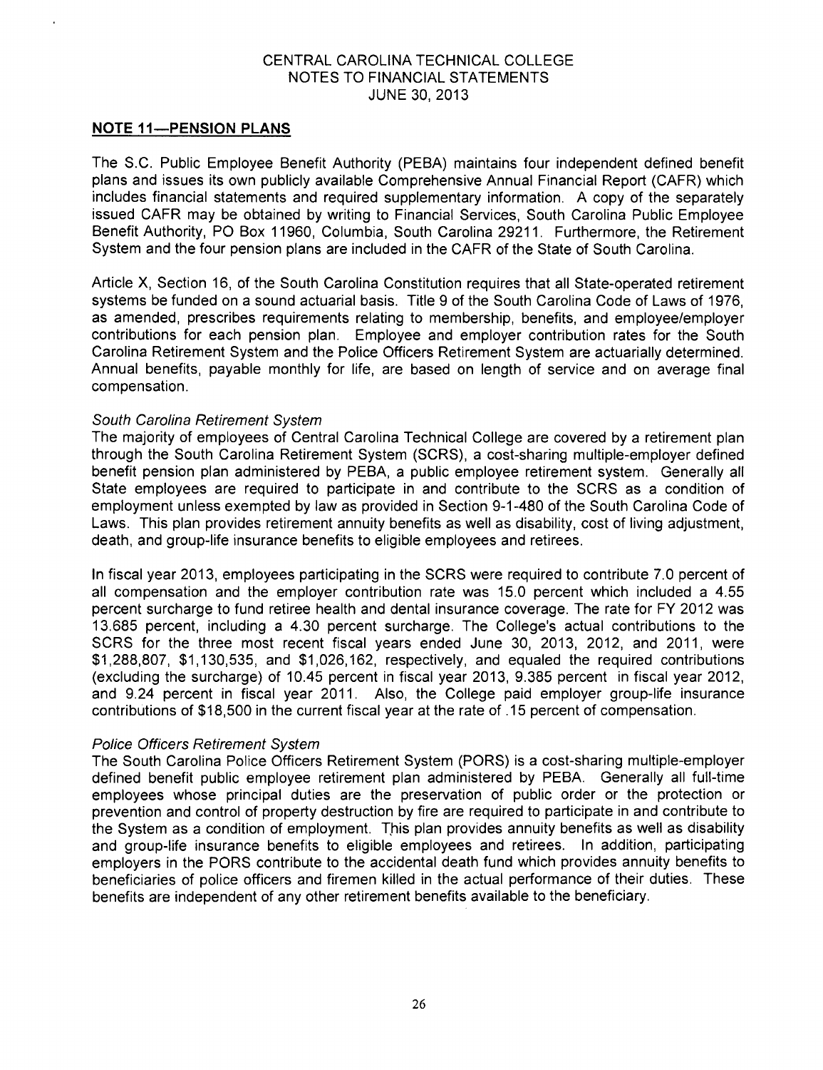# CENTRAL CAROLINA TECHNICAL COLLEGE
# NOTES TO FINANCIAL STATEMENTS
# JUNE 30, 2013

## NOTE 11—PENSION PLANS

The S.C. Public Employee Benefit Authority (PEBA) maintains four independent defined benefit plans and issues its own publicly available Comprehensive Annual Financial Report (CAFR) which includes financial statements and required supplementary information. A copy of the separately issued CAFR may be obtained by writing to Financial Services, South Carolina Public Employee Benefit Authority, PO Box 11960, Columbia, South Carolina 29211. Furthermore, the Retirement System and the four pension plans are included in the CAFR of the State of South Carolina.

Article X, Section 16, of the South Carolina Constitution requires that all State-operated retirement systems be funded on a sound actuarial basis. Title 9 of the South Carolina Code of Laws of 1976, as amended, prescribes requirements relating to membership, benefits, and employee/employer contributions for each pension plan. Employee and employer contribution rates for the South Carolina Retirement System and the Police Officers Retirement System are actuarially determined. Annual benefits, payable monthly for life, are based on length of service and on average final compensation.

*South Carolina Retirement System*

The majority of employees of Central Carolina Technical College are covered by a retirement plan through the South Carolina Retirement System (SCRS), a cost-sharing multiple-employer defined benefit pension plan administered by PEBA, a public employee retirement system. Generally all State employees are required to participate in and contribute to the SCRS as a condition of employment unless exempted by law as provided in Section 9-1-480 of the South Carolina Code of Laws. This plan provides retirement annuity benefits as well as disability, cost of living adjustment, death, and group-life insurance benefits to eligible employees and retirees.

In fiscal year 2013, employees participating in the SCRS were required to contribute 7.0 percent of all compensation and the employer contribution rate was 15.0 percent which included a 4.55 percent surcharge to fund retiree health and dental insurance coverage. The rate for FY 2012 was 13.685 percent, including a 4.30 percent surcharge. The College's actual contributions to the SCRS for the three most recent fiscal years ended June 30, 2013, 2012, and 2011, were $1,288,807, $1,130,535, and $1,026,162, respectively, and equaled the required contributions (excluding the surcharge) of 10.45 percent in fiscal year 2013, 9.385 percent in fiscal year 2012, and 9.24 percent in fiscal year 2011. Also, the College paid employer group-life insurance contributions of $18,500 in the current fiscal year at the rate of .15 percent of compensation.

*Police Officers Retirement System*

The South Carolina Police Officers Retirement System (PORS) is a cost-sharing multiple-employer defined benefit public employee retirement plan administered by PEBA. Generally all full-time employees whose principal duties are the preservation of public order or the protection or prevention and control of property destruction by fire are required to participate in and contribute to the System as a condition of employment. This plan provides annuity benefits as well as disability and group-life insurance benefits to eligible employees and retirees. In addition, participating employers in the PORS contribute to the accidental death fund which provides annuity benefits to beneficiaries of police officers and firemen killed in the actual performance of their duties. These benefits are independent of any other retirement benefits available to the beneficiary.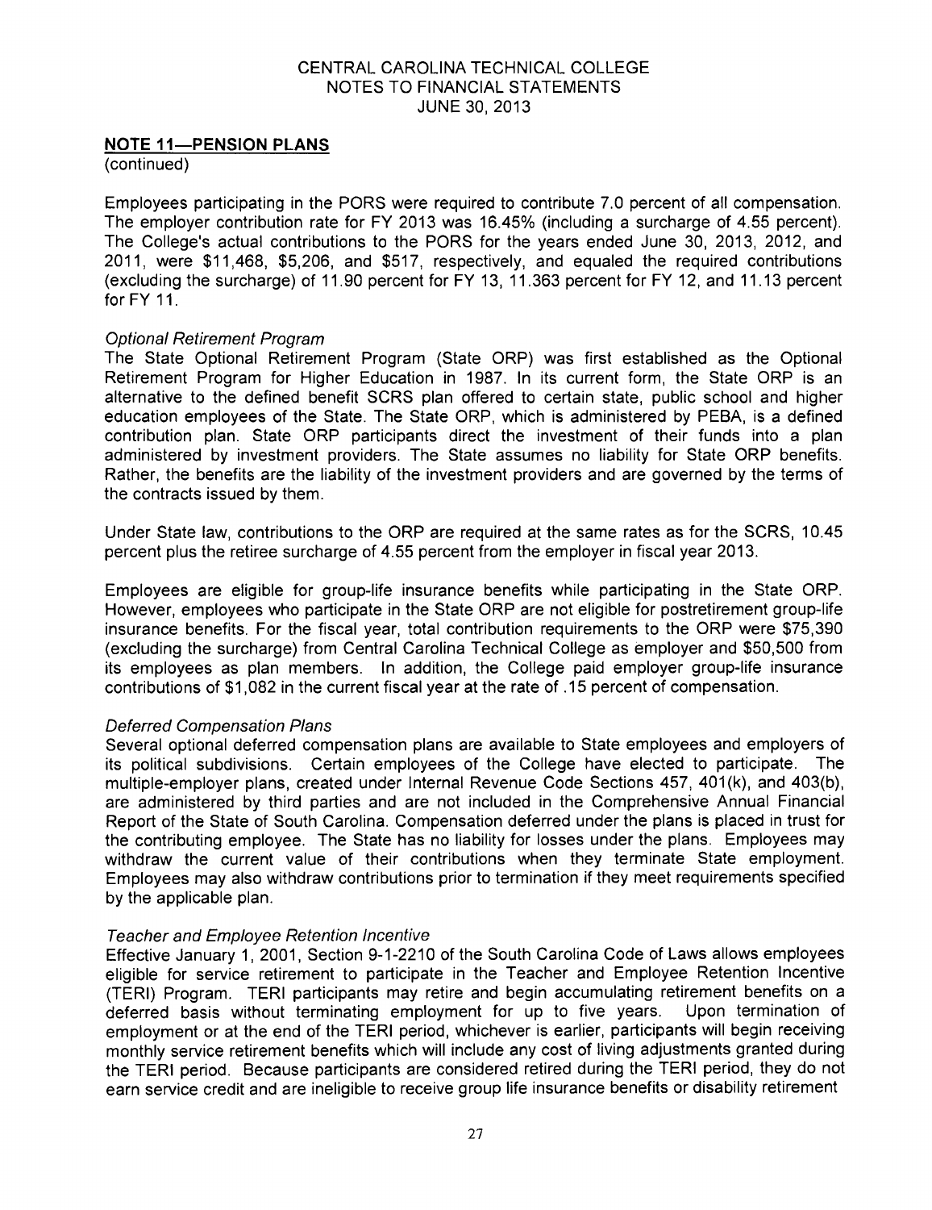## NOTE 11—PENSION PLANS

(continued)

Employees participating in the PORS were required to contribute 7.0 percent of all compensation. The employer contribution rate for FY 2013 was 16.45% (including a surcharge of 4.55 percent). The College's actual contributions to the PORS for the years ended June 30, 2013, 2012, and 2011, were $11,468, $5,206, and $517, respectively, and equaled the required contributions (excluding the surcharge) of 11.90 percent for FY 13, 11.363 percent for FY 12, and 11.13 percent for FY 11.

*Optional Retirement Program*

The State Optional Retirement Program (State ORP) was first established as the Optional Retirement Program for Higher Education in 1987. In its current form, the State ORP is an alternative to the defined benefit SCRS plan offered to certain state, public school and higher education employees of the State. The State ORP, which is administered by PEBA, is a defined contribution plan. State ORP participants direct the investment of their funds into a plan administered by investment providers. The State assumes no liability for State ORP benefits. Rather, the benefits are the liability of the investment providers and are governed by the terms of the contracts issued by them.

Under State law, contributions to the ORP are required at the same rates as for the SCRS, 10.45 percent plus the retiree surcharge of 4.55 percent from the employer in fiscal year 2013.

Employees are eligible for group-life insurance benefits while participating in the State ORP. However, employees who participate in the State ORP are not eligible for postretirement group-life insurance benefits. For the fiscal year, total contribution requirements to the ORP were $75,390 (excluding the surcharge) from Central Carolina Technical College as employer and $50,500 from its employees as plan members. In addition, the College paid employer group-life insurance contributions of $1,082 in the current fiscal year at the rate of .15 percent of compensation.

*Deferred Compensation Plans*

Several optional deferred compensation plans are available to State employees and employers of its political subdivisions. Certain employees of the College have elected to participate. The multiple-employer plans, created under Internal Revenue Code Sections 457, 401(k), and 403(b), are administered by third parties and are not included in the Comprehensive Annual Financial Report of the State of South Carolina. Compensation deferred under the plans is placed in trust for the contributing employee. The State has no liability for losses under the plans. Employees may withdraw the current value of their contributions when they terminate State employment. Employees may also withdraw contributions prior to termination if they meet requirements specified by the applicable plan.

*Teacher and Employee Retention Incentive*

Effective January 1, 2001, Section 9-1-2210 of the South Carolina Code of Laws allows employees eligible for service retirement to participate in the Teacher and Employee Retention Incentive (TERI) Program. TERI participants may retire and begin accumulating retirement benefits on a deferred basis without terminating employment for up to five years. Upon termination of employment or at the end of the TERI period, whichever is earlier, participants will begin receiving monthly service retirement benefits which will include any cost of living adjustments granted during the TERI period. Because participants are considered retired during the TERI period, they do not earn service credit and are ineligible to receive group life insurance benefits or disability retirement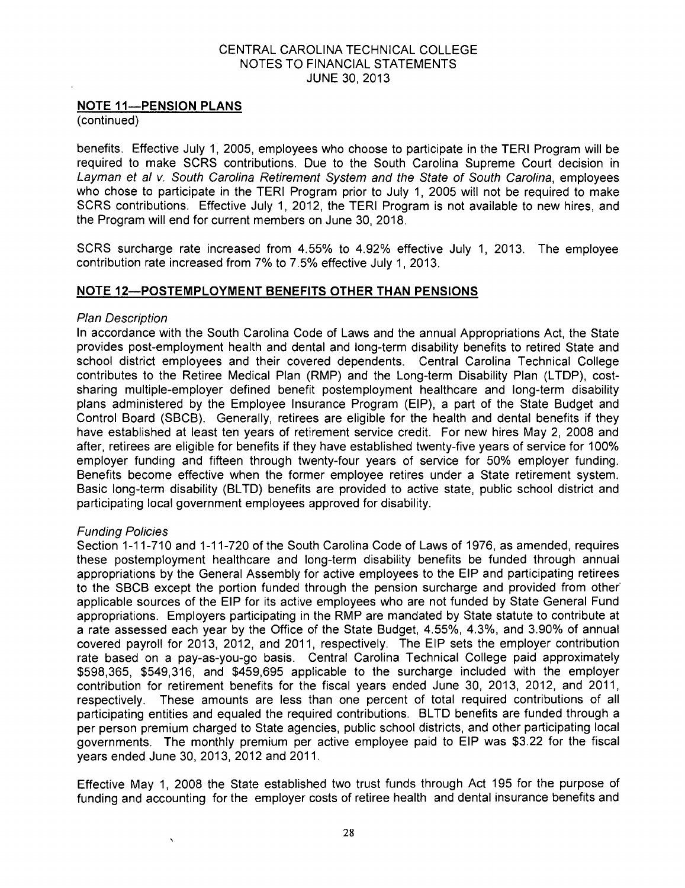## NOTE 11—PENSION PLANS

(continued)

benefits. Effective July 1, 2005, employees who choose to participate in the TERI Program will be required to make SCRS contributions. Due to the South Carolina Supreme Court decision in *Layman et al v. South Carolina Retirement System and the State of South Carolina*, employees who chose to participate in the TERI Program prior to July 1, 2005 will not be required to make SCRS contributions. Effective July 1, 2012, the TERI Program is not available to new hires, and the Program will end for current members on June 30, 2018.

SCRS surcharge rate increased from 4.55% to 4.92% effective July 1, 2013. The employee contribution rate increased from 7% to 7.5% effective July 1, 2013.

## NOTE 12—POSTEMPLOYMENT BENEFITS OTHER THAN PENSIONS

*Plan Description*

In accordance with the South Carolina Code of Laws and the annual Appropriations Act, the State provides post-employment health and dental and long-term disability benefits to retired State and school district employees and their covered dependents. Central Carolina Technical College contributes to the Retiree Medical Plan (RMP) and the Long-term Disability Plan (LTDP), cost-sharing multiple-employer defined benefit postemployment healthcare and long-term disability plans administered by the Employee Insurance Program (EIP), a part of the State Budget and Control Board (SBCB). Generally, retirees are eligible for the health and dental benefits if they have established at least ten years of retirement service credit. For new hires May 2, 2008 and after, retirees are eligible for benefits if they have established twenty-five years of service for 100% employer funding and fifteen through twenty-four years of service for 50% employer funding. Benefits become effective when the former employee retires under a State retirement system. Basic long-term disability (BLTD) benefits are provided to active state, public school district and participating local government employees approved for disability.

*Funding Policies*

Section 1-11-710 and 1-11-720 of the South Carolina Code of Laws of 1976, as amended, requires these postemployment healthcare and long-term disability benefits be funded through annual appropriations by the General Assembly for active employees to the EIP and participating retirees to the SBCB except the portion funded through the pension surcharge and provided from other applicable sources of the EIP for its active employees who are not funded by State General Fund appropriations. Employers participating in the RMP are mandated by State statute to contribute at a rate assessed each year by the Office of the State Budget, 4.55%, 4.3%, and 3.90% of annual covered payroll for 2013, 2012, and 2011, respectively. The EIP sets the employer contribution rate based on a pay-as-you-go basis. Central Carolina Technical College paid approximately $598,365, $549,316, and $459,695 applicable to the surcharge included with the employer contribution for retirement benefits for the fiscal years ended June 30, 2013, 2012, and 2011, respectively. These amounts are less than one percent of total required contributions of all participating entities and equaled the required contributions. BLTD benefits are funded through a per person premium charged to State agencies, public school districts, and other participating local governments. The monthly premium per active employee paid to EIP was $3.22 for the fiscal years ended June 30, 2013, 2012 and 2011.

Effective May 1, 2008 the State established two trust funds through Act 195 for the purpose of funding and accounting for the employer costs of retiree health and dental insurance benefits and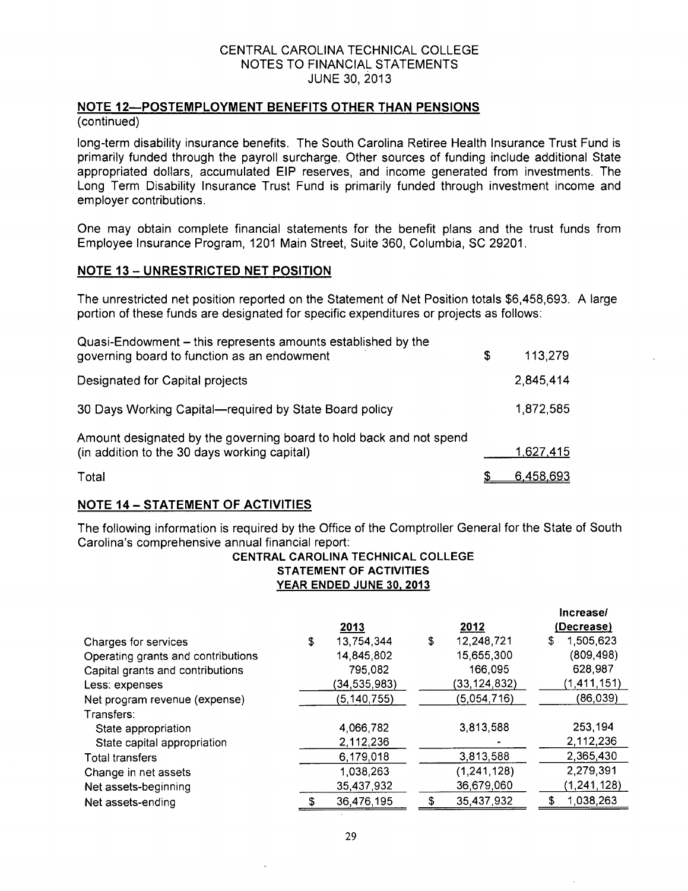CENTRAL CAROLINA TECHNICAL COLLEGE
NOTES TO FINANCIAL STATEMENTS
JUNE 30, 2013

## NOTE 12—POSTEMPLOYMENT BENEFITS OTHER THAN PENSIONS

(continued)

long-term disability insurance benefits. The South Carolina Retiree Health Insurance Trust Fund is primarily funded through the payroll surcharge. Other sources of funding include additional State appropriated dollars, accumulated EIP reserves, and income generated from investments. The Long Term Disability Insurance Trust Fund is primarily funded through investment income and employer contributions.

One may obtain complete financial statements for the benefit plans and the trust funds from Employee Insurance Program, 1201 Main Street, Suite 360, Columbia, SC 29201.

## NOTE 13 – UNRESTRICTED NET POSITION

The unrestricted net position reported on the Statement of Net Position totals $6,458,693. A large portion of these funds are designated for specific expenditures or projects as follows:

| | |
|---|---|
| Quasi-Endowment – this represents amounts established by the governing board to function as an endowment | $ 113,279 |
| Designated for Capital projects | 2,845,414 |
| 30 Days Working Capital—required by State Board policy | 1,872,585 |
| Amount designated by the governing board to hold back and not spend (in addition to the 30 days working capital) | 1,627,415 |
| Total | $ 6,458,693 |

## NOTE 14 – STATEMENT OF ACTIVITIES

The following information is required by the Office of the Comptroller General for the State of South Carolina's comprehensive annual financial report:

**CENTRAL CAROLINA TECHNICAL COLLEGE**
**STATEMENT OF ACTIVITIES**
**YEAR ENDED JUNE 30, 2013**

| | 2013 | 2012 | Increase/ (Decrease) |
|---|---|---|---|
| Charges for services | $ 13,754,344 | $ 12,248,721 | $ 1,505,623 |
| Operating grants and contributions | 14,845,802 | 15,655,300 | (809,498) |
| Capital grants and contributions | 795,082 | 166,095 | 628,987 |
| Less: expenses | (34,535,983) | (33,124,832) | (1,411,151) |
| Net program revenue (expense) | (5,140,755) | (5,054,716) | (86,039) |
| Transfers: | | | |
| State appropriation | 4,066,782 | 3,813,588 | 253,194 |
| State capital appropriation | 2,112,236 | - | 2,112,236 |
| Total transfers | 6,179,018 | 3,813,588 | 2,365,430 |
| Change in net assets | 1,038,263 | (1,241,128) | 2,279,391 |
| Net assets-beginning | 35,437,932 | 36,679,060 | (1,241,128) |
| Net assets-ending | $ 36,476,195 | $ 35,437,932 | $ 1,038,263 |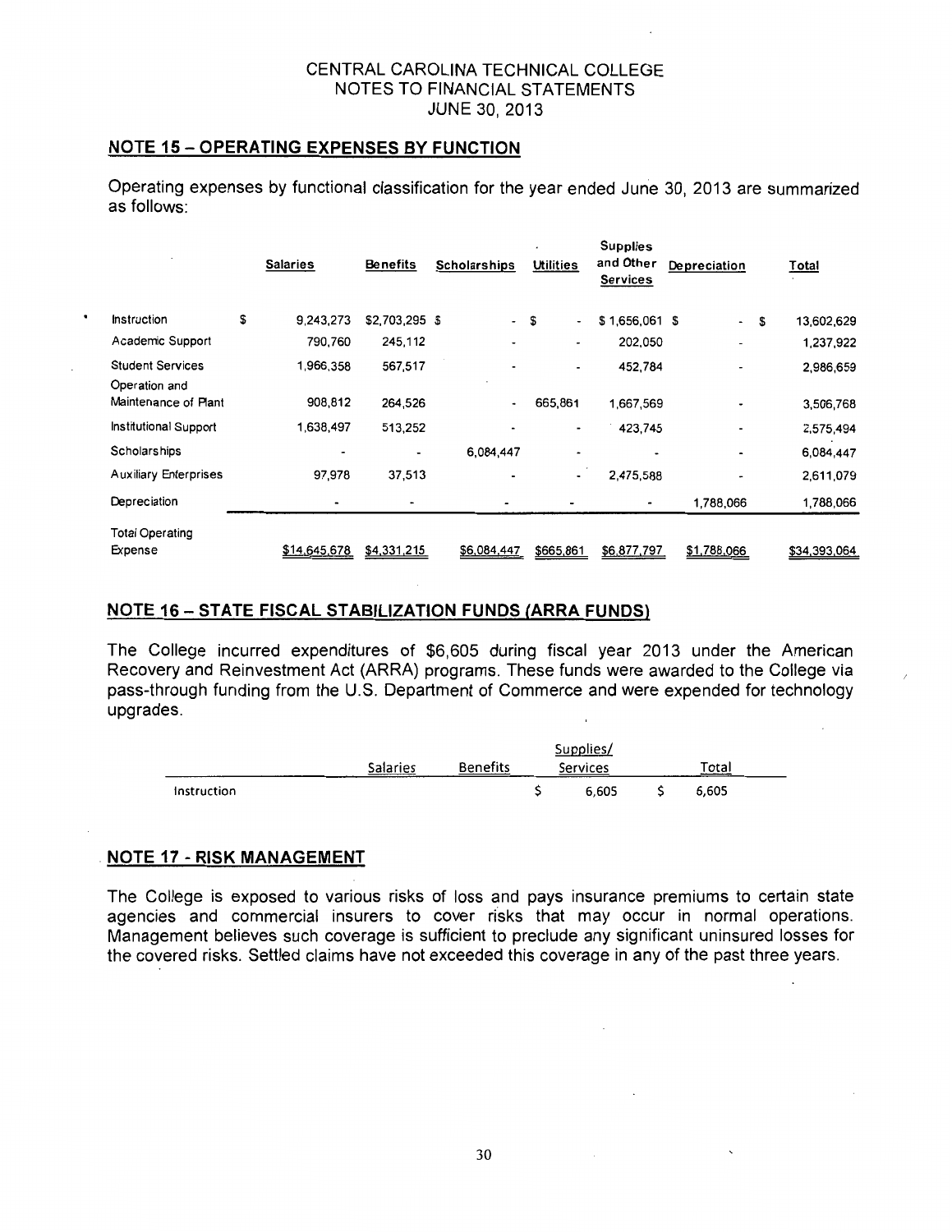CENTRAL CAROLINA TECHNICAL COLLEGE
NOTES TO FINANCIAL STATEMENTS
JUNE 30, 2013

## NOTE 15 – OPERATING EXPENSES BY FUNCTION

Operating expenses by functional classification for the year ended June 30, 2013 are summarized as follows:

| | Salaries | Benefits | Scholarships | Utilities | Supplies and Other Services | Depreciation | Total |
|---|---|---|---|---|---|---|---|
| Instruction | $ 9,243,273 | $2,703,295 | $ - | $ - | $ 1,656,061 | $ - | $ 13,602,629 |
| Academic Support | 790,760 | 245,112 | - | - | 202,050 | - | 1,237,922 |
| Student Services | 1,966,358 | 567,517 | - | - | 452,784 | - | 2,986,659 |
| Operation and Maintenance of Plant | 908,812 | 264,526 | - | 665,861 | 1,667,569 | - | 3,506,768 |
| Institutional Support | 1,638,497 | 513,252 | - | - | 423,745 | - | 2,575,494 |
| Scholarships | - | - | 6,084,447 | - | - | - | 6,084,447 |
| Auxiliary Enterprises | 97,978 | 37,513 | - | - | 2,475,588 | - | 2,611,079 |
| Depreciation | - | - | - | - | - | 1,788,066 | 1,788,066 |
| Total Operating Expense | $14,645,678 | $4,331,215 | $6,084,447 | $665,861 | $6,877,797 | $1,788,066 | $34,393,064 |

## NOTE 16 – STATE FISCAL STABILIZATION FUNDS (ARRA FUNDS)

The College incurred expenditures of $6,605 during fiscal year 2013 under the American Recovery and Reinvestment Act (ARRA) programs. These funds were awarded to the College via pass-through funding from the U.S. Department of Commerce and were expended for technology upgrades.

| | Salaries | Benefits | Supplies/ Services | Total |
|---|---|---|---|---|
| Instruction | | | $ 6,605 | $ 6,605 |

## NOTE 17 - RISK MANAGEMENT

The College is exposed to various risks of loss and pays insurance premiums to certain state agencies and commercial insurers to cover risks that may occur in normal operations. Management believes such coverage is sufficient to preclude any significant uninsured losses for the covered risks. Settled claims have not exceeded this coverage in any of the past three years.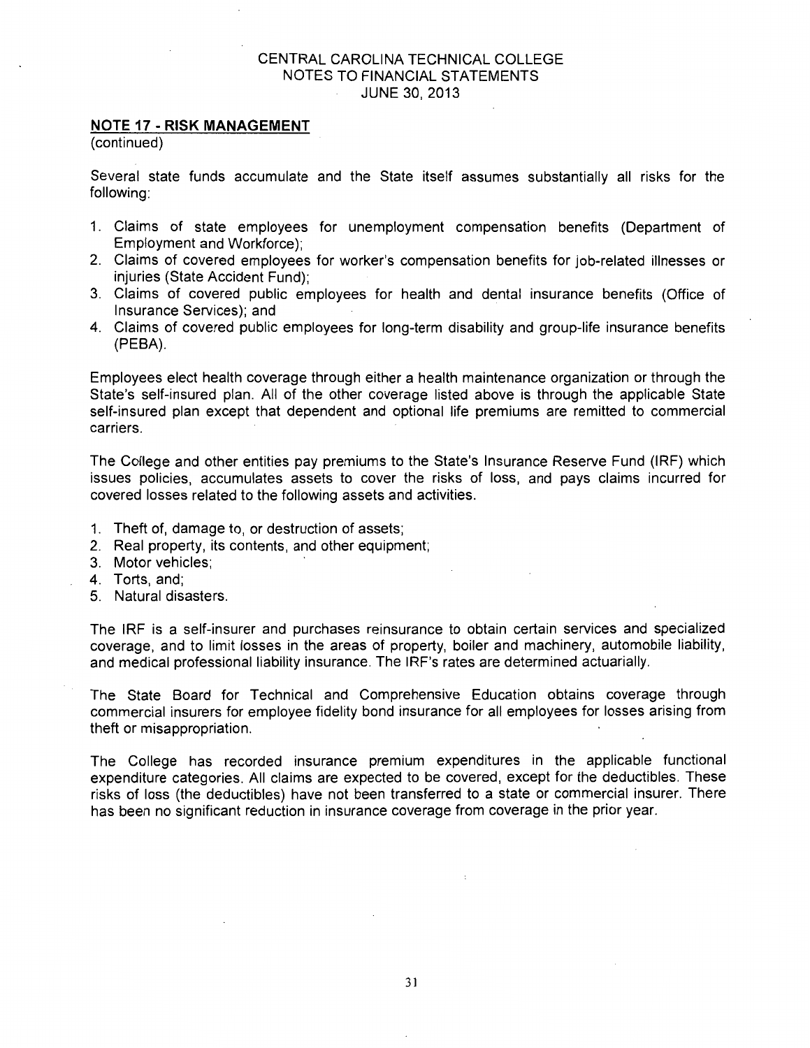## NOTE 17 - RISK MANAGEMENT

(continued)

Several state funds accumulate and the State itself assumes substantially all risks for the following:

1. Claims of state employees for unemployment compensation benefits (Department of Employment and Workforce);
2. Claims of covered employees for worker's compensation benefits for job-related illnesses or injuries (State Accident Fund);
3. Claims of covered public employees for health and dental insurance benefits (Office of Insurance Services); and
4. Claims of covered public employees for long-term disability and group-life insurance benefits (PEBA).

Employees elect health coverage through either a health maintenance organization or through the State's self-insured plan. All of the other coverage listed above is through the applicable State self-insured plan except that dependent and optional life premiums are remitted to commercial carriers.

The College and other entities pay premiums to the State's Insurance Reserve Fund (IRF) which issues policies, accumulates assets to cover the risks of loss, and pays claims incurred for covered losses related to the following assets and activities.

1. Theft of, damage to, or destruction of assets;
2. Real property, its contents, and other equipment;
3. Motor vehicles;
4. Torts, and;
5. Natural disasters.

The IRF is a self-insurer and purchases reinsurance to obtain certain services and specialized coverage, and to limit losses in the areas of property, boiler and machinery, automobile liability, and medical professional liability insurance. The IRF's rates are determined actuarially.

The State Board for Technical and Comprehensive Education obtains coverage through commercial insurers for employee fidelity bond insurance for all employees for losses arising from theft or misappropriation.

The College has recorded insurance premium expenditures in the applicable functional expenditure categories. All claims are expected to be covered, except for the deductibles. These risks of loss (the deductibles) have not been transferred to a state or commercial insurer. There has been no significant reduction in insurance coverage from coverage in the prior year.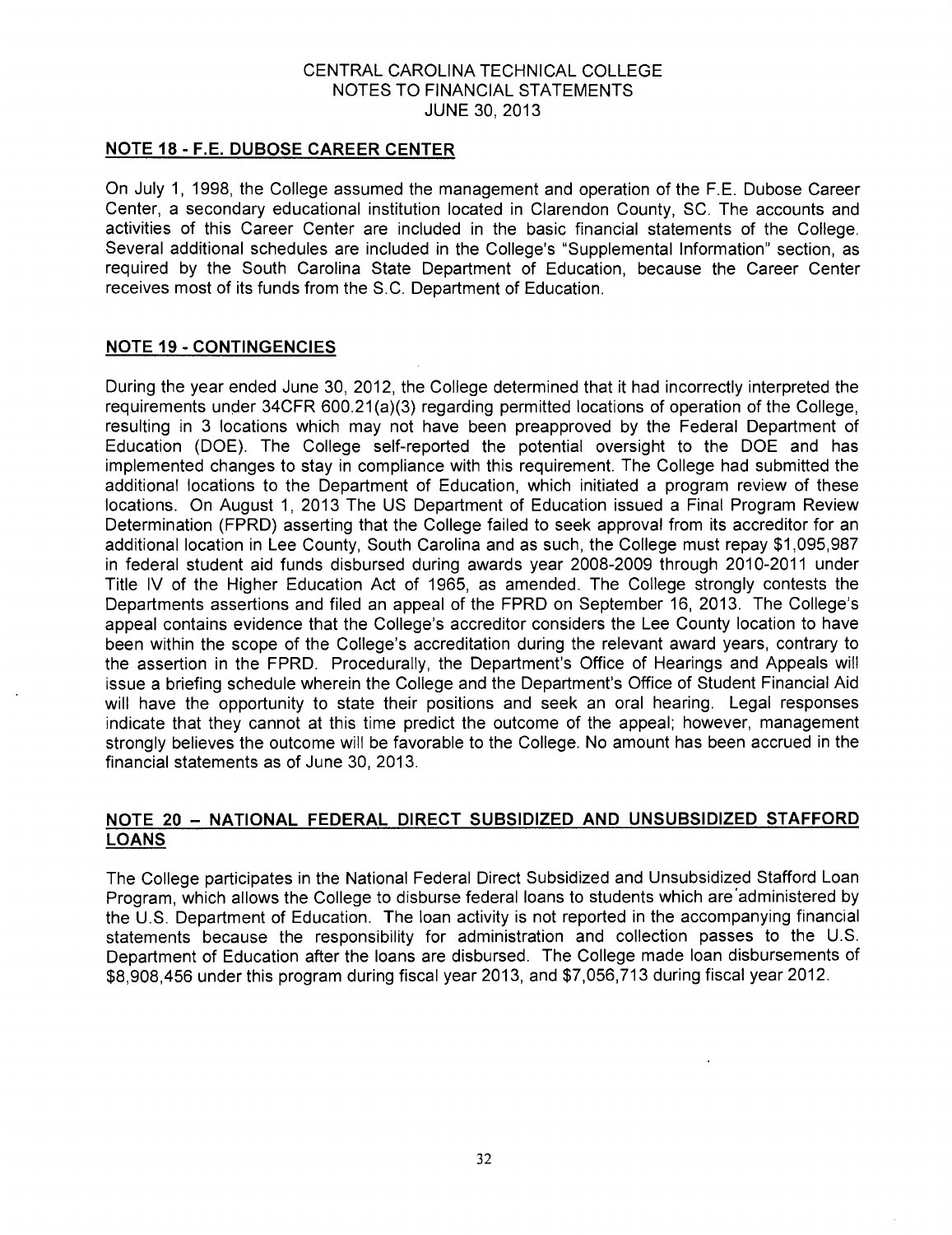CENTRAL CAROLINA TECHNICAL COLLEGE
NOTES TO FINANCIAL STATEMENTS
JUNE 30, 2013

## NOTE 18 - F.E. DUBOSE CAREER CENTER

On July 1, 1998, the College assumed the management and operation of the F.E. Dubose Career Center, a secondary educational institution located in Clarendon County, SC. The accounts and activities of this Career Center are included in the basic financial statements of the College. Several additional schedules are included in the College's "Supplemental Information" section, as required by the South Carolina State Department of Education, because the Career Center receives most of its funds from the S.C. Department of Education.

## NOTE 19 - CONTINGENCIES

During the year ended June 30, 2012, the College determined that it had incorrectly interpreted the requirements under 34CFR 600.21(a)(3) regarding permitted locations of operation of the College, resulting in 3 locations which may not have been preapproved by the Federal Department of Education (DOE). The College self-reported the potential oversight to the DOE and has implemented changes to stay in compliance with this requirement. The College had submitted the additional locations to the Department of Education, which initiated a program review of these locations. On August 1, 2013 The US Department of Education issued a Final Program Review Determination (FPRD) asserting that the College failed to seek approval from its accreditor for an additional location in Lee County, South Carolina and as such, the College must repay $1,095,987 in federal student aid funds disbursed during awards year 2008-2009 through 2010-2011 under Title IV of the Higher Education Act of 1965, as amended. The College strongly contests the Departments assertions and filed an appeal of the FPRD on September 16, 2013. The College's appeal contains evidence that the College's accreditor considers the Lee County location to have been within the scope of the College's accreditation during the relevant award years, contrary to the assertion in the FPRD. Procedurally, the Department's Office of Hearings and Appeals will issue a briefing schedule wherein the College and the Department's Office of Student Financial Aid will have the opportunity to state their positions and seek an oral hearing. Legal responses indicate that they cannot at this time predict the outcome of the appeal; however, management strongly believes the outcome will be favorable to the College. No amount has been accrued in the financial statements as of June 30, 2013.

## NOTE 20 – NATIONAL FEDERAL DIRECT SUBSIDIZED AND UNSUBSIDIZED STAFFORD LOANS

The College participates in the National Federal Direct Subsidized and Unsubsidized Stafford Loan Program, which allows the College to disburse federal loans to students which are administered by the U.S. Department of Education. The loan activity is not reported in the accompanying financial statements because the responsibility for administration and collection passes to the U.S. Department of Education after the loans are disbursed. The College made loan disbursements of $8,908,456 under this program during fiscal year 2013, and $7,056,713 during fiscal year 2012.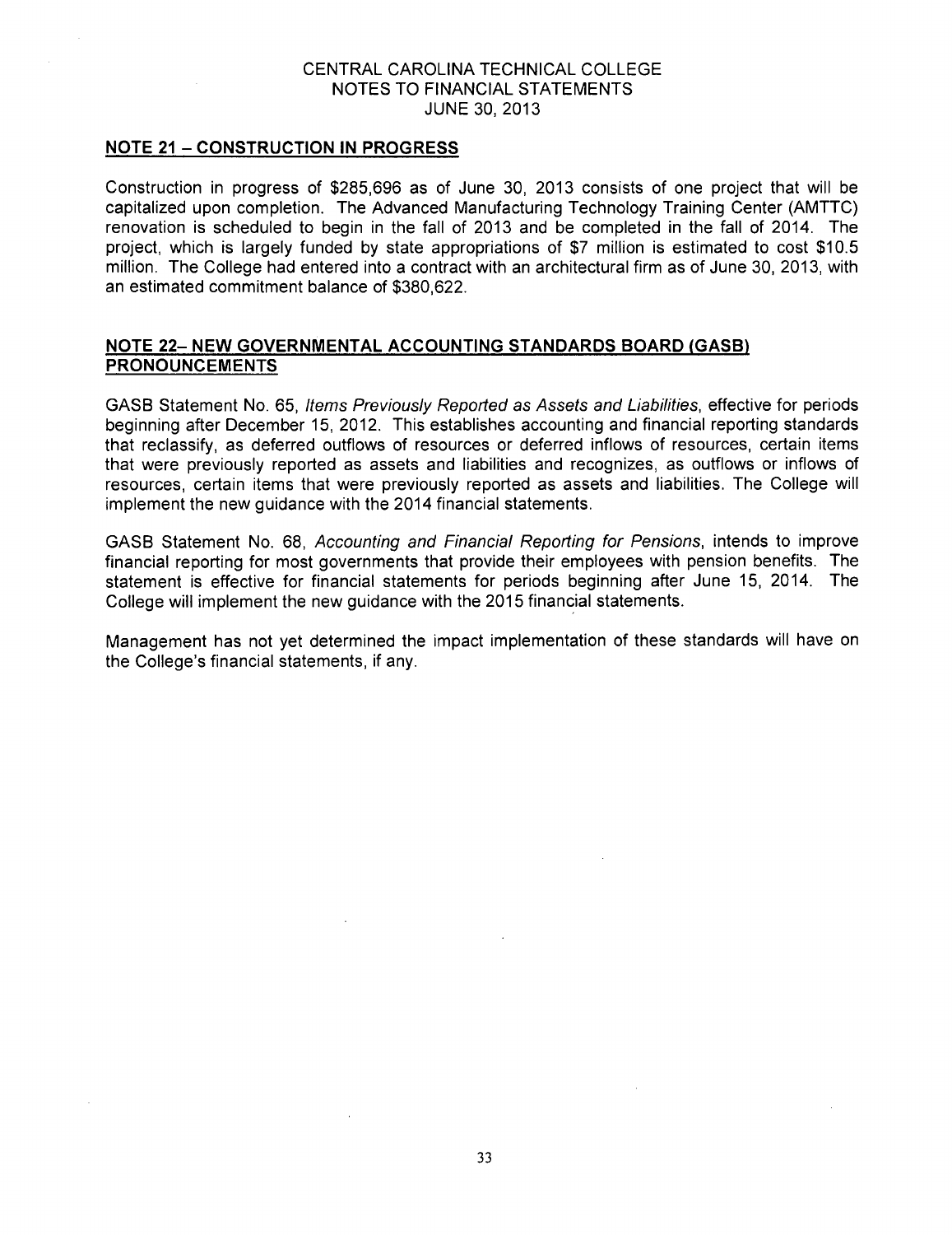## NOTE 21 – CONSTRUCTION IN PROGRESS

Construction in progress of $285,696 as of June 30, 2013 consists of one project that will be capitalized upon completion. The Advanced Manufacturing Technology Training Center (AMTTC) renovation is scheduled to begin in the fall of 2013 and be completed in the fall of 2014. The project, which is largely funded by state appropriations of $7 million is estimated to cost $10.5 million. The College had entered into a contract with an architectural firm as of June 30, 2013, with an estimated commitment balance of $380,622.

## NOTE 22– NEW GOVERNMENTAL ACCOUNTING STANDARDS BOARD (GASB) PRONOUNCEMENTS

GASB Statement No. 65, *Items Previously Reported as Assets and Liabilities*, effective for periods beginning after December 15, 2012. This establishes accounting and financial reporting standards that reclassify, as deferred outflows of resources or deferred inflows of resources, certain items that were previously reported as assets and liabilities and recognizes, as outflows or inflows of resources, certain items that were previously reported as assets and liabilities. The College will implement the new guidance with the 2014 financial statements.

GASB Statement No. 68, *Accounting and Financial Reporting for Pensions*, intends to improve financial reporting for most governments that provide their employees with pension benefits. The statement is effective for financial statements for periods beginning after June 15, 2014. The College will implement the new guidance with the 2015 financial statements.

Management has not yet determined the impact implementation of these standards will have on the College's financial statements, if any.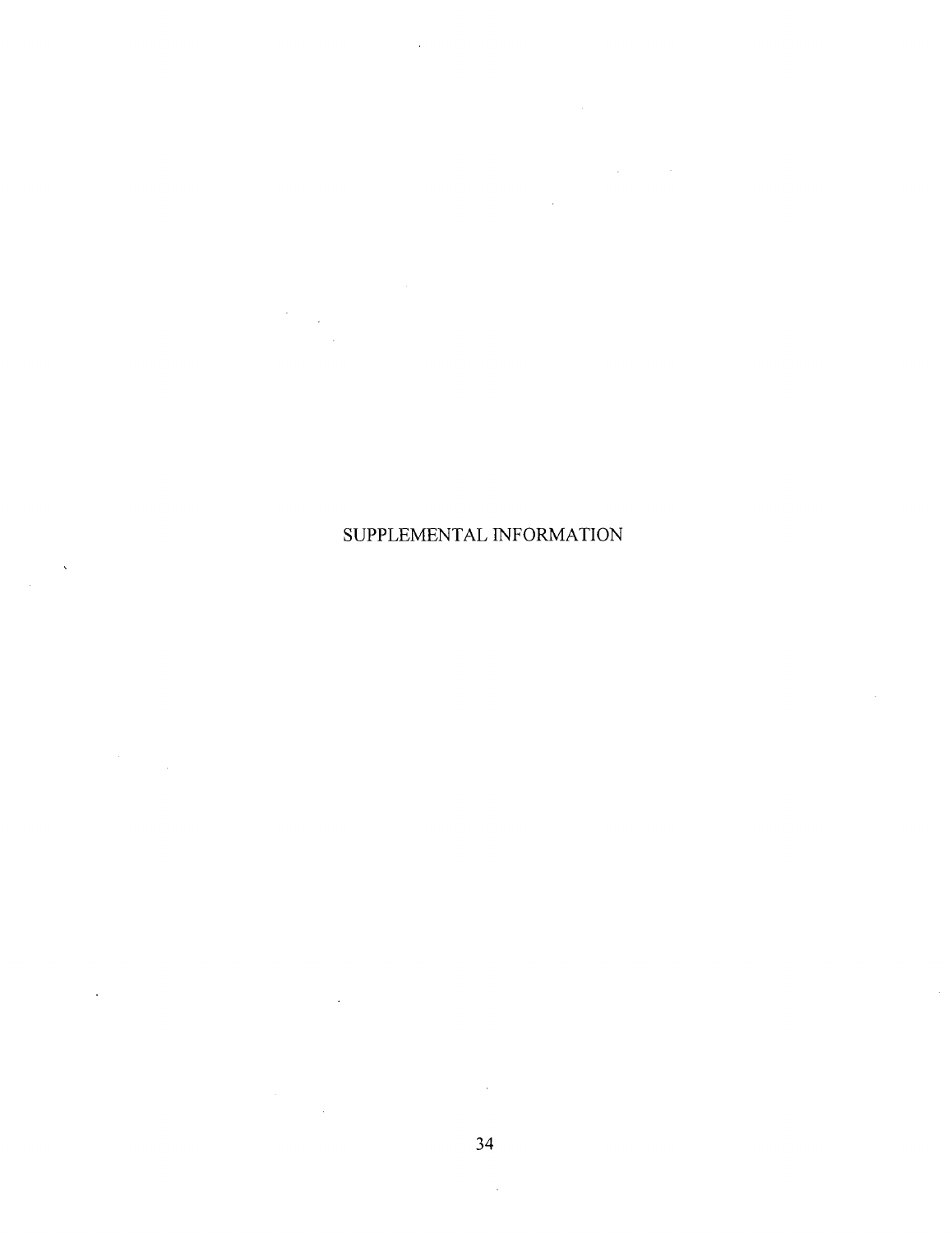# SUPPLEMENTAL INFORMATION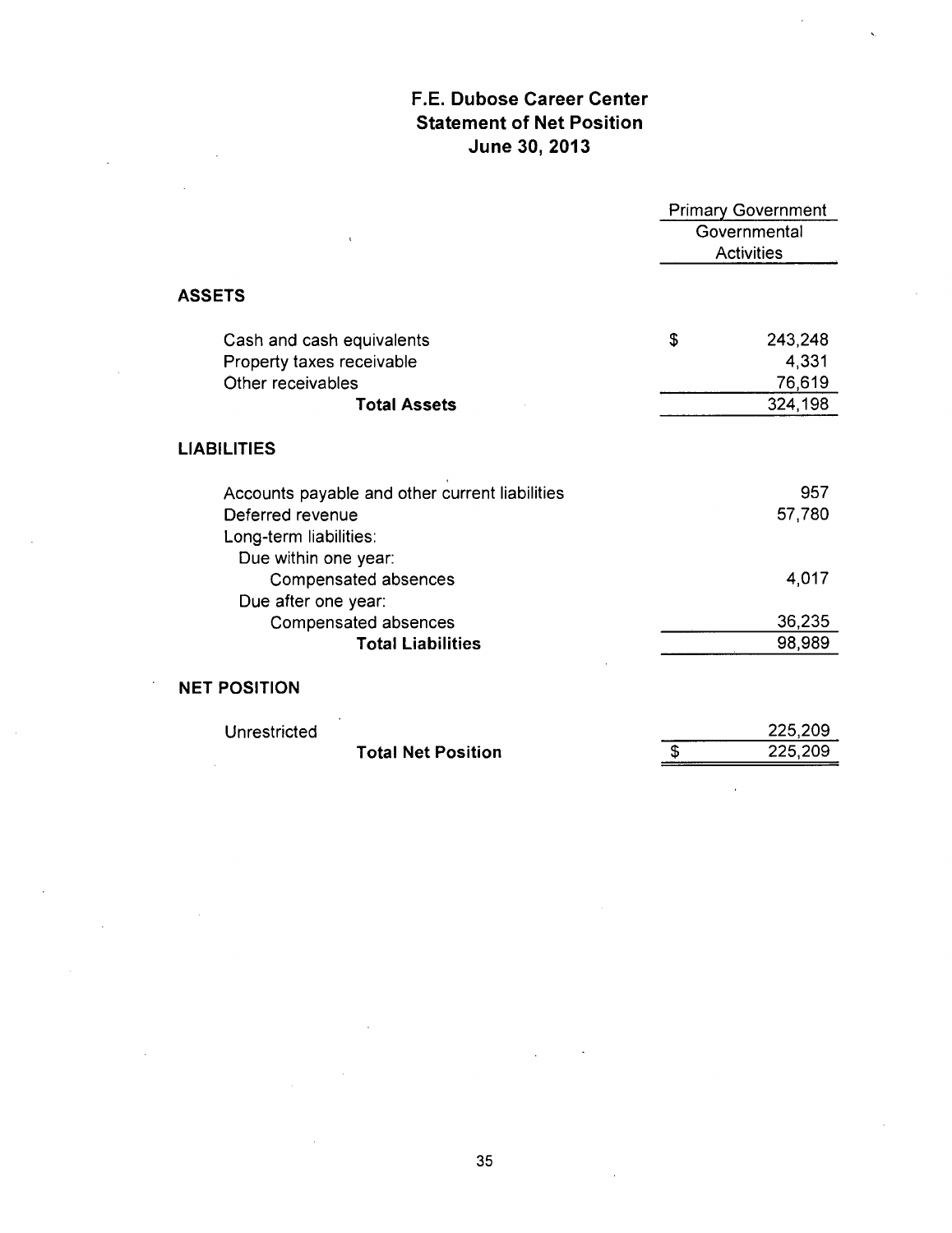# F.E. Dubose Career Center
## Statement of Net Position
### June 30, 2013

| | Primary Government |
|---|---|
| | Governmental Activities |
| **ASSETS** | |
| Cash and cash equivalents | $ 243,248 |
| Property taxes receivable | 4,331 |
| Other receivables | 76,619 |
| **Total Assets** | 324,198 |
| **LIABILITIES** | |
| Accounts payable and other current liabilities | 957 |
| Deferred revenue | 57,780 |
| Long-term liabilities: | |
| Due within one year: | |
| Compensated absences | 4,017 |
| Due after one year: | |
| Compensated absences | 36,235 |
| **Total Liabilities** | 98,989 |
| **NET POSITION** | |
| Unrestricted | 225,209 |
| **Total Net Position** | $ 225,209 |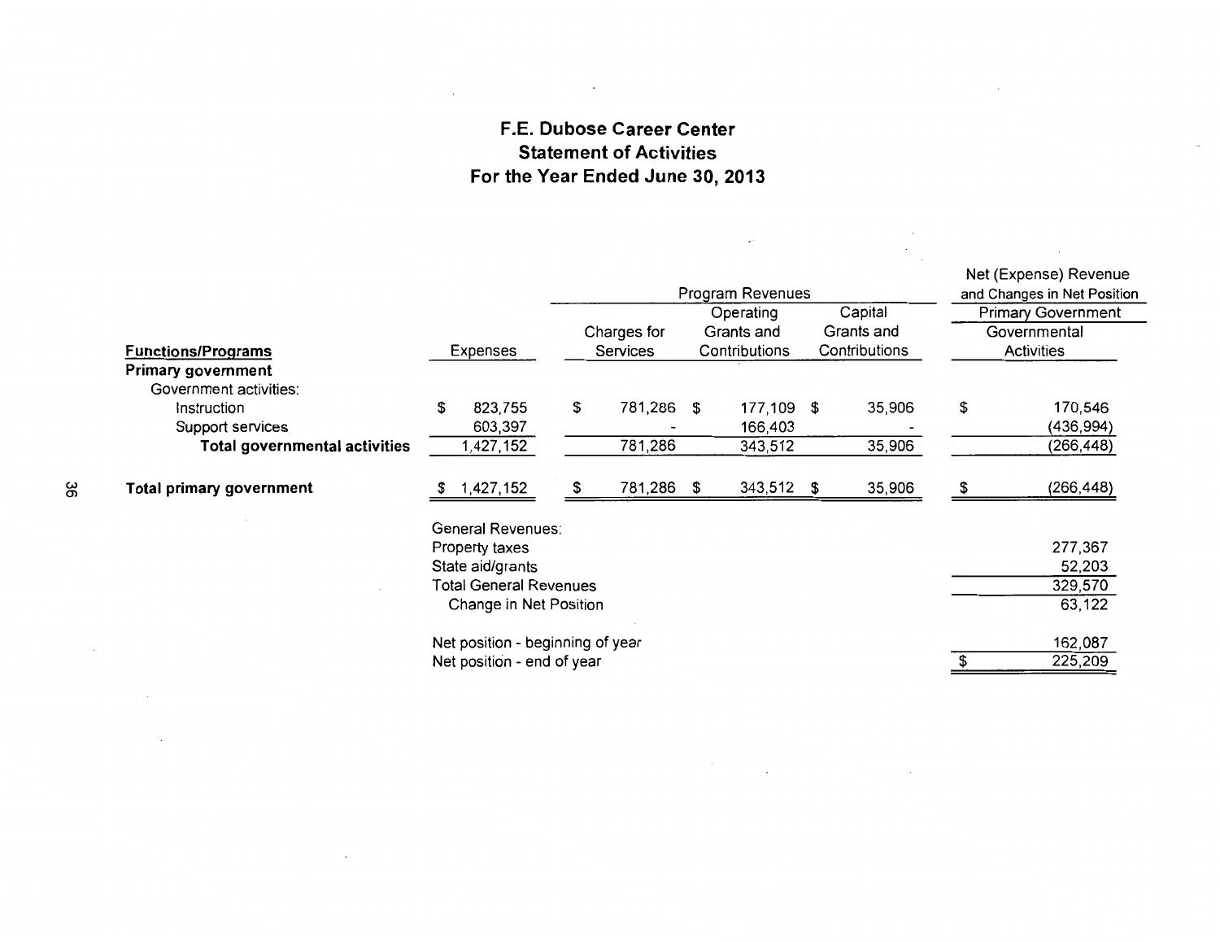# F.E. Dubose Career Center
## Statement of Activities
### For the Year Ended June 30, 2013

| | | Program Revenues | | | Net (Expense) Revenue and Changes in Net Position |
|---|---|---|---|---|---|
| | | | | | Primary Government |
| **Functions/Programs** | Expenses | Charges for Services | Operating Grants and Contributions | Capital Grants and Contributions | Governmental Activities |
| **Primary government** | | | | | |
| Government activities: | | | | | |
| Instruction | $ 823,755 | $ 781,286 | $ 177,109 | $ 35,906 | $ 170,546 |
| Support services | 603,397 | - | 166,403 | - | (436,994) |
| **Total governmental activities** | 1,427,152 | 781,286 | 343,512 | 35,906 | (266,448) |
| **Total primary government** | $ 1,427,152 | $ 781,286 | $ 343,512 | $ 35,906 | $ (266,448) |
| | General Revenues: | | | | |
| | Property taxes | | | | 277,367 |
| | State aid/grants | | | | 52,203 |
| | Total General Revenues | | | | 329,570 |
| | Change in Net Position | | | | 63,122 |
| | Net position - beginning of year | | | | 162,087 |
| | Net position - end of year | | | | $ 225,209 |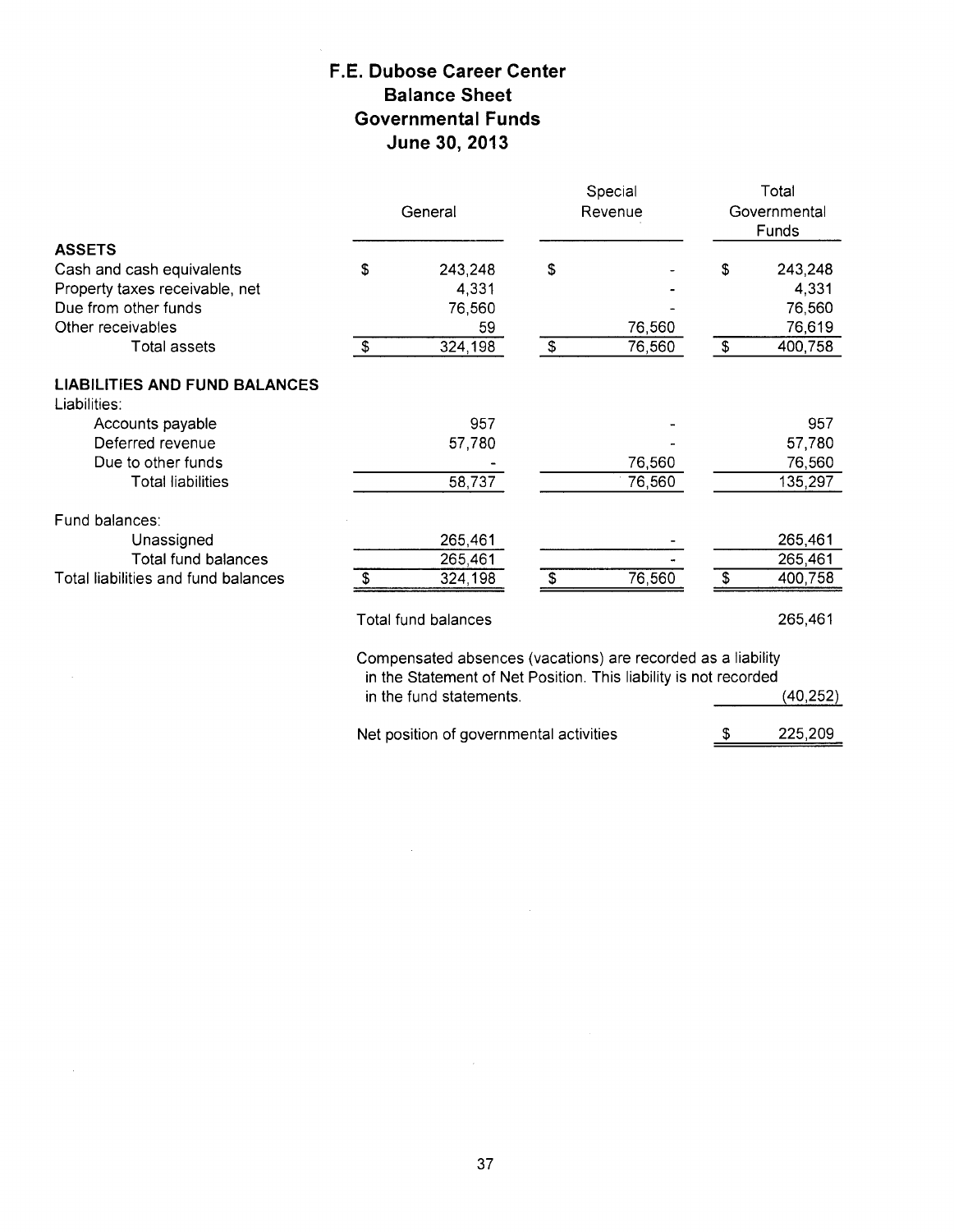# F.E. Dubose Career Center
## Balance Sheet
## Governmental Funds
## June 30, 2013

| | General | Special Revenue | Total Governmental Funds |
|---|---|---|---|
| **ASSETS** | | | |
| Cash and cash equivalents | $ 243,248 | $ - | $ 243,248 |
| Property taxes receivable, net | 4,331 | - | 4,331 |
| Due from other funds | 76,560 | - | 76,560 |
| Other receivables | 59 | 76,560 | 76,619 |
| Total assets | $ 324,198 | $ 76,560 | $ 400,758 |
| **LIABILITIES AND FUND BALANCES** | | | |
| Liabilities: | | | |
| Accounts payable | 957 | - | 957 |
| Deferred revenue | 57,780 | - | 57,780 |
| Due to other funds | - | 76,560 | 76,560 |
| Total liabilities | 58,737 | 76,560 | 135,297 |
| Fund balances: | | | |
| Unassigned | 265,461 | - | 265,461 |
| Total fund balances | 265,461 | - | 265,461 |
| Total liabilities and fund balances | $ 324,198 | $ 76,560 | $ 400,758 |

| | |
|---|---|
| Total fund balances | 265,461 |
| Compensated absences (vacations) are recorded as a liability in the Statement of Net Position. This liability is not recorded in the fund statements. | (40,252) |
| Net position of governmental activities | $ 225,209 |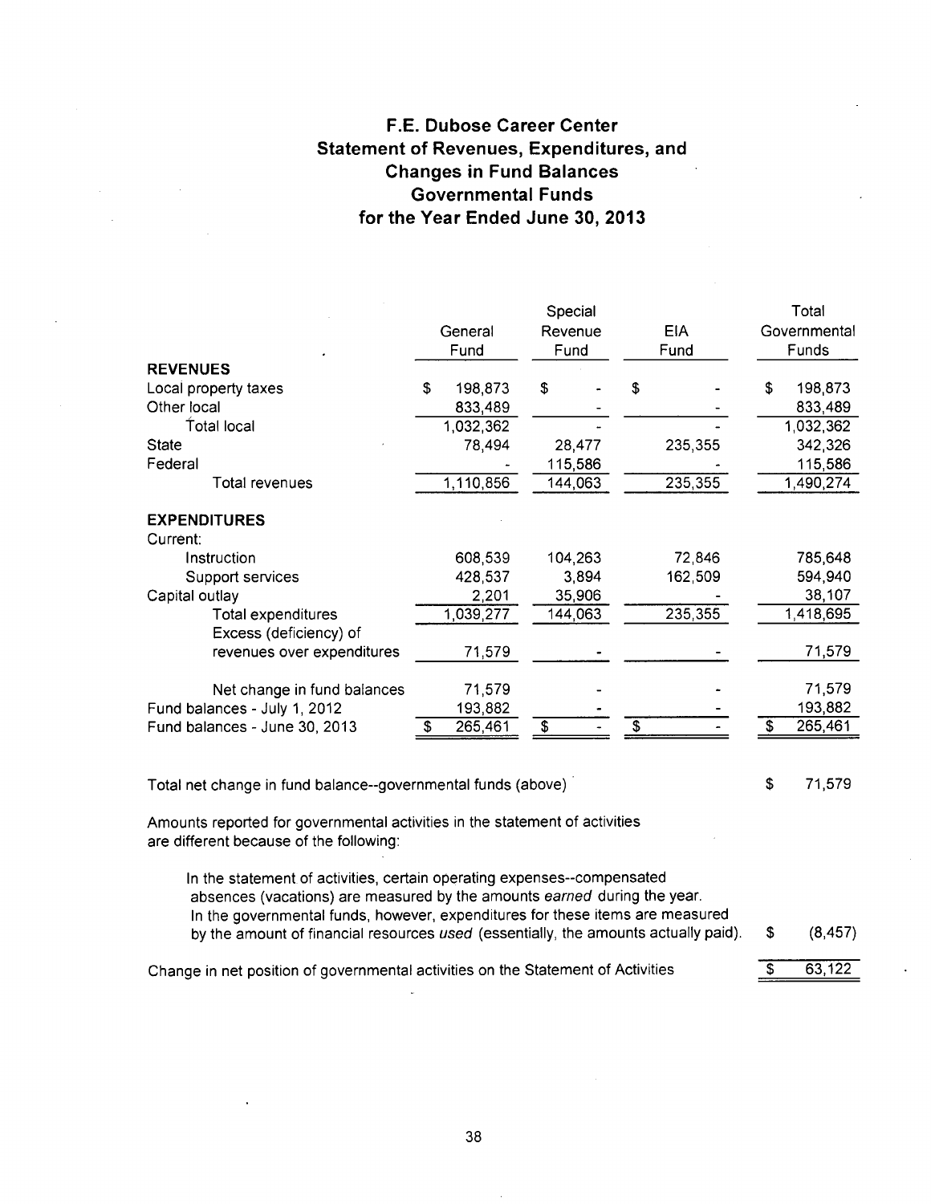# F.E. Dubose Career Center
## Statement of Revenues, Expenditures, and Changes in Fund Balances
## Governmental Funds
## for the Year Ended June 30, 2013

| | General Fund | Special Revenue Fund | EIA Fund | Total Governmental Funds |
|---|---|---|---|---|
| **REVENUES** | | | | |
| Local property taxes | $ 198,873 | $ - | $ - | $ 198,873 |
| Other local | 833,489 | - | - | 833,489 |
| Total local | 1,032,362 | - | - | 1,032,362 |
| State | 78,494 | 28,477 | 235,355 | 342,326 |
| Federal | - | 115,586 | - | 115,586 |
| Total revenues | 1,110,856 | 144,063 | 235,355 | 1,490,274 |
| **EXPENDITURES** | | | | |
| Current: | | | | |
| Instruction | 608,539 | 104,263 | 72,846 | 785,648 |
| Support services | 428,537 | 3,894 | 162,509 | 594,940 |
| Capital outlay | 2,201 | 35,906 | - | 38,107 |
| Total expenditures | 1,039,277 | 144,063 | 235,355 | 1,418,695 |
| Excess (deficiency) of revenues over expenditures | 71,579 | - | - | 71,579 |
| Net change in fund balances | 71,579 | - | - | 71,579 |
| Fund balances - July 1, 2012 | 193,882 | - | - | 193,882 |
| Fund balances - June 30, 2013 | $ 265,461 | $ - | $ - | $ 265,461 |

| | |
|---|---|
| Total net change in fund balance--governmental funds (above) | $ 71,579 |
| Amounts reported for governmental activities in the statement of activities are different because of the following: | |
| In the statement of activities, certain operating expenses--compensated absences (vacations) are measured by the amounts *earned* during the year. In the governmental funds, however, expenditures for these items are measured by the amount of financial resources *used* (essentially, the amounts actually paid). | $ (8,457) |
| Change in net position of governmental activities on the Statement of Activities | $ 63,122 |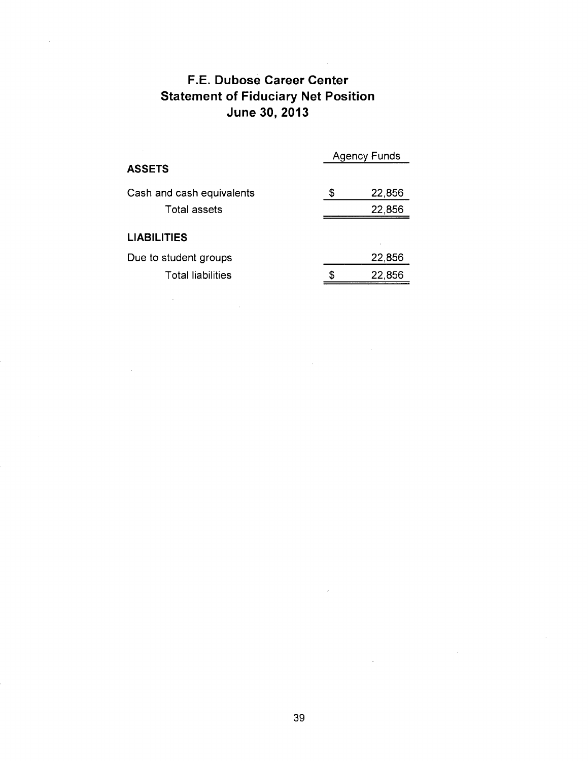# F.E. Dubose Career Center
## Statement of Fiduciary Net Position
### June 30, 2013

| | Agency Funds |
|---|---|
| **ASSETS** | |
| Cash and cash equivalents | $ 22,856 |
| Total assets | 22,856 |
| **LIABILITIES** | |
| Due to student groups | 22,856 |
| Total liabilities | $ 22,856 |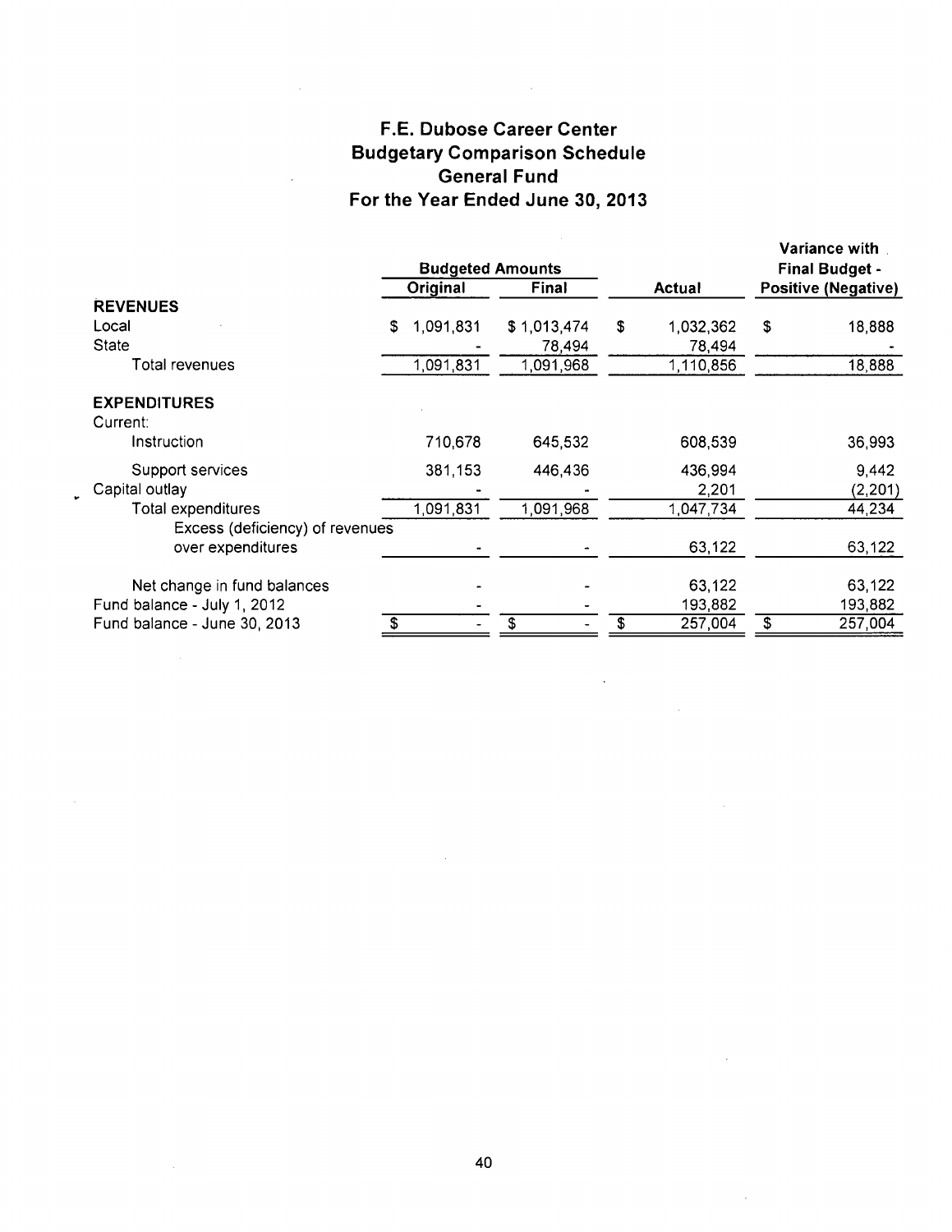# F.E. Dubose Career Center
## Budgetary Comparison Schedule
## General Fund
## For the Year Ended June 30, 2013

| | Budgeted Amounts | | | Variance with Final Budget - |
|---|---|---|---|---|
| | Original | Final | Actual | Positive (Negative) |
| **REVENUES** | | | | |
| Local | $ 1,091,831 | $ 1,013,474 | $ 1,032,362 | $ 18,888 |
| State | - | 78,494 | 78,494 | - |
| Total revenues | 1,091,831 | 1,091,968 | 1,110,856 | 18,888 |
| **EXPENDITURES** | | | | |
| Current: | | | | |
| Instruction | 710,678 | 645,532 | 608,539 | 36,993 |
| Support services | 381,153 | 446,436 | 436,994 | 9,442 |
| Capital outlay | - | - | 2,201 | (2,201) |
| Total expenditures | 1,091,831 | 1,091,968 | 1,047,734 | 44,234 |
| Excess (deficiency) of revenues over expenditures | - | - | 63,122 | 63,122 |
| Net change in fund balances | - | - | 63,122 | 63,122 |
| Fund balance - July 1, 2012 | - | - | 193,882 | 193,882 |
| Fund balance - June 30, 2013 | $ - | $ - | $ 257,004 | $ 257,004 |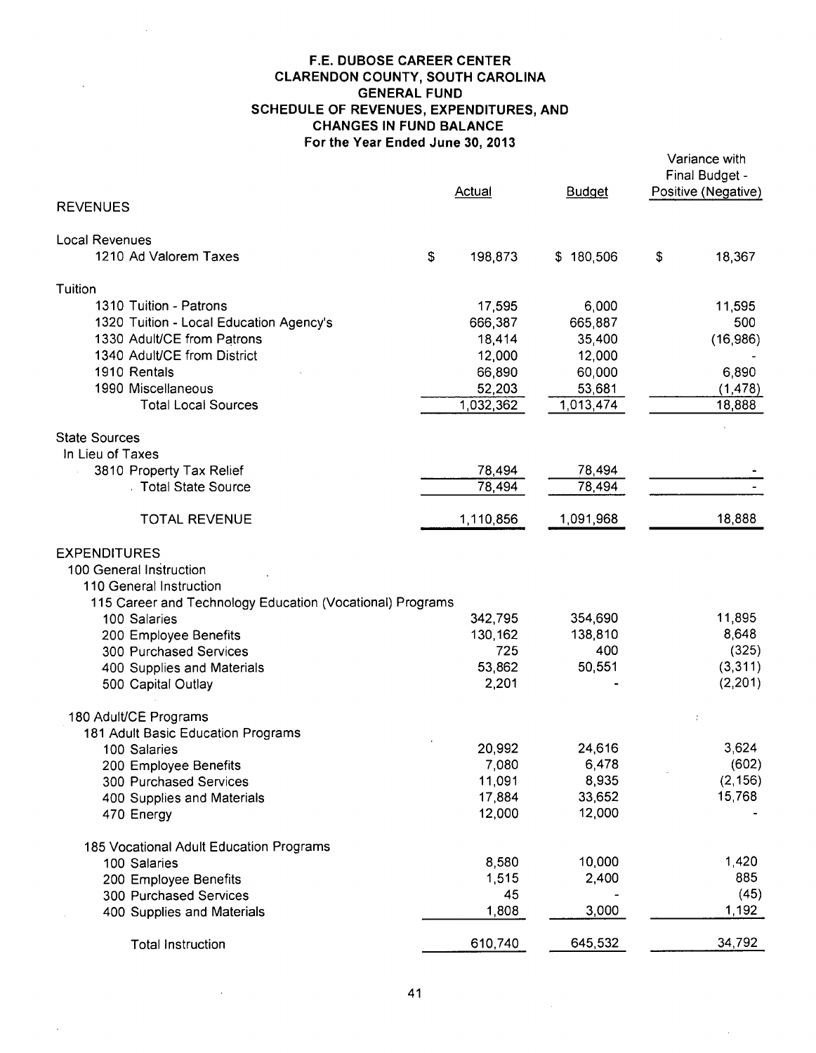# F.E. DUBOSE CAREER CENTER
## CLARENDON COUNTY, SOUTH CAROLINA
## GENERAL FUND
## SCHEDULE OF REVENUES, EXPENDITURES, AND CHANGES IN FUND BALANCE
### For the Year Ended June 30, 2013

| | Actual | Budget | Variance with Final Budget - Positive (Negative) |
|---|---|---|---|
| **REVENUES** | | | |
| Local Revenues | | | |
| 1210 Ad Valorem Taxes | $ 198,873 | $ 180,506 | $ 18,367 |
| Tuition | | | |
| 1310 Tuition - Patrons | 17,595 | 6,000 | 11,595 |
| 1320 Tuition - Local Education Agency's | 666,387 | 665,887 | 500 |
| 1330 Adult/CE from Patrons | 18,414 | 35,400 | (16,986) |
| 1340 Adult/CE from District | 12,000 | 12,000 | - |
| 1910 Rentals | 66,890 | 60,000 | 6,890 |
| 1990 Miscellaneous | 52,203 | 53,681 | (1,478) |
| Total Local Sources | 1,032,362 | 1,013,474 | 18,888 |
| State Sources | | | |
| In Lieu of Taxes | | | |
| 3810 Property Tax Relief | 78,494 | 78,494 | - |
| Total State Source | 78,494 | 78,494 | - |
| TOTAL REVENUE | 1,110,856 | 1,091,968 | 18,888 |
| **EXPENDITURES** | | | |
| 100 General Instruction | | | |
| 110 General Instruction | | | |
| 115 Career and Technology Education (Vocational) Programs | | | |
| 100 Salaries | 342,795 | 354,690 | 11,895 |
| 200 Employee Benefits | 130,162 | 138,810 | 8,648 |
| 300 Purchased Services | 725 | 400 | (325) |
| 400 Supplies and Materials | 53,862 | 50,551 | (3,311) |
| 500 Capital Outlay | 2,201 | - | (2,201) |
| 180 Adult/CE Programs | | | |
| 181 Adult Basic Education Programs | | | |
| 100 Salaries | 20,992 | 24,616 | 3,624 |
| 200 Employee Benefits | 7,080 | 6,478 | (602) |
| 300 Purchased Services | 11,091 | 8,935 | (2,156) |
| 400 Supplies and Materials | 17,884 | 33,652 | 15,768 |
| 470 Energy | 12,000 | 12,000 | - |
| 185 Vocational Adult Education Programs | | | |
| 100 Salaries | 8,580 | 10,000 | 1,420 |
| 200 Employee Benefits | 1,515 | 2,400 | 885 |
| 300 Purchased Services | 45 | - | (45) |
| 400 Supplies and Materials | 1,808 | 3,000 | 1,192 |
| Total Instruction | 610,740 | 645,532 | 34,792 |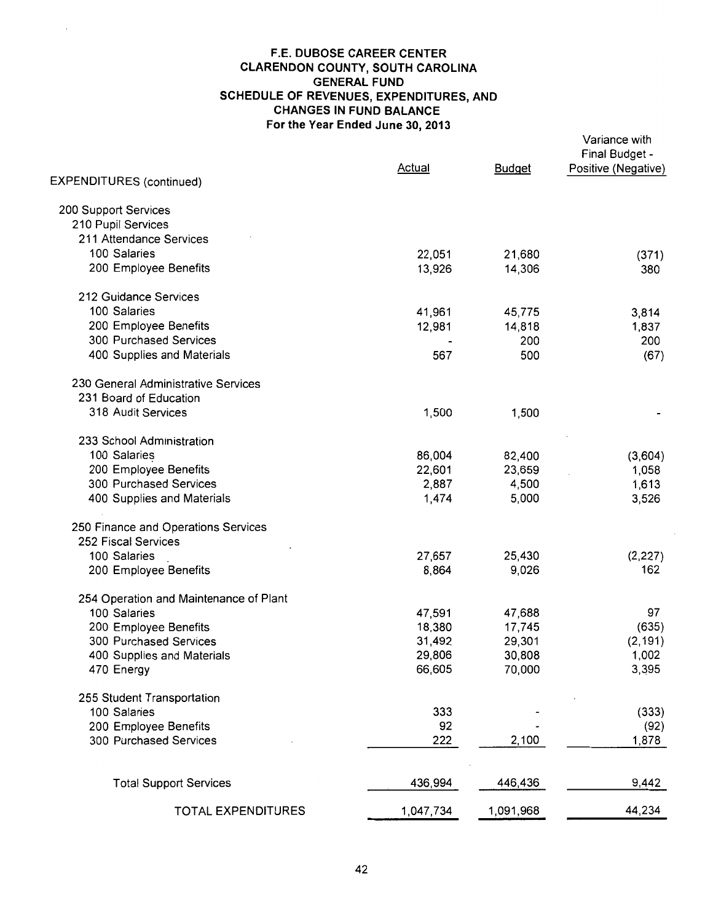# F.E. DUBOSE CAREER CENTER
## CLARENDON COUNTY, SOUTH CAROLINA
## GENERAL FUND
## SCHEDULE OF REVENUES, EXPENDITURES, AND CHANGES IN FUND BALANCE
### For the Year Ended June 30, 2013

| | Actual | Budget | Variance with Final Budget - Positive (Negative) |
|---|---|---|---|
| EXPENDITURES (continued) | | | |
| 200 Support Services | | | |
| 210 Pupil Services | | | |
| 211 Attendance Services | | | |
| 100 Salaries | 22,051 | 21,680 | (371) |
| 200 Employee Benefits | 13,926 | 14,306 | 380 |
| 212 Guidance Services | | | |
| 100 Salaries | 41,961 | 45,775 | 3,814 |
| 200 Employee Benefits | 12,981 | 14,818 | 1,837 |
| 300 Purchased Services | - | 200 | 200 |
| 400 Supplies and Materials | 567 | 500 | (67) |
| 230 General Administrative Services | | | |
| 231 Board of Education | | | |
| 318 Audit Services | 1,500 | 1,500 | - |
| 233 School Administration | | | |
| 100 Salaries | 86,004 | 82,400 | (3,604) |
| 200 Employee Benefits | 22,601 | 23,659 | 1,058 |
| 300 Purchased Services | 2,887 | 4,500 | 1,613 |
| 400 Supplies and Materials | 1,474 | 5,000 | 3,526 |
| 250 Finance and Operations Services | | | |
| 252 Fiscal Services | | | |
| 100 Salaries | 27,657 | 25,430 | (2,227) |
| 200 Employee Benefits | 8,864 | 9,026 | 162 |
| 254 Operation and Maintenance of Plant | | | |
| 100 Salaries | 47,591 | 47,688 | 97 |
| 200 Employee Benefits | 18,380 | 17,745 | (635) |
| 300 Purchased Services | 31,492 | 29,301 | (2,191) |
| 400 Supplies and Materials | 29,806 | 30,808 | 1,002 |
| 470 Energy | 66,605 | 70,000 | 3,395 |
| 255 Student Transportation | | | |
| 100 Salaries | 333 | - | (333) |
| 200 Employee Benefits | 92 | - | (92) |
| 300 Purchased Services | 222 | 2,100 | 1,878 |
| Total Support Services | 436,994 | 446,436 | 9,442 |
| TOTAL EXPENDITURES | 1,047,734 | 1,091,968 | 44,234 |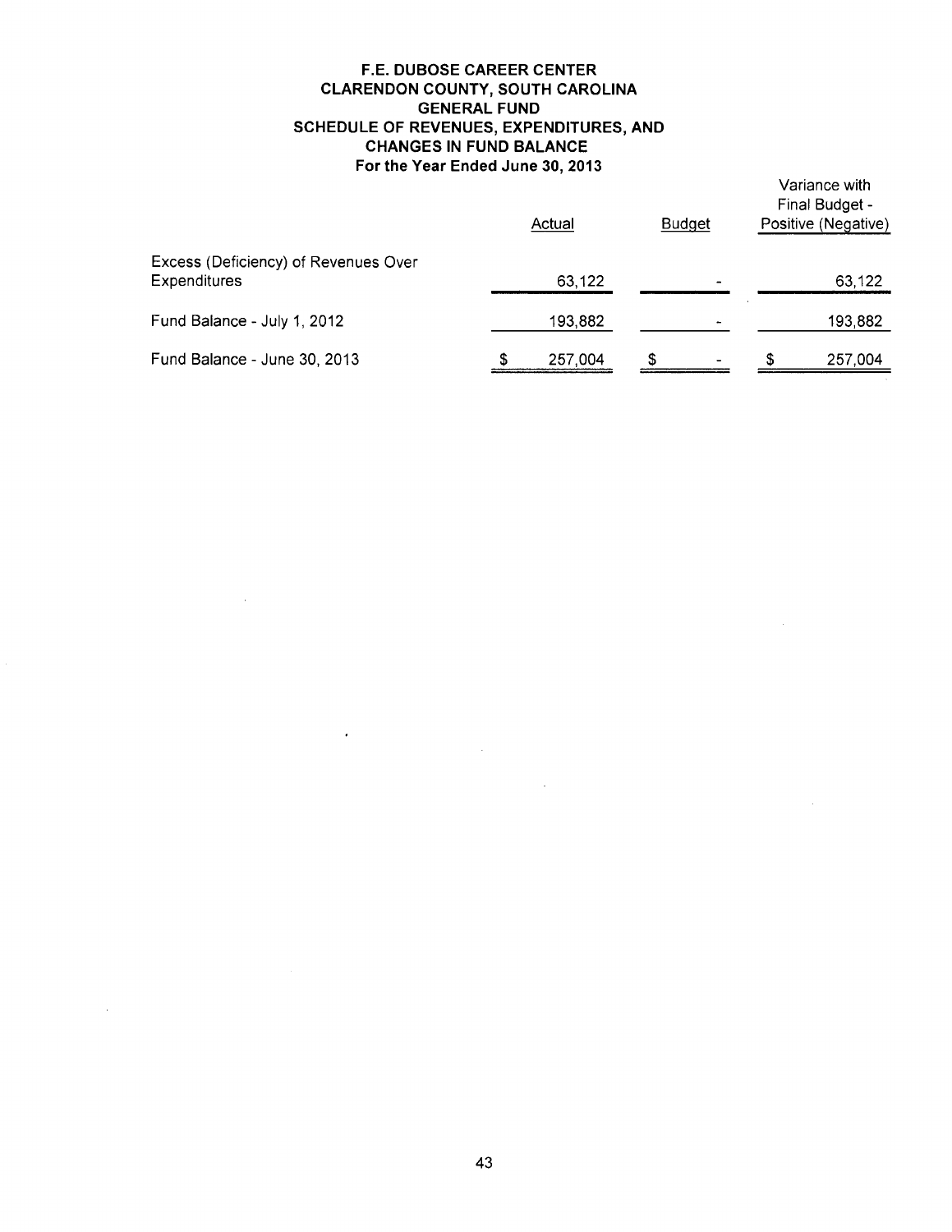# F.E. DUBOSE CAREER CENTER
## CLARENDON COUNTY, SOUTH CAROLINA
## GENERAL FUND
## SCHEDULE OF REVENUES, EXPENDITURES, AND CHANGES IN FUND BALANCE
### For the Year Ended June 30, 2013

| | Actual | Budget | Variance with Final Budget - Positive (Negative) |
|---|---|---|---|
| Excess (Deficiency) of Revenues Over Expenditures | 63,122 | - | 63,122 |
| Fund Balance - July 1, 2012 | 193,882 | - | 193,882 |
| Fund Balance - June 30, 2013 | $ 257,004 | $ - | $ 257,004 |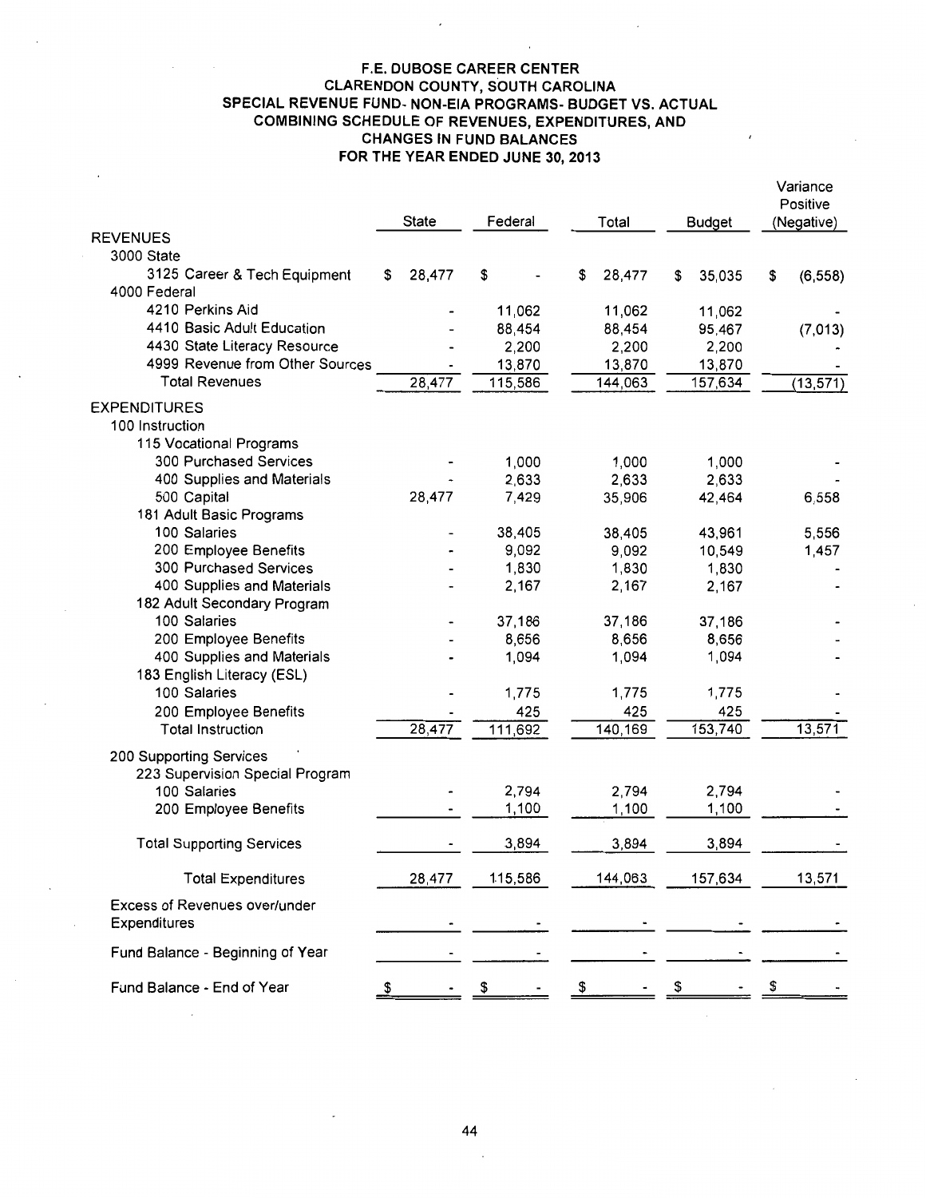# F.E. DUBOSE CAREER CENTER
## CLARENDON COUNTY, SOUTH CAROLINA
## SPECIAL REVENUE FUND- NON-EIA PROGRAMS- BUDGET VS. ACTUAL
## COMBINING SCHEDULE OF REVENUES, EXPENDITURES, AND CHANGES IN FUND BALANCES
## FOR THE YEAR ENDED JUNE 30, 2013

| | State | Federal | Total | Budget | Variance Positive (Negative) |
|---|---|---|---|---|---|
| **REVENUES** | | | | | |
| 3000 State | | | | | |
| 3125 Career & Tech Equipment | $ 28,477 | $ - | $ 28,477 | $ 35,035 | $ (6,558) |
| 4000 Federal | | | | | |
| 4210 Perkins Aid | - | 11,062 | 11,062 | 11,062 | - |
| 4410 Basic Adult Education | - | 88,454 | 88,454 | 95,467 | (7,013) |
| 4430 State Literacy Resource | - | 2,200 | 2,200 | 2,200 | - |
| 4999 Revenue from Other Sources | - | 13,870 | 13,870 | 13,870 | - |
| Total Revenues | 28,477 | 115,586 | 144,063 | 157,634 | (13,571) |
| **EXPENDITURES** | | | | | |
| 100 Instruction | | | | | |
| 115 Vocational Programs | | | | | |
| 300 Purchased Services | - | 1,000 | 1,000 | 1,000 | - |
| 400 Supplies and Materials | - | 2,633 | 2,633 | 2,633 | - |
| 500 Capital | 28,477 | 7,429 | 35,906 | 42,464 | 6,558 |
| 181 Adult Basic Programs | | | | | |
| 100 Salaries | - | 38,405 | 38,405 | 43,961 | 5,556 |
| 200 Employee Benefits | - | 9,092 | 9,092 | 10,549 | 1,457 |
| 300 Purchased Services | - | 1,830 | 1,830 | 1,830 | - |
| 400 Supplies and Materials | - | 2,167 | 2,167 | 2,167 | - |
| 182 Adult Secondary Program | | | | | |
| 100 Salaries | - | 37,186 | 37,186 | 37,186 | - |
| 200 Employee Benefits | - | 8,656 | 8,656 | 8,656 | - |
| 400 Supplies and Materials | - | 1,094 | 1,094 | 1,094 | - |
| 183 English Literacy (ESL) | | | | | |
| 100 Salaries | - | 1,775 | 1,775 | 1,775 | - |
| 200 Employee Benefits | - | 425 | 425 | 425 | - |
| Total Instruction | 28,477 | 111,692 | 140,169 | 153,740 | 13,571 |
| 200 Supporting Services | | | | | |
| 223 Supervision Special Program | | | | | |
| 100 Salaries | - | 2,794 | 2,794 | 2,794 | - |
| 200 Employee Benefits | - | 1,100 | 1,100 | 1,100 | - |
| Total Supporting Services | - | 3,894 | 3,894 | 3,894 | - |
| Total Expenditures | 28,477 | 115,586 | 144,063 | 157,634 | 13,571 |
| Excess of Revenues over/under Expenditures | - | - | - | - | - |
| Fund Balance - Beginning of Year | - | - | - | - | - |
| Fund Balance - End of Year | $ - | $ - | $ - | $ - | $ - |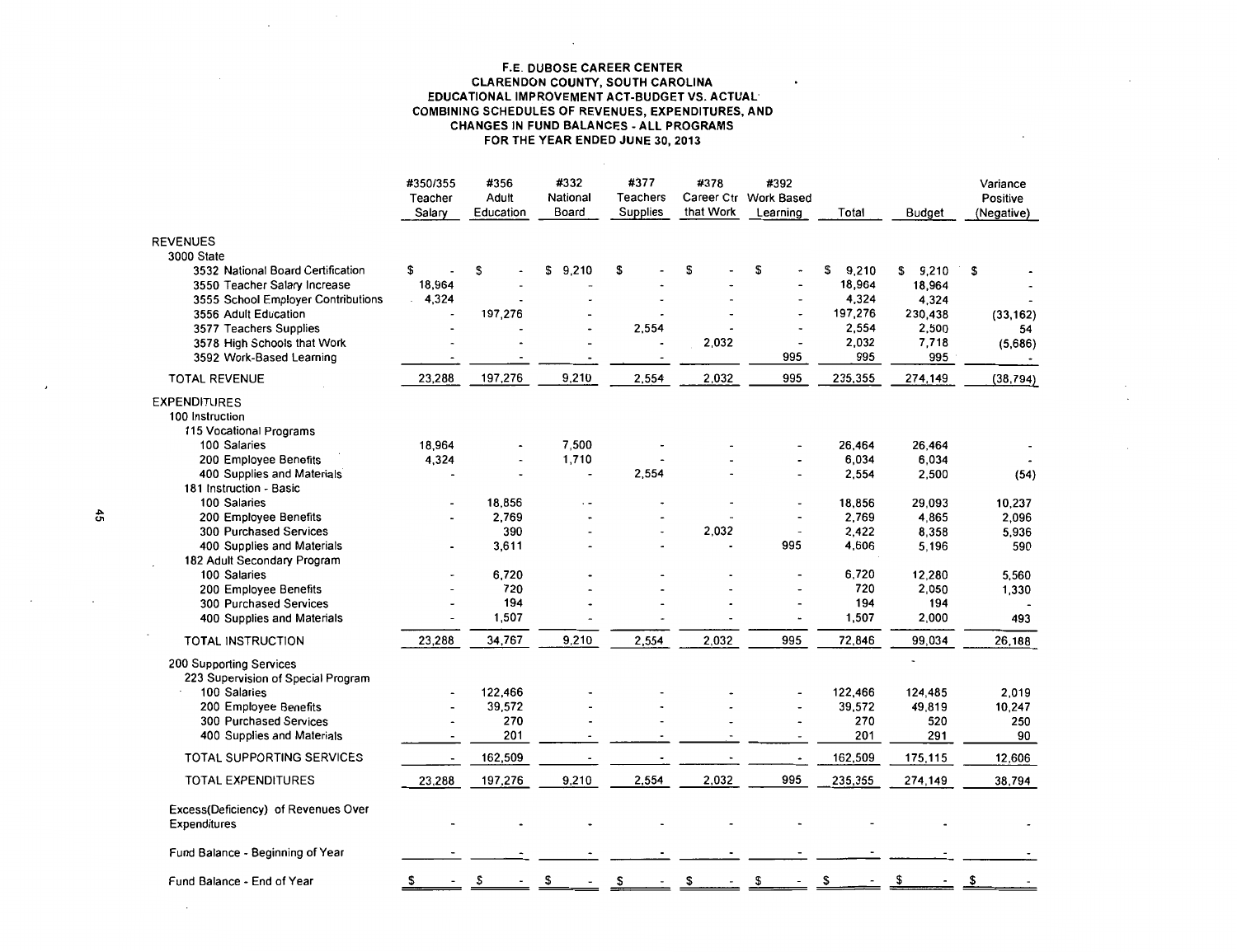# F.E. DUBOSE CAREER CENTER
## CLARENDON COUNTY, SOUTH CAROLINA
## EDUCATIONAL IMPROVEMENT ACT-BUDGET VS. ACTUAL
## COMBINING SCHEDULES OF REVENUES, EXPENDITURES, AND CHANGES IN FUND BALANCES - ALL PROGRAMS
## FOR THE YEAR ENDED JUNE 30, 2013

| | #350/355 Teacher Salary | #356 Adult Education | #332 National Board | #377 Teachers Supplies | #378 Career Ctr that Work | #392 Work Based Learning | Total | Budget | Variance Positive (Negative) |
|---|---|---|---|---|---|---|---|---|---|
| REVENUES | | | | | | | | | |
| 3000 State | | | | | | | | | |
| 3532 National Board Certification | $ - | $ - | $ 9,210 | $ - | $ - | $ - | $ 9,210 | $ 9,210 | $ - |
| 3550 Teacher Salary Increase | 18,964 | - | - | - | - | - | 18,964 | 18,964 | - |
| 3555 School Employer Contributions | 4,324 | - | - | - | - | - | 4,324 | 4,324 | - |
| 3556 Adult Education | - | 197,276 | - | - | - | - | 197,276 | 230,438 | (33,162) |
| 3577 Teachers Supplies | - | - | - | 2,554 | - | - | 2,554 | 2,500 | 54 |
| 3578 High Schools that Work | - | - | - | - | 2,032 | - | 2,032 | 7,718 | (5,686) |
| 3592 Work-Based Learning | - | - | - | - | - | 995 | 995 | 995 | - |
| TOTAL REVENUE | 23,288 | 197,276 | 9,210 | 2,554 | 2,032 | 995 | 235,355 | 274,149 | (38,794) |
| EXPENDITURES | | | | | | | | | |
| 100 Instruction | | | | | | | | | |
| 115 Vocational Programs | | | | | | | | | |
| 100 Salaries | 18,964 | - | 7,500 | - | - | - | 26,464 | 26,464 | - |
| 200 Employee Benefits | 4,324 | - | 1,710 | - | - | - | 6,034 | 6,034 | - |
| 400 Supplies and Materials | - | - | - | 2,554 | - | - | 2,554 | 2,500 | (54) |
| 181 Instruction - Basic | | | | | | | | | |
| 100 Salaries | - | 18,856 | - | - | - | - | 18,856 | 29,093 | 10,237 |
| 200 Employee Benefits | - | 2,769 | - | - | - | - | 2,769 | 4,865 | 2,096 |
| 300 Purchased Services | | 390 | - | - | 2,032 | - | 2,422 | 8,358 | 5,936 |
| 400 Supplies and Materials | - | 3,611 | - | - | - | 995 | 4,606 | 5,196 | 590 |
| 182 Adult Secondary Program | | | | | | | | | |
| 100 Salaries | - | 6,720 | - | - | - | - | 6,720 | 12,280 | 5,560 |
| 200 Employee Benefits | - | 720 | - | - | - | - | 720 | 2,050 | 1,330 |
| 300 Purchased Services | - | 194 | - | - | - | - | 194 | 194 | - |
| 400 Supplies and Materials | - | 1,507 | - | - | - | - | 1,507 | 2,000 | 493 |
| TOTAL INSTRUCTION | 23,288 | 34,767 | 9,210 | 2,554 | 2,032 | 995 | 72,846 | 99,034 | 26,188 |
| 200 Supporting Services | | | | | | | | - | |
| 223 Supervision of Special Program | | | | | | | | | |
| 100 Salaries | - | 122,466 | - | - | - | - | 122,466 | 124,485 | 2,019 |
| 200 Employee Benefits | - | 39,572 | - | - | - | - | 39,572 | 49,819 | 10,247 |
| 300 Purchased Services | - | 270 | - | - | - | - | 270 | 520 | 250 |
| 400 Supplies and Materials | - | 201 | - | - | - | - | 201 | 291 | 90 |
| TOTAL SUPPORTING SERVICES | - | 162,509 | - | - | - | - | 162,509 | 175,115 | 12,606 |
| TOTAL EXPENDITURES | 23,288 | 197,276 | 9,210 | 2,554 | 2,032 | 995 | 235,355 | 274,149 | 38,794 |
| Excess(Deficiency) of Revenues Over Expenditures | - | - | - | - | - | - | - | - | - |
| Fund Balance - Beginning of Year | - | - | - | - | - | - | - | - | - |
| Fund Balance - End of Year | $ - | $ - | $ - | $ - | $ - | $ - | $ - | $ - | $ - |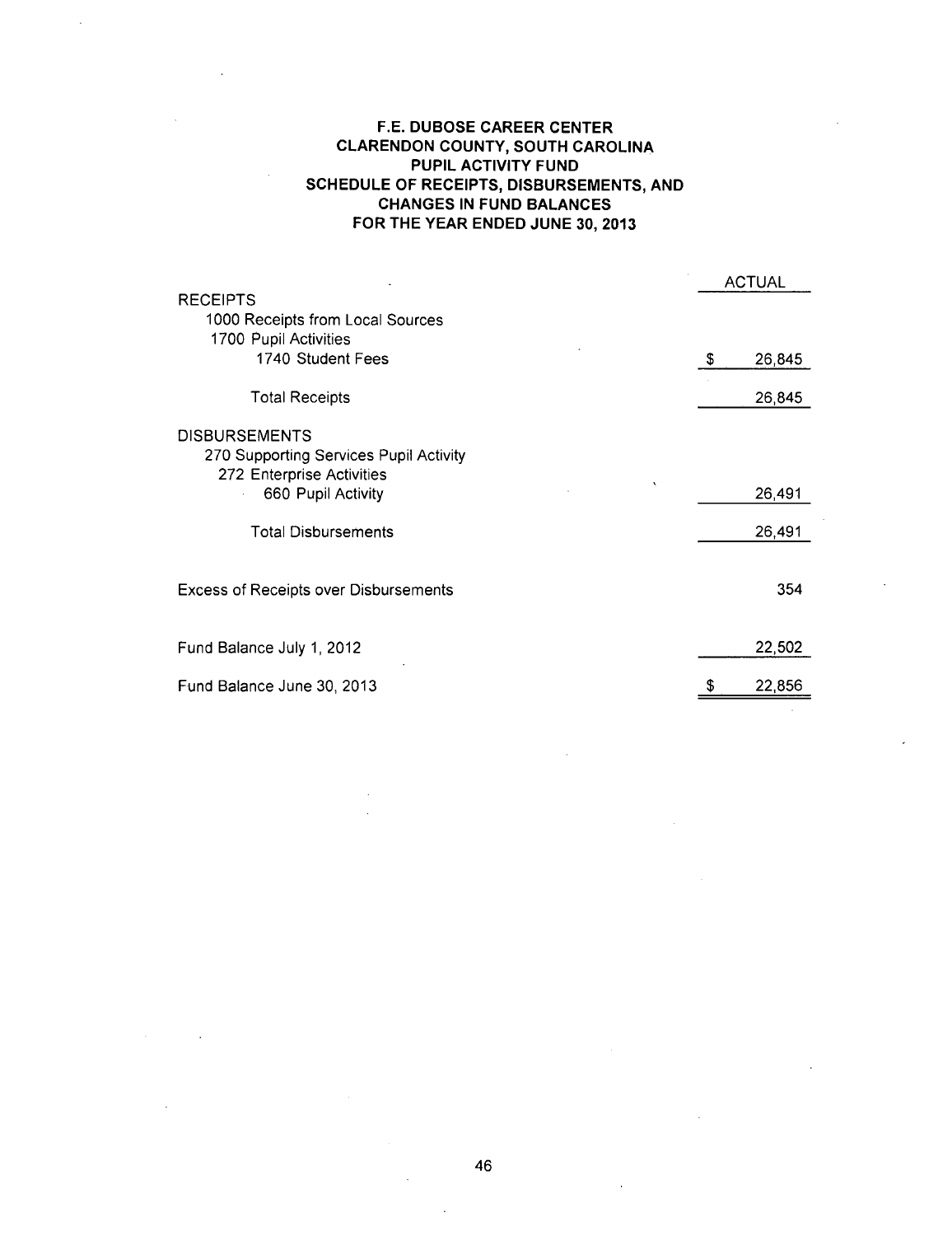# F.E. DUBOSE CAREER CENTER
## CLARENDON COUNTY, SOUTH CAROLINA
## PUPIL ACTIVITY FUND
## SCHEDULE OF RECEIPTS, DISBURSEMENTS, AND CHANGES IN FUND BALANCES
## FOR THE YEAR ENDED JUNE 30, 2013

| | ACTUAL |
|---|---|
| RECEIPTS | |
| 1000 Receipts from Local Sources | |
| 1700 Pupil Activities | |
| 1740 Student Fees | $ 26,845 |
| Total Receipts | 26,845 |
| DISBURSEMENTS | |
| 270 Supporting Services Pupil Activity | |
| 272 Enterprise Activities | |
| 660 Pupil Activity | 26,491 |
| Total Disbursements | 26,491 |
| Excess of Receipts over Disbursements | 354 |
| Fund Balance July 1, 2012 | 22,502 |
| Fund Balance June 30, 2013 | $ 22,856 |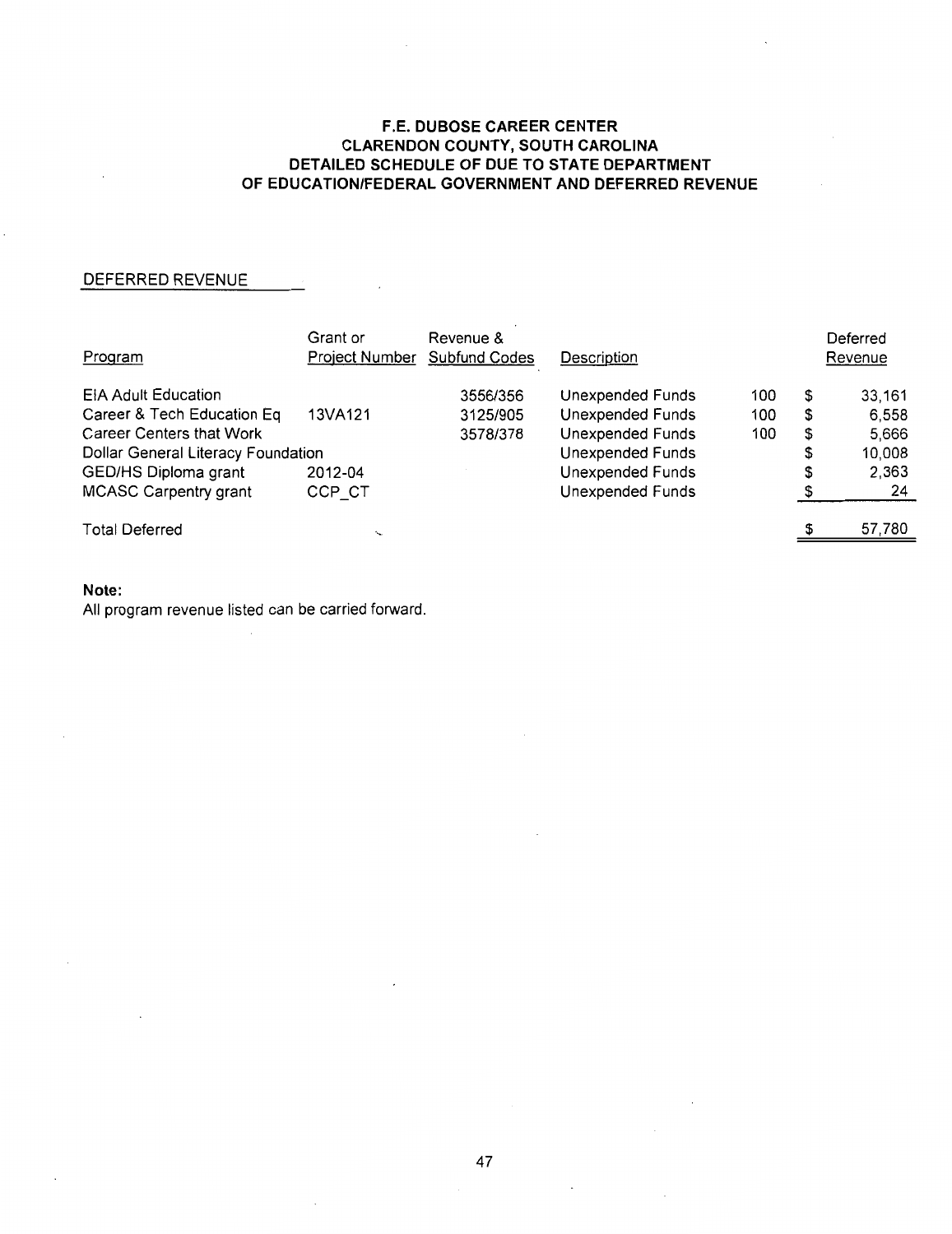# F.E. DUBOSE CAREER CENTER
## CLARENDON COUNTY, SOUTH CAROLINA
## DETAILED SCHEDULE OF DUE TO STATE DEPARTMENT OF EDUCATION/FEDERAL GOVERNMENT AND DEFERRED REVENUE

DEFERRED REVENUE

| Program | Grant or Project Number | Revenue & Subfund Codes | Description | | | Deferred Revenue |
|---|---|---|---|---|---|---|
| EIA Adult Education | | 3556/356 | Unexpended Funds | 100 | $ | 33,161 |
| Career & Tech Education Eq | 13VA121 | 3125/905 | Unexpended Funds | 100 | $ | 6,558 |
| Career Centers that Work | | 3578/378 | Unexpended Funds | 100 | $ | 5,666 |
| Dollar General Literacy Foundation | | | Unexpended Funds | | $ | 10,008 |
| GED/HS Diploma grant | 2012-04 | | Unexpended Funds | | $ | 2,363 |
| MCASC Carpentry grant | CCP_CT | | Unexpended Funds | | $ | 24 |
| Total Deferred | | | | | $ | 57,780 |

**Note:**
All program revenue listed can be carried forward.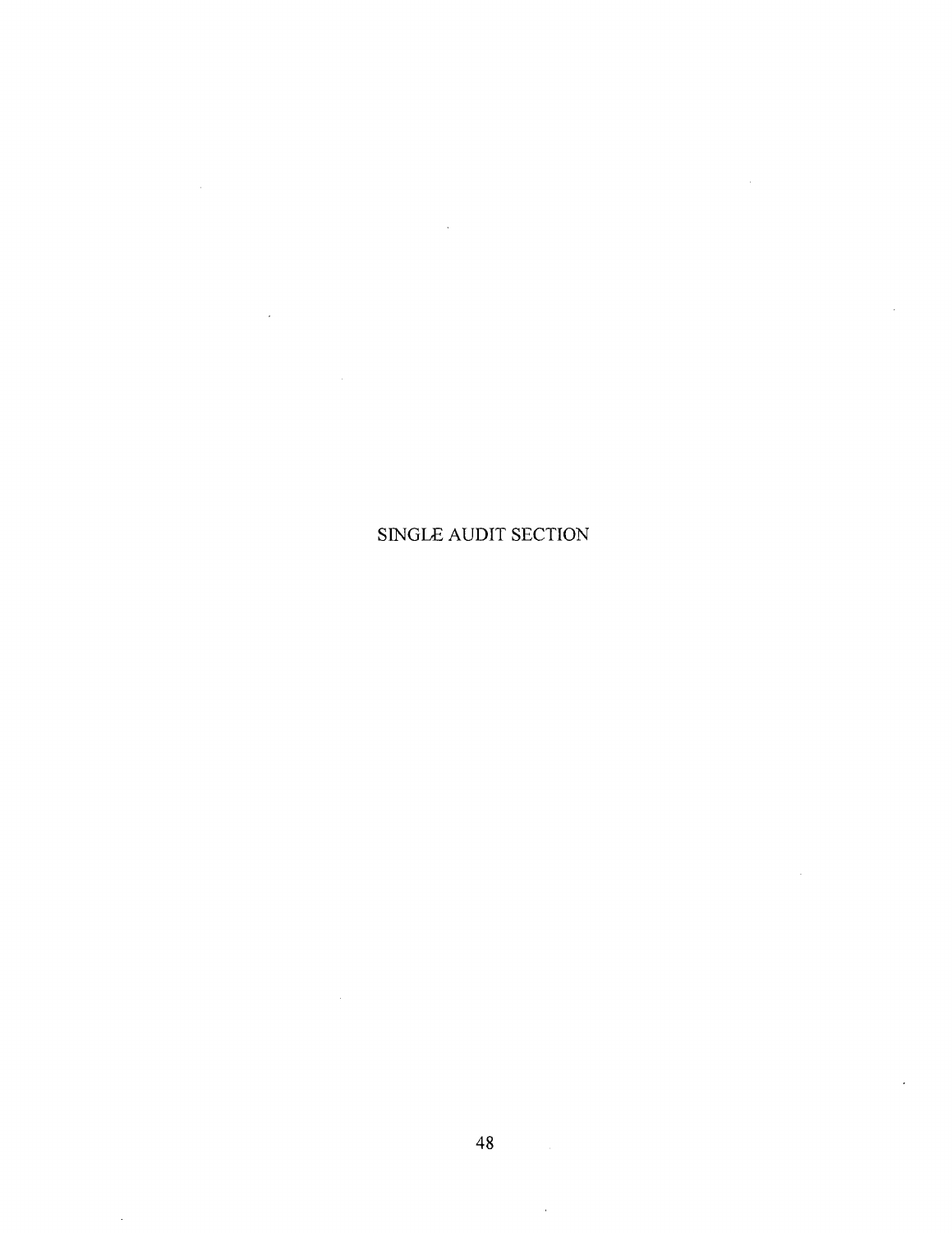# SINGLE AUDIT SECTION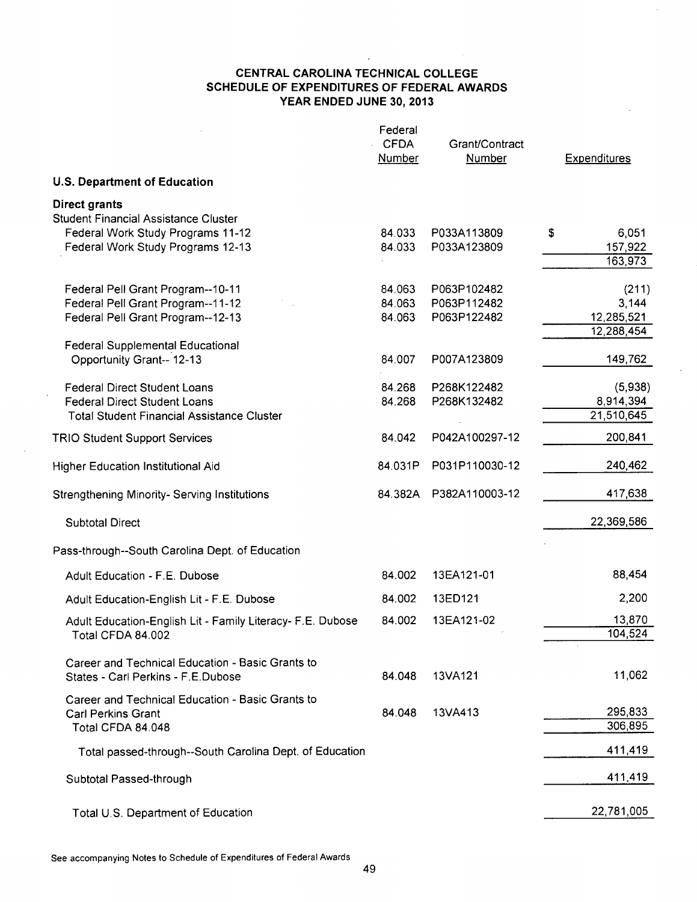# CENTRAL CAROLINA TECHNICAL COLLEGE
## SCHEDULE OF EXPENDITURES OF FEDERAL AWARDS
### YEAR ENDED JUNE 30, 2013

| | Federal CFDA Number | Grant/Contract Number | Expenditures |
|---|---|---|---|
| **U.S. Department of Education** | | | |
| **Direct grants** | | | |
| Student Financial Assistance Cluster | | | |
| Federal Work Study Programs 11-12 | 84.033 | P033A113809 | $ 6,051 |
| Federal Work Study Programs 12-13 | 84.033 | P033A123809 | 157,922 |
| | | | 163,973 |
| Federal Pell Grant Program--10-11 | 84.063 | P063P102482 | (211) |
| Federal Pell Grant Program--11-12 | 84.063 | P063P112482 | 3,144 |
| Federal Pell Grant Program--12-13 | 84.063 | P063P122482 | 12,285,521 |
| | | | 12,288,454 |
| Federal Supplemental Educational Opportunity Grant-- 12-13 | 84.007 | P007A123809 | 149,762 |
| Federal Direct Student Loans | 84.268 | P268K122482 | (5,938) |
| Federal Direct Student Loans | 84.268 | P268K132482 | 8,914,394 |
| Total Student Financial Assistance Cluster | | | 21,510,645 |
| TRIO Student Support Services | 84.042 | P042A100297-12 | 200,841 |
| Higher Education Institutional Aid | 84.031P | P031P110030-12 | 240,462 |
| Strengthening Minority- Serving Institutions | 84.382A | P382A110003-12 | 417,638 |
| Subtotal Direct | | | 22,369,586 |
| Pass-through--South Carolina Dept. of Education | | | |
| Adult Education - F.E. Dubose | 84.002 | 13EA121-01 | 88,454 |
| Adult Education-English Lit - F.E. Dubose | 84.002 | 13ED121 | 2,200 |
| Adult Education-English Lit - Family Literacy- F.E. Dubose | 84.002 | 13EA121-02 | 13,870 |
| Total CFDA 84.002 | | | 104,524 |
| Career and Technical Education - Basic Grants to States - Carl Perkins - F.E.Dubose | 84.048 | 13VA121 | 11,062 |
| Career and Technical Education - Basic Grants to Carl Perkins Grant | 84.048 | 13VA413 | 295,833 |
| Total CFDA 84.048 | | | 306,895 |
| Total passed-through--South Carolina Dept. of Education | | | 411,419 |
| Subtotal Passed-through | | | 411,419 |
| Total U.S. Department of Education | | | 22,781,005 |

See accompanying Notes to Schedule of Expenditures of Federal Awards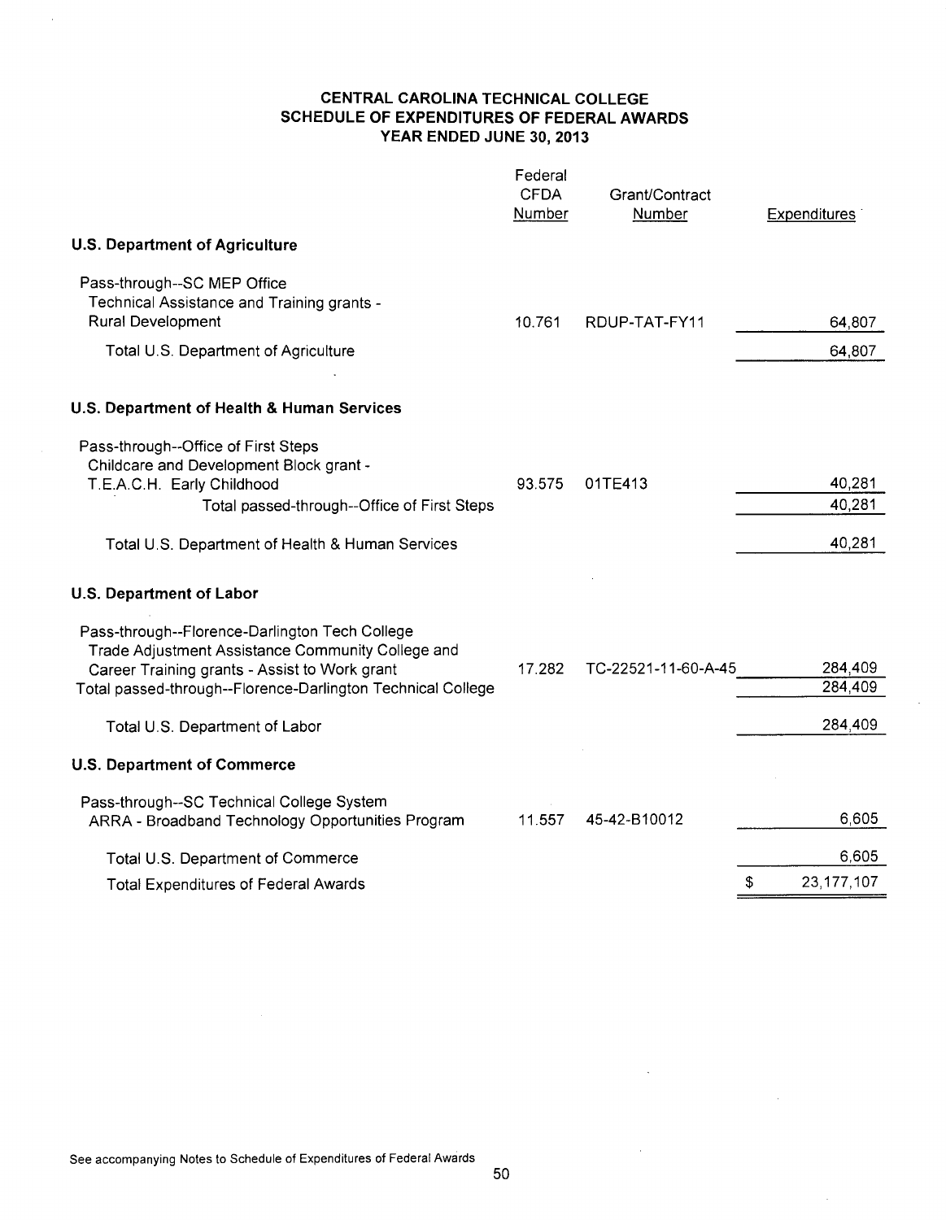# CENTRAL CAROLINA TECHNICAL COLLEGE
## SCHEDULE OF EXPENDITURES OF FEDERAL AWARDS
### YEAR ENDED JUNE 30, 2013

| | Federal CFDA Number | Grant/Contract Number | Expenditures |
|---|---|---|---|
| **U.S. Department of Agriculture** | | | |
| Pass-through--SC MEP Office | | | |
| Technical Assistance and Training grants - Rural Development | 10.761 | RDUP-TAT-FY11 | 64,807 |
| Total U.S. Department of Agriculture | | | 64,807 |
| **U.S. Department of Health & Human Services** | | | |
| Pass-through--Office of First Steps | | | |
| Childcare and Development Block grant - T.E.A.C.H. Early Childhood | 93.575 | 01TE413 | 40,281 |
| Total passed-through--Office of First Steps | | | 40,281 |
| Total U.S. Department of Health & Human Services | | | 40,281 |
| **U.S. Department of Labor** | | | |
| Pass-through--Florence-Darlington Tech College | | | |
| Trade Adjustment Assistance Community College and Career Training grants - Assist to Work grant | 17.282 | TC-22521-11-60-A-45 | 284,409 |
| Total passed-through--Florence-Darlington Technical College | | | 284,409 |
| Total U.S. Department of Labor | | | 284,409 |
| **U.S. Department of Commerce** | | | |
| Pass-through--SC Technical College System | | | |
| ARRA - Broadband Technology Opportunities Program | 11.557 | 45-42-B10012 | 6,605 |
| Total U.S. Department of Commerce | | | 6,605 |
| Total Expenditures of Federal Awards | | | $ 23,177,107 |

See accompanying Notes to Schedule of Expenditures of Federal Awards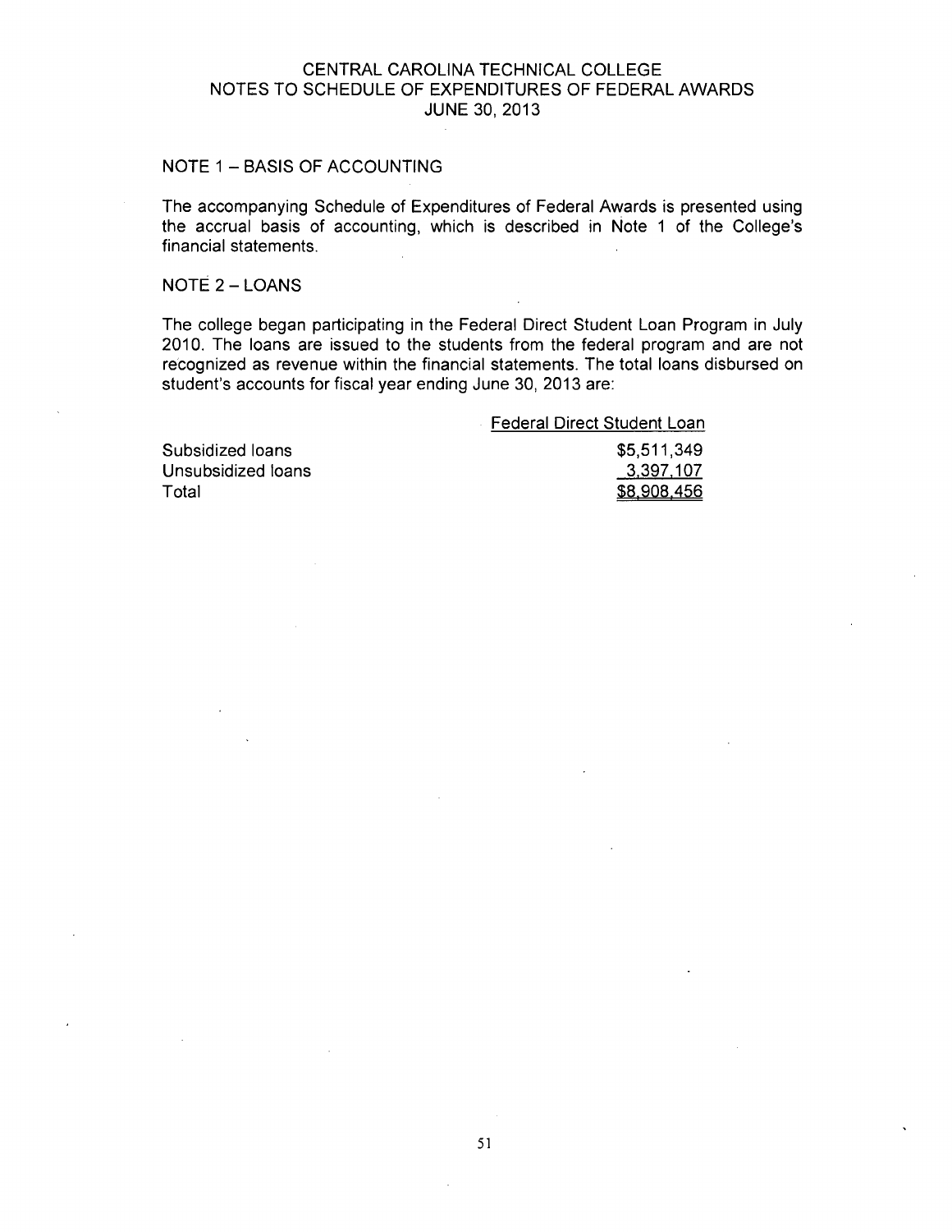# CENTRAL CAROLINA TECHNICAL COLLEGE
## NOTES TO SCHEDULE OF EXPENDITURES OF FEDERAL AWARDS
## JUNE 30, 2013

### NOTE 1 – BASIS OF ACCOUNTING

The accompanying Schedule of Expenditures of Federal Awards is presented using the accrual basis of accounting, which is described in Note 1 of the College's financial statements.

### NOTE 2 – LOANS

The college began participating in the Federal Direct Student Loan Program in July 2010. The loans are issued to the students from the federal program and are not recognized as revenue within the financial statements. The total loans disbursed on student's accounts for fiscal year ending June 30, 2013 are:

| | Federal Direct Student Loan |
|---|---|
| Subsidized loans | \$5,511,349 |
| Unsubsidized loans | 3,397,107 |
| Total | \$8,908,456 |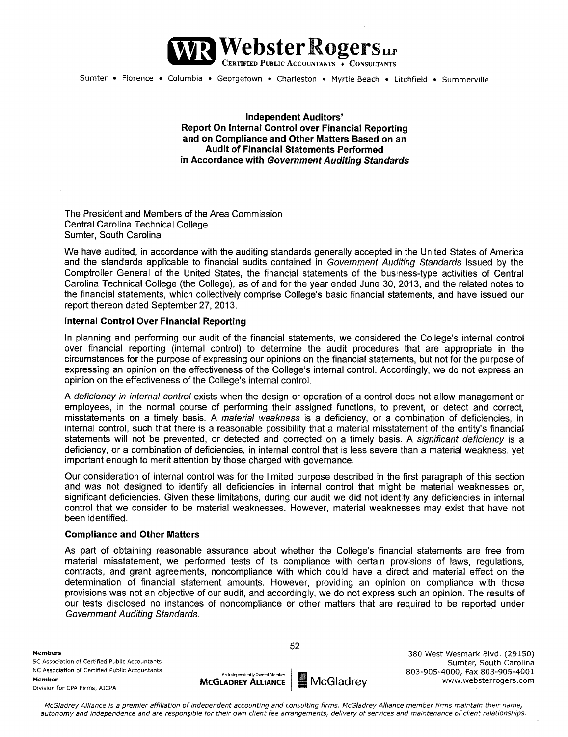# Webster Rogers LLP

CERTIFIED PUBLIC ACCOUNTANTS • CONSULTANTS

Sumter • Florence • Columbia • Georgetown • Charleston • Myrtle Beach • Litchfield • Summerville

## Independent Auditors' Report On Internal Control over Financial Reporting and on Compliance and Other Matters Based on an Audit of Financial Statements Performed in Accordance with *Government Auditing Standards*

The President and Members of the Area Commission
Central Carolina Technical College
Sumter, South Carolina

We have audited, in accordance with the auditing standards generally accepted in the United States of America and the standards applicable to financial audits contained in *Government Auditing Standards* issued by the Comptroller General of the United States, the financial statements of the business-type activities of Central Carolina Technical College (the College), as of and for the year ended June 30, 2013, and the related notes to the financial statements, which collectively comprise College's basic financial statements, and have issued our report thereon dated September 27, 2013.

### Internal Control Over Financial Reporting

In planning and performing our audit of the financial statements, we considered the College's internal control over financial reporting (internal control) to determine the audit procedures that are appropriate in the circumstances for the purpose of expressing our opinions on the financial statements, but not for the purpose of expressing an opinion on the effectiveness of the College's internal control. Accordingly, we do not express an opinion on the effectiveness of the College's internal control.

A *deficiency in internal control* exists when the design or operation of a control does not allow management or employees, in the normal course of performing their assigned functions, to prevent, or detect and correct, misstatements on a timely basis. A *material weakness* is a deficiency, or a combination of deficiencies, in internal control, such that there is a reasonable possibility that a material misstatement of the entity's financial statements will not be prevented, or detected and corrected on a timely basis. A *significant deficiency* is a deficiency, or a combination of deficiencies, in internal control that is less severe than a material weakness, yet important enough to merit attention by those charged with governance.

Our consideration of internal control was for the limited purpose described in the first paragraph of this section and was not designed to identify all deficiencies in internal control that might be material weaknesses or, significant deficiencies. Given these limitations, during our audit we did not identify any deficiencies in internal control that we consider to be material weaknesses. However, material weaknesses may exist that have not been identified.

### Compliance and Other Matters

As part of obtaining reasonable assurance about whether the College's financial statements are free from material misstatement, we performed tests of its compliance with certain provisions of laws, regulations, contracts, and grant agreements, noncompliance with which could have a direct and material effect on the determination of financial statement amounts. However, providing an opinion on compliance with those provisions was not an objective of our audit, and accordingly, we do not express such an opinion. The results of our tests disclosed no instances of noncompliance or other matters that are required to be reported under *Government Auditing Standards.*

**Members**
SC Association of Certified Public Accountants
NC Association of Certified Public Accountants
**Member**
Division for CPA Firms, AICPA

An Independently Owned Member McGLADREY ALLIANCE | McGladrey

380 West Wesmark Blvd. (29150)
Sumter, South Carolina
803-905-4000, Fax 803-905-4001
www.websterrogers.com

*McGladrey Alliance is a premier affiliation of independent accounting and consulting firms. McGladrey Alliance member firms maintain their name, autonomy and independence and are responsible for their own client fee arrangements, delivery of services and maintenance of client relationships.*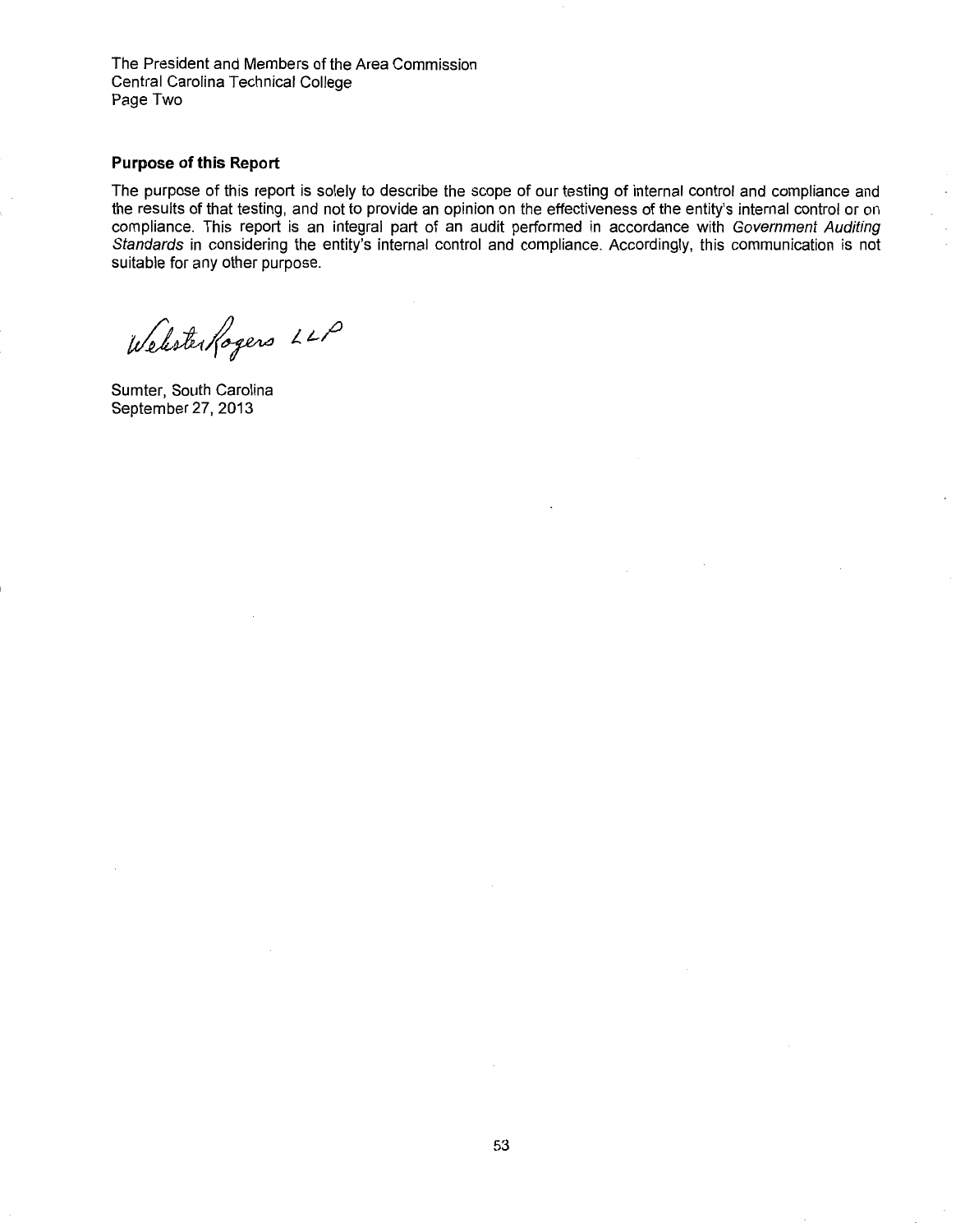The President and Members of the Area Commission
Central Carolina Technical College
Page Two

**Purpose of this Report**

The purpose of this report is solely to describe the scope of our testing of internal control and compliance and the results of that testing, and not to provide an opinion on the effectiveness of the entity's internal control or on compliance. This report is an integral part of an audit performed in accordance with *Government Auditing Standards* in considering the entity's internal control and compliance. Accordingly, this communication is not suitable for any other purpose.

Webster Rogers LLP

Sumter, South Carolina
September 27, 2013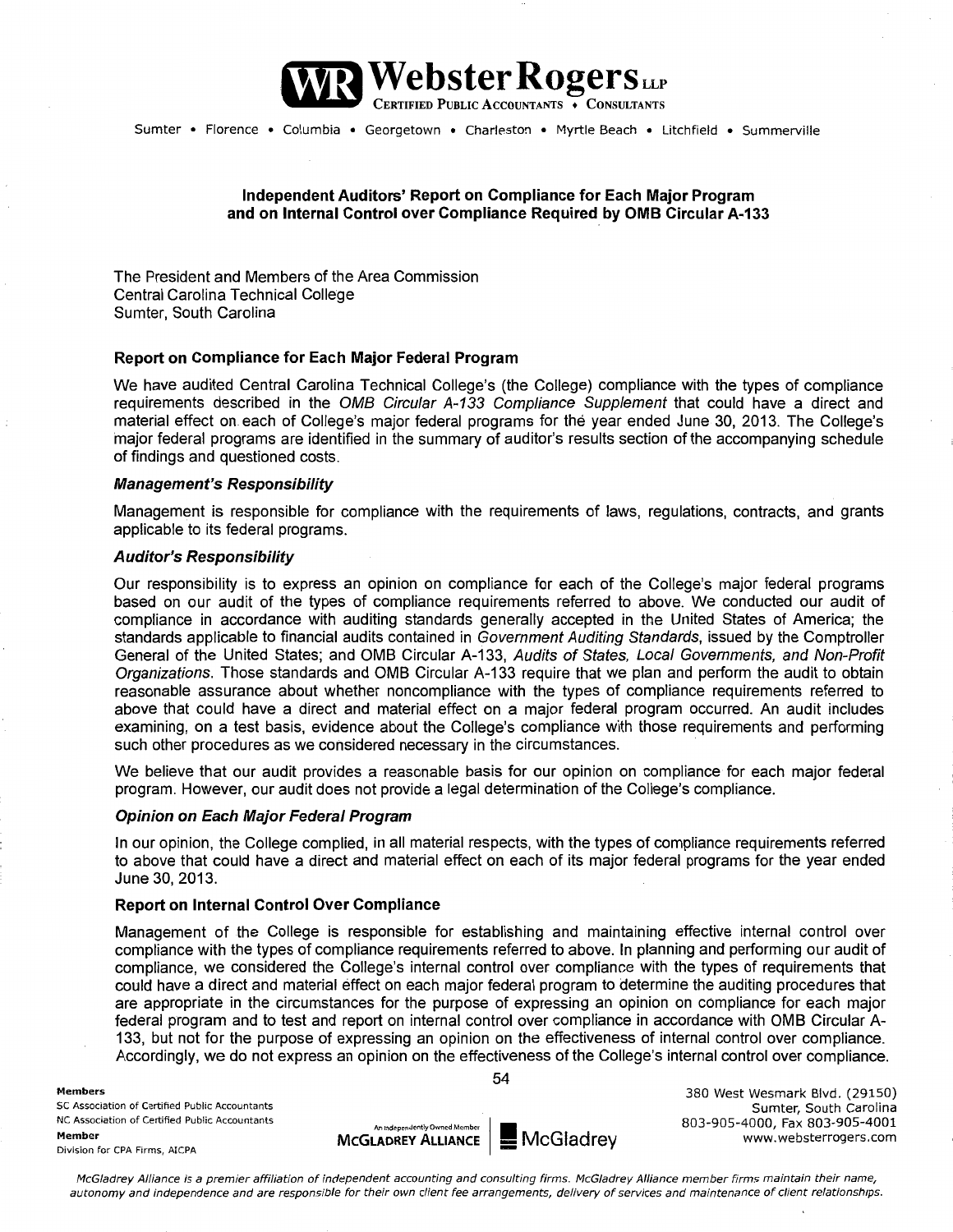# Webster Rogers LLP

CERTIFIED PUBLIC ACCOUNTANTS • CONSULTANTS

Sumter • Florence • Columbia • Georgetown • Charleston • Myrtle Beach • Litchfield • Summerville

## Independent Auditors' Report on Compliance for Each Major Program and on Internal Control over Compliance Required by OMB Circular A-133

The President and Members of the Area Commission
Central Carolina Technical College
Sumter, South Carolina

### Report on Compliance for Each Major Federal Program

We have audited Central Carolina Technical College's (the College) compliance with the types of compliance requirements described in the *OMB Circular A-133 Compliance Supplement* that could have a direct and material effect on each of College's major federal programs for the year ended June 30, 2013. The College's major federal programs are identified in the summary of auditor's results section of the accompanying schedule of findings and questioned costs.

#### *Management's Responsibility*

Management is responsible for compliance with the requirements of laws, regulations, contracts, and grants applicable to its federal programs.

#### *Auditor's Responsibility*

Our responsibility is to express an opinion on compliance for each of the College's major federal programs based on our audit of the types of compliance requirements referred to above. We conducted our audit of compliance in accordance with auditing standards generally accepted in the United States of America; the standards applicable to financial audits contained in *Government Auditing Standards*, issued by the Comptroller General of the United States; and OMB Circular A-133, *Audits of States, Local Governments, and Non-Profit Organizations*. Those standards and OMB Circular A-133 require that we plan and perform the audit to obtain reasonable assurance about whether noncompliance with the types of compliance requirements referred to above that could have a direct and material effect on a major federal program occurred. An audit includes examining, on a test basis, evidence about the College's compliance with those requirements and performing such other procedures as we considered necessary in the circumstances.

We believe that our audit provides a reasonable basis for our opinion on compliance for each major federal program. However, our audit does not provide a legal determination of the College's compliance.

#### *Opinion on Each Major Federal Program*

In our opinion, the College complied, in all material respects, with the types of compliance requirements referred to above that could have a direct and material effect on each of its major federal programs for the year ended June 30, 2013.

### Report on Internal Control Over Compliance

Management of the College is responsible for establishing and maintaining effective internal control over compliance with the types of compliance requirements referred to above. In planning and performing our audit of compliance, we considered the College's internal control over compliance with the types of requirements that could have a direct and material effect on each major federal program to determine the auditing procedures that are appropriate in the circumstances for the purpose of expressing an opinion on compliance for each major federal program and to test and report on internal control over compliance in accordance with OMB Circular A-133, but not for the purpose of expressing an opinion on the effectiveness of internal control over compliance. Accordingly, we do not express an opinion on the effectiveness of the College's internal control over compliance.

**Members**
SC Association of Certified Public Accountants
NC Association of Certified Public Accountants
**Member**
Division for CPA Firms, AICPA

An Independently Owned Member
McGLADREY ALLIANCE | McGladrey

380 West Wesmark Blvd. (29150)
Sumter, South Carolina
803-905-4000, Fax 803-905-4001
www.websterrogers.com

*McGladrey Alliance is a premier affiliation of independent accounting and consulting firms. McGladrey Alliance member firms maintain their name, autonomy and independence and are responsible for their own client fee arrangements, delivery of services and maintenance of client relationships.*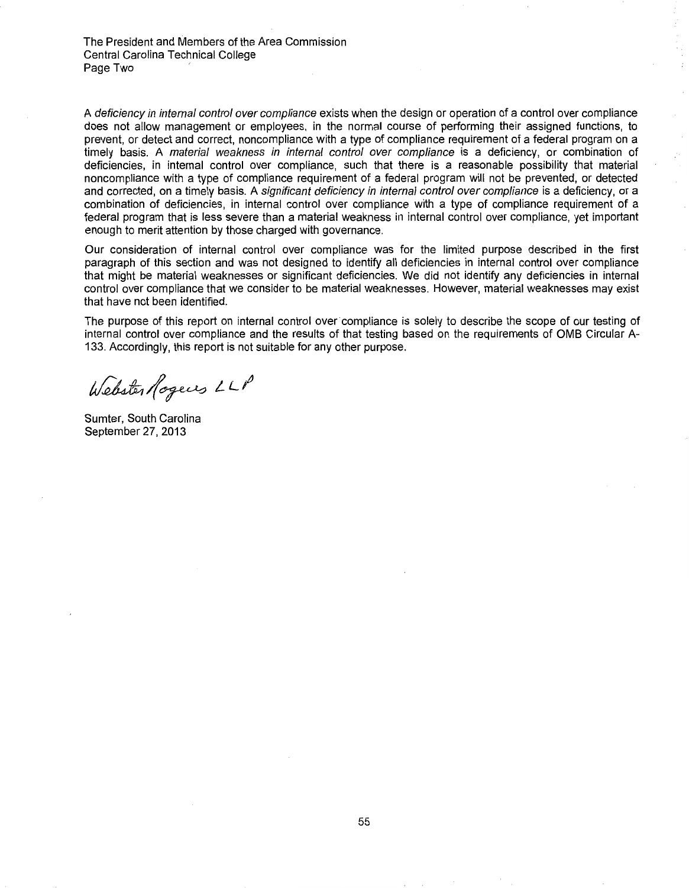The President and Members of the Area Commission
Central Carolina Technical College
Page Two

A *deficiency in internal control over compliance* exists when the design or operation of a control over compliance does not allow management or employees, in the normal course of performing their assigned functions, to prevent, or detect and correct, noncompliance with a type of compliance requirement of a federal program on a timely basis. A *material weakness in internal control over compliance* is a deficiency, or combination of deficiencies, in internal control over compliance, such that there is a reasonable possibility that material noncompliance with a type of compliance requirement of a federal program will not be prevented, or detected and corrected, on a timely basis. A *significant deficiency in internal control over compliance* is a deficiency, or a combination of deficiencies, in internal control over compliance with a type of compliance requirement of a federal program that is less severe than a material weakness in internal control over compliance, yet important enough to merit attention by those charged with governance.

Our consideration of internal control over compliance was for the limited purpose described in the first paragraph of this section and was not designed to identify all deficiencies in internal control over compliance that might be material weaknesses or significant deficiencies. We did not identify any deficiencies in internal control over compliance that we consider to be material weaknesses. However, material weaknesses may exist that have not been identified.

The purpose of this report on internal control over compliance is solely to describe the scope of our testing of internal control over compliance and the results of that testing based on the requirements of OMB Circular A-133. Accordingly, this report is not suitable for any other purpose.

Webster Rogers LLP

Sumter, South Carolina
September 27, 2013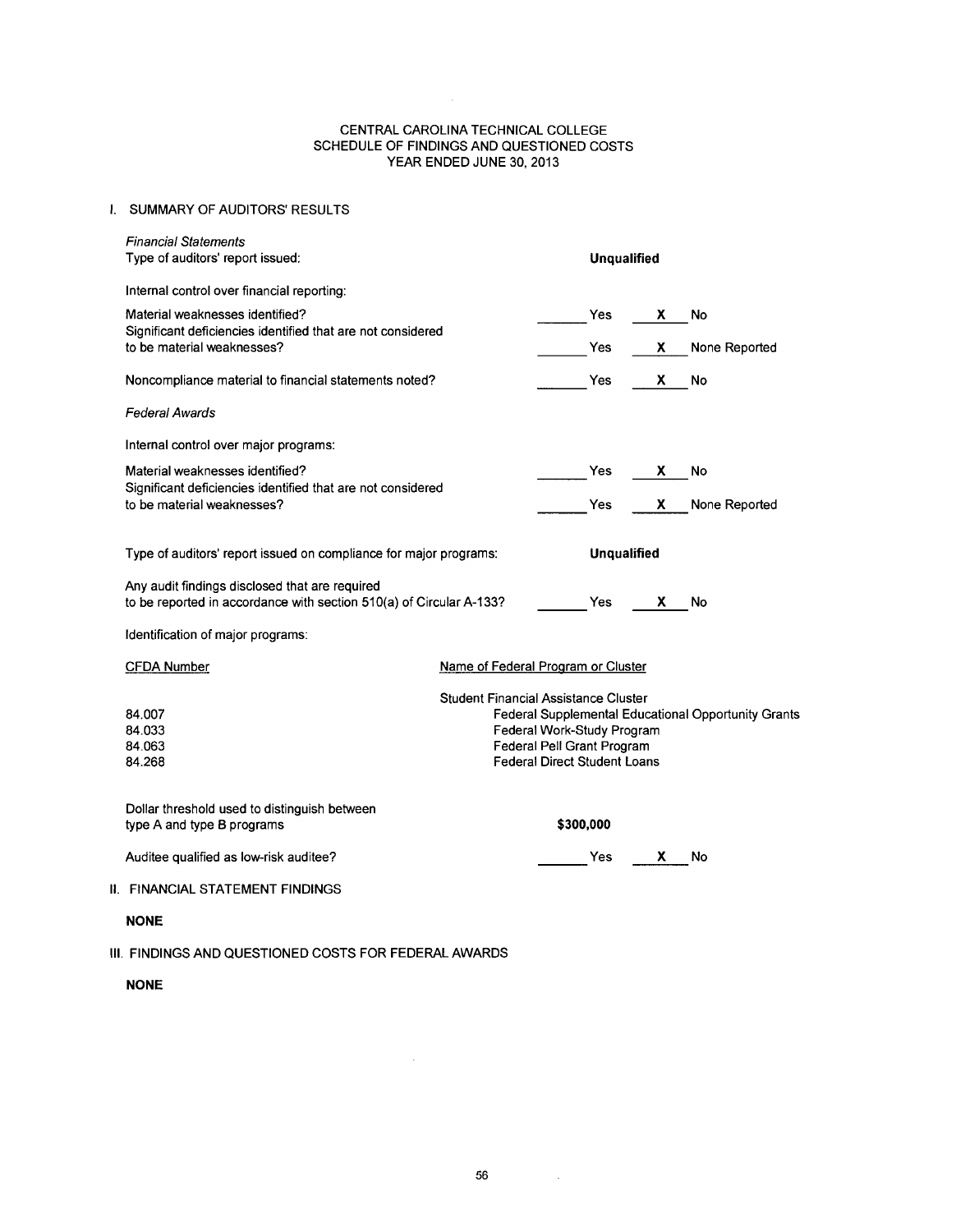# CENTRAL CAROLINA TECHNICAL COLLEGE
## SCHEDULE OF FINDINGS AND QUESTIONED COSTS
### YEAR ENDED JUNE 30, 2013

## I. SUMMARY OF AUDITORS' RESULTS

*Financial Statements*

Type of auditors' report issued: **Unqualified**

Internal control over financial reporting:

| | | |
|---|---|---|
| Material weaknesses identified? | ______ Yes | __X__ No |
| Significant deficiencies identified that are not considered to be material weaknesses? | ______ Yes | __X__ None Reported |
| Noncompliance material to financial statements noted? | ______ Yes | __X__ No |

*Federal Awards*

Internal control over major programs:

| | | |
|---|---|---|
| Material weaknesses identified? | ______ Yes | __X__ No |
| Significant deficiencies identified that are not considered to be material weaknesses? | ______ Yes | __X__ None Reported |

Type of auditors' report issued on compliance for major programs: **Unqualified**

| | | |
|---|---|---|
| Any audit findings disclosed that are required to be reported in accordance with section 510(a) of Circular A-133? | ______ Yes | __X__ No |

Identification of major programs:

| CFDA Number | Name of Federal Program or Cluster |
|---|---|
| | Student Financial Assistance Cluster |
| 84.007 | Federal Supplemental Educational Opportunity Grants |
| 84.033 | Federal Work-Study Program |
| 84.063 | Federal Pell Grant Program |
| 84.268 | Federal Direct Student Loans |

Dollar threshold used to distinguish between type A and type B programs: **$300,000**

| | | |
|---|---|---|
| Auditee qualified as low-risk auditee? | ______ Yes | __X__ No |

## II. FINANCIAL STATEMENT FINDINGS

**NONE**

## III. FINDINGS AND QUESTIONED COSTS FOR FEDERAL AWARDS

**NONE**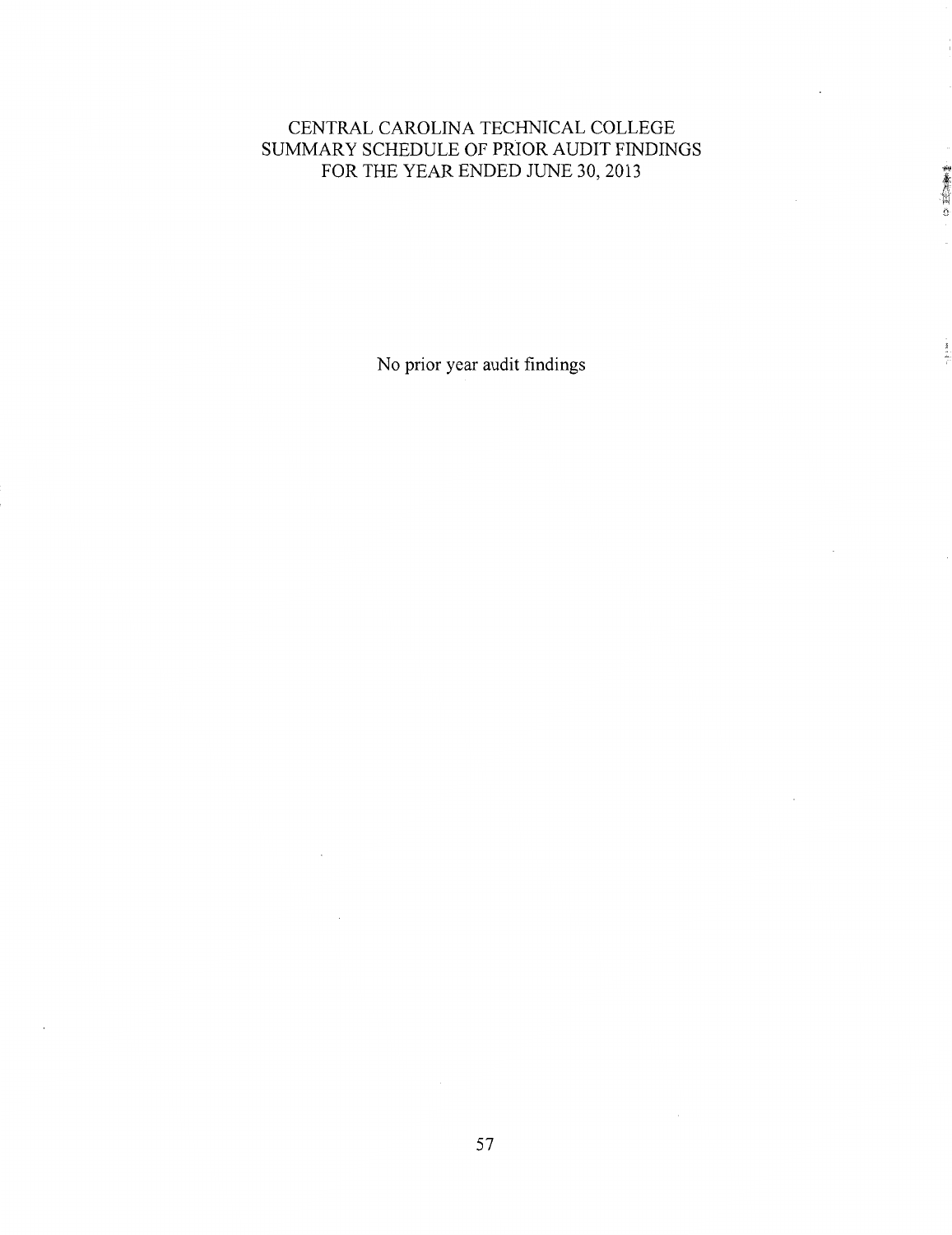# CENTRAL CAROLINA TECHNICAL COLLEGE
## SUMMARY SCHEDULE OF PRIOR AUDIT FINDINGS
### FOR THE YEAR ENDED JUNE 30, 2013

No prior year audit findings